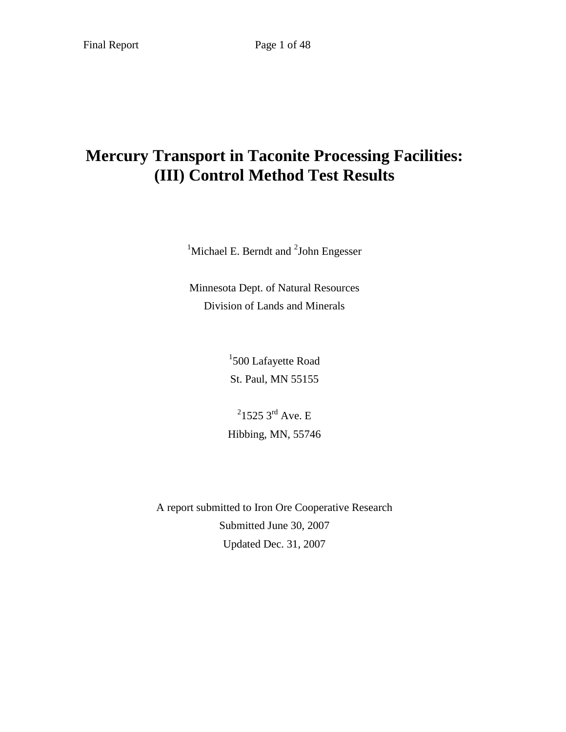# Mercury Transport in Taconite Processing Facilities: (III) Control Method Test Results

[1]Michael E. Berndt and [2]John Engesser

Minnesota Dept. of Natural Resources
Division of Lands and Minerals

[1]500 Lafayette Road
St. Paul, MN 55155

[2]1525 3rd Ave. E
Hibbing, MN, 55746

A report submitted to Iron Ore Cooperative Research
Submitted June 30, 2007
Updated Dec. 31, 2007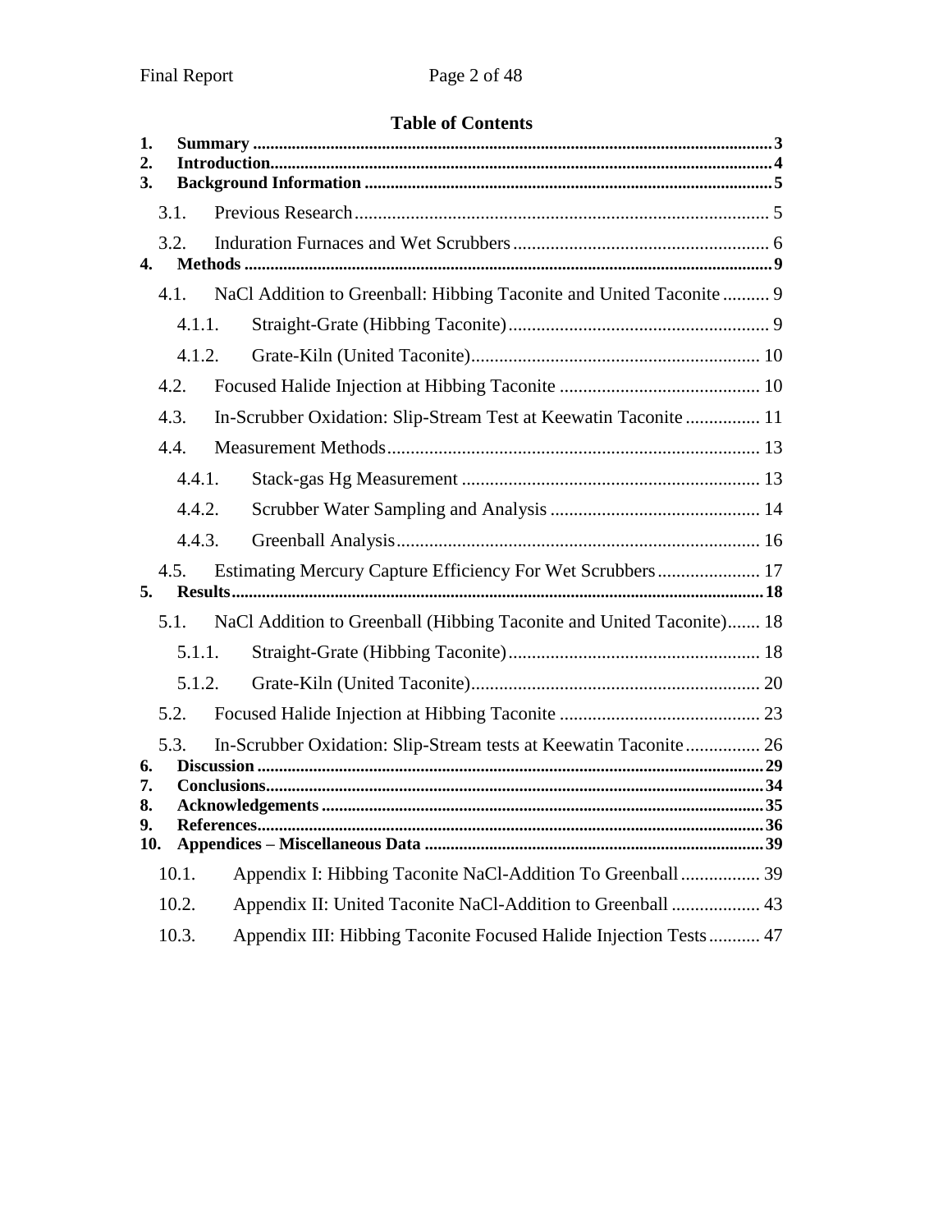## Table of Contents

1. **Summary** ........ 3
2. **Introduction** ........ 4
3. **Background Information** ........ 5
   - 3.1. Previous Research ........ 5
   - 3.2. Induration Furnaces and Wet Scrubbers ........ 6
4. **Methods** ........ 9
   - 4.1. NaCl Addition to Greenball: Hibbing Taconite and United Taconite ........ 9
     - 4.1.1. Straight-Grate (Hibbing Taconite) ........ 9
     - 4.1.2. Grate-Kiln (United Taconite) ........ 10
   - 4.2. Focused Halide Injection at Hibbing Taconite ........ 10
   - 4.3. In-Scrubber Oxidation: Slip-Stream Test at Keewatin Taconite ........ 11
   - 4.4. Measurement Methods ........ 13
     - 4.4.1. Stack-gas Hg Measurement ........ 13
     - 4.4.2. Scrubber Water Sampling and Analysis ........ 14
     - 4.4.3. Greenball Analysis ........ 16
   - 4.5. Estimating Mercury Capture Efficiency For Wet Scrubbers ........ 17
5. **Results** ........ 18
   - 5.1. NaCl Addition to Greenball (Hibbing Taconite and United Taconite) ........ 18
     - 5.1.1. Straight-Grate (Hibbing Taconite) ........ 18
     - 5.1.2. Grate-Kiln (United Taconite) ........ 20
   - 5.2. Focused Halide Injection at Hibbing Taconite ........ 23
   - 5.3. In-Scrubber Oxidation: Slip-Stream tests at Keewatin Taconite ........ 26
6. **Discussion** ........ 29
7. **Conclusions** ........ 34
8. **Acknowledgements** ........ 35
9. **References** ........ 36
10. **Appendices – Miscellaneous Data** ........ 39
   - 10.1. Appendix I: Hibbing Taconite NaCl-Addition To Greenball ........ 39
   - 10.2. Appendix II: United Taconite NaCl-Addition to Greenball ........ 43
   - 10.3. Appendix III: Hibbing Taconite Focused Halide Injection Tests ........ 47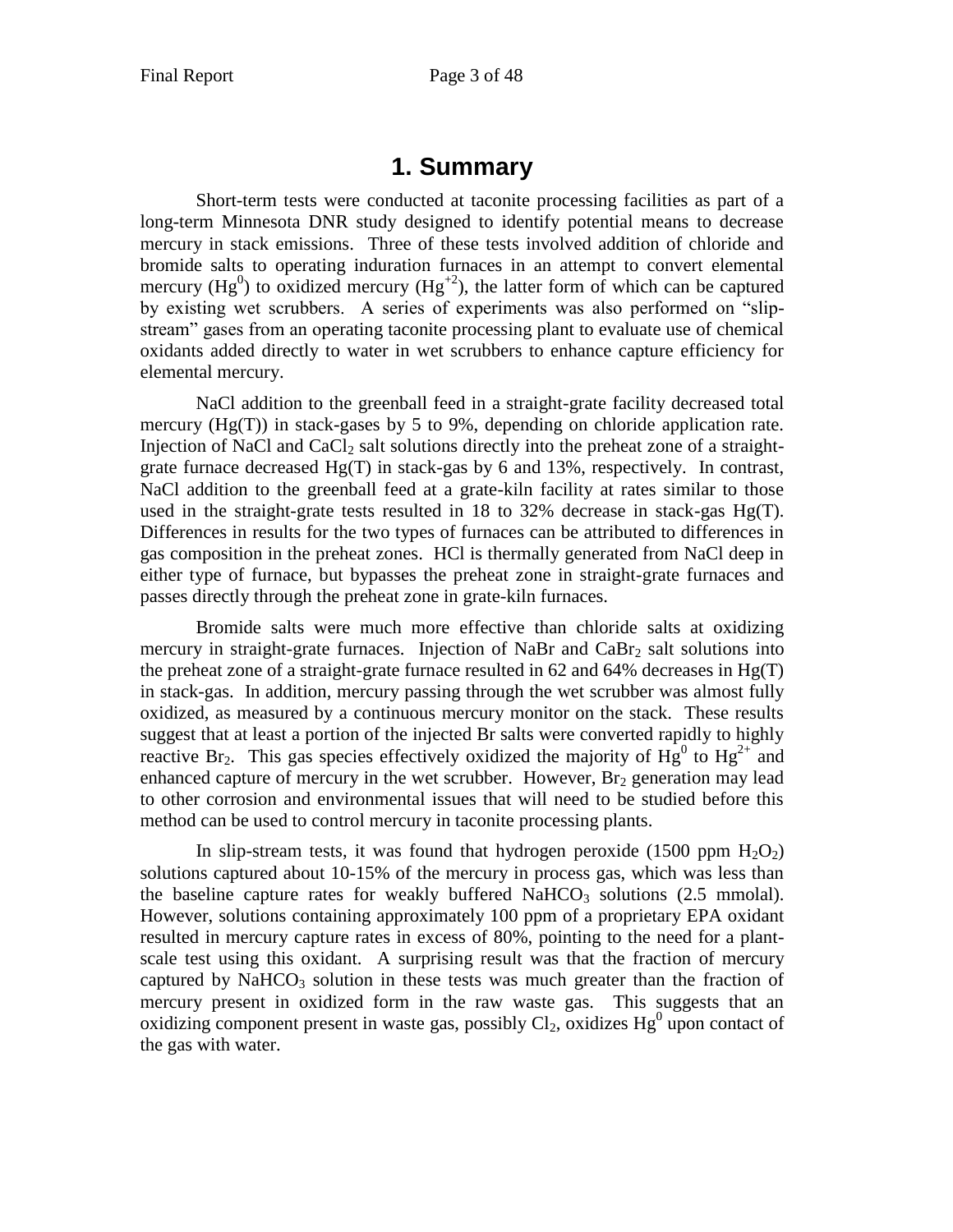# 1. Summary

Short-term tests were conducted at taconite processing facilities as part of a long-term Minnesota DNR study designed to identify potential means to decrease mercury in stack emissions. Three of these tests involved addition of chloride and bromide salts to operating induration furnaces in an attempt to convert elemental mercury ($Hg^0$) to oxidized mercury ($Hg^{+2}$), the latter form of which can be captured by existing wet scrubbers. A series of experiments was also performed on "slip-stream" gases from an operating taconite processing plant to evaluate use of chemical oxidants added directly to water in wet scrubbers to enhance capture efficiency for elemental mercury.

NaCl addition to the greenball feed in a straight-grate facility decreased total mercury (Hg(T)) in stack-gases by 5 to 9%, depending on chloride application rate. Injection of NaCl and $CaCl_2$ salt solutions directly into the preheat zone of a straight-grate furnace decreased Hg(T) in stack-gas by 6 and 13%, respectively. In contrast, NaCl addition to the greenball feed at a grate-kiln facility at rates similar to those used in the straight-grate tests resulted in 18 to 32% decrease in stack-gas Hg(T). Differences in results for the two types of furnaces can be attributed to differences in gas composition in the preheat zones. HCl is thermally generated from NaCl deep in either type of furnace, but bypasses the preheat zone in straight-grate furnaces and passes directly through the preheat zone in grate-kiln furnaces.

Bromide salts were much more effective than chloride salts at oxidizing mercury in straight-grate furnaces. Injection of NaBr and $CaBr_2$ salt solutions into the preheat zone of a straight-grate furnace resulted in 62 and 64% decreases in Hg(T) in stack-gas. In addition, mercury passing through the wet scrubber was almost fully oxidized, as measured by a continuous mercury monitor on the stack. These results suggest that at least a portion of the injected Br salts were converted rapidly to highly reactive $Br_2$. This gas species effectively oxidized the majority of $Hg^0$ to $Hg^{2+}$ and enhanced capture of mercury in the wet scrubber. However, $Br_2$ generation may lead to other corrosion and environmental issues that will need to be studied before this method can be used to control mercury in taconite processing plants.

In slip-stream tests, it was found that hydrogen peroxide (1500 ppm $H_2O_2$) solutions captured about 10-15% of the mercury in process gas, which was less than the baseline capture rates for weakly buffered $NaHCO_3$ solutions (2.5 mmolal). However, solutions containing approximately 100 ppm of a proprietary EPA oxidant resulted in mercury capture rates in excess of 80%, pointing to the need for a plant-scale test using this oxidant. A surprising result was that the fraction of mercury captured by $NaHCO_3$ solution in these tests was much greater than the fraction of mercury present in oxidized form in the raw waste gas. This suggests that an oxidizing component present in waste gas, possibly $Cl_2$, oxidizes $Hg^0$ upon contact of the gas with water.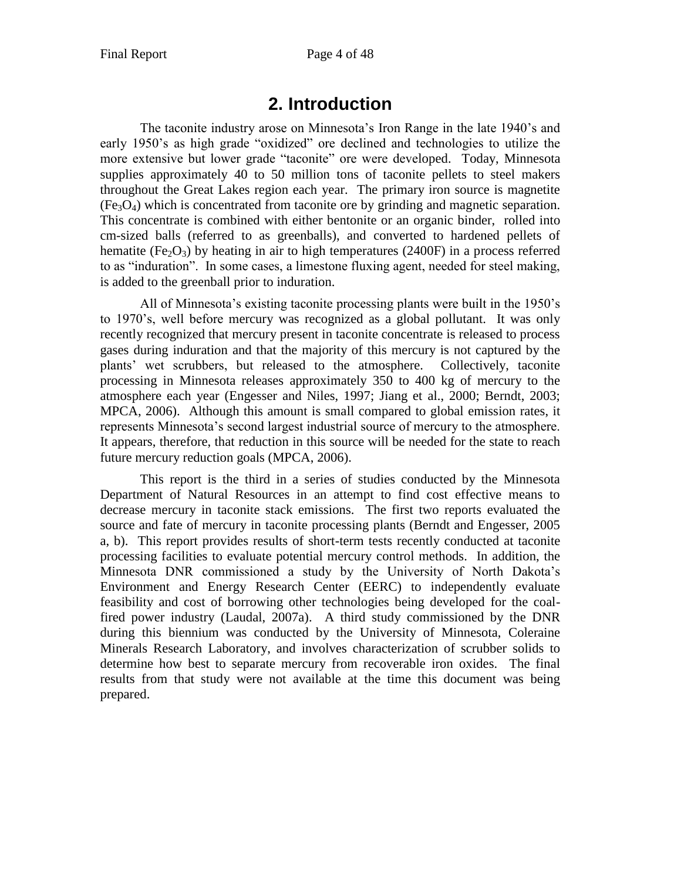## 2. Introduction

The taconite industry arose on Minnesota's Iron Range in the late 1940's and early 1950's as high grade "oxidized" ore declined and technologies to utilize the more extensive but lower grade "taconite" ore were developed. Today, Minnesota supplies approximately 40 to 50 million tons of taconite pellets to steel makers throughout the Great Lakes region each year. The primary iron source is magnetite ($Fe_3O_4$) which is concentrated from taconite ore by grinding and magnetic separation. This concentrate is combined with either bentonite or an organic binder, rolled into cm-sized balls (referred to as greenballs), and converted to hardened pellets of hematite ($Fe_2O_3$) by heating in air to high temperatures (2400F) in a process referred to as "induration". In some cases, a limestone fluxing agent, needed for steel making, is added to the greenball prior to induration.

All of Minnesota's existing taconite processing plants were built in the 1950's to 1970's, well before mercury was recognized as a global pollutant. It was only recently recognized that mercury present in taconite concentrate is released to process gases during induration and that the majority of this mercury is not captured by the plants' wet scrubbers, but released to the atmosphere. Collectively, taconite processing in Minnesota releases approximately 350 to 400 kg of mercury to the atmosphere each year (Engesser and Niles, 1997; Jiang et al., 2000; Berndt, 2003; MPCA, 2006). Although this amount is small compared to global emission rates, it represents Minnesota's second largest industrial source of mercury to the atmosphere. It appears, therefore, that reduction in this source will be needed for the state to reach future mercury reduction goals (MPCA, 2006).

This report is the third in a series of studies conducted by the Minnesota Department of Natural Resources in an attempt to find cost effective means to decrease mercury in taconite stack emissions. The first two reports evaluated the source and fate of mercury in taconite processing plants (Berndt and Engesser, 2005 a, b). This report provides results of short-term tests recently conducted at taconite processing facilities to evaluate potential mercury control methods. In addition, the Minnesota DNR commissioned a study by the University of North Dakota's Environment and Energy Research Center (EERC) to independently evaluate feasibility and cost of borrowing other technologies being developed for the coal-fired power industry (Laudal, 2007a). A third study commissioned by the DNR during this biennium was conducted by the University of Minnesota, Coleraine Minerals Research Laboratory, and involves characterization of scrubber solids to determine how best to separate mercury from recoverable iron oxides. The final results from that study were not available at the time this document was being prepared.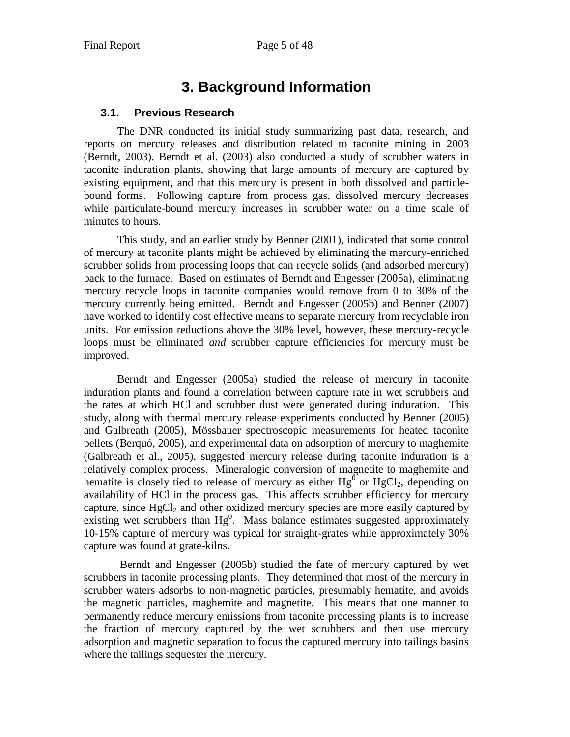# 3. Background Information

## 3.1. Previous Research

The DNR conducted its initial study summarizing past data, research, and reports on mercury releases and distribution related to taconite mining in 2003 (Berndt, 2003). Berndt et al. (2003) also conducted a study of scrubber waters in taconite induration plants, showing that large amounts of mercury are captured by existing equipment, and that this mercury is present in both dissolved and particle-bound forms. Following capture from process gas, dissolved mercury decreases while particulate-bound mercury increases in scrubber water on a time scale of minutes to hours.

This study, and an earlier study by Benner (2001), indicated that some control of mercury at taconite plants might be achieved by eliminating the mercury-enriched scrubber solids from processing loops that can recycle solids (and adsorbed mercury) back to the furnace. Based on estimates of Berndt and Engesser (2005a), eliminating mercury recycle loops in taconite companies would remove from 0 to 30% of the mercury currently being emitted. Berndt and Engesser (2005b) and Benner (2007) have worked to identify cost effective means to separate mercury from recyclable iron units. For emission reductions above the 30% level, however, these mercury-recycle loops must be eliminated *and* scrubber capture efficiencies for mercury must be improved.

Berndt and Engesser (2005a) studied the release of mercury in taconite induration plants and found a correlation between capture rate in wet scrubbers and the rates at which HCl and scrubber dust were generated during induration. This study, along with thermal mercury release experiments conducted by Benner (2005) and Galbreath (2005), Mössbauer spectroscopic measurements for heated taconite pellets (Berquó, 2005), and experimental data on adsorption of mercury to maghemite (Galbreath et al., 2005), suggested mercury release during taconite induration is a relatively complex process. Mineralogic conversion of magnetite to maghemite and hematite is closely tied to release of mercury as either $Hg^0$ or $HgCl_2$, depending on availability of HCl in the process gas. This affects scrubber efficiency for mercury capture, since $HgCl_2$ and other oxidized mercury species are more easily captured by existing wet scrubbers than $Hg^0$. Mass balance estimates suggested approximately 10-15% capture of mercury was typical for straight-grates while approximately 30% capture was found at grate-kilns.

Berndt and Engesser (2005b) studied the fate of mercury captured by wet scrubbers in taconite processing plants. They determined that most of the mercury in scrubber waters adsorbs to non-magnetic particles, presumably hematite, and avoids the magnetic particles, maghemite and magnetite. This means that one manner to permanently reduce mercury emissions from taconite processing plants is to increase the fraction of mercury captured by the wet scrubbers and then use mercury adsorption and magnetic separation to focus the captured mercury into tailings basins where the tailings sequester the mercury.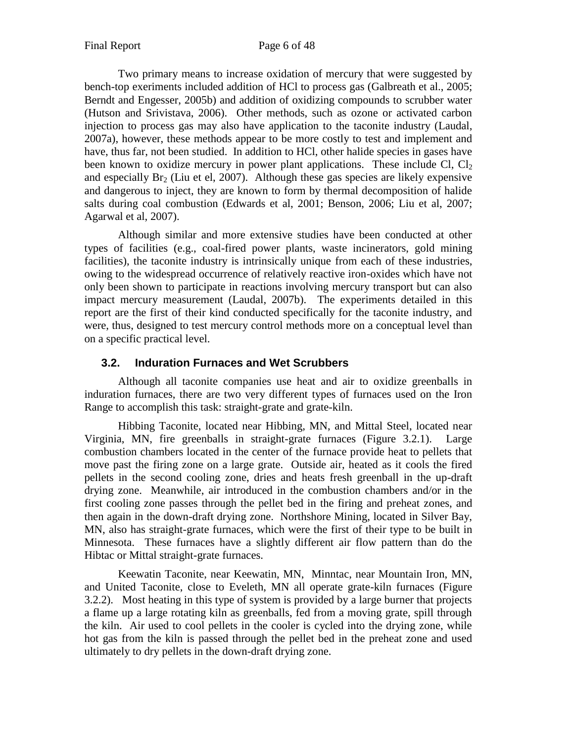Two primary means to increase oxidation of mercury that were suggested by bench-top exeriments included addition of HCl to process gas (Galbreath et al., 2005; Berndt and Engesser, 2005b) and addition of oxidizing compounds to scrubber water (Hutson and Srivistava, 2006). Other methods, such as ozone or activated carbon injection to process gas may also have application to the taconite industry (Laudal, 2007a), however, these methods appear to be more costly to test and implement and have, thus far, not been studied. In addition to HCl, other halide species in gases have been known to oxidize mercury in power plant applications. These include Cl, $Cl_2$ and especially $Br_2$ (Liu et el, 2007). Although these gas species are likely expensive and dangerous to inject, they are known to form by thermal decomposition of halide salts during coal combustion (Edwards et al, 2001; Benson, 2006; Liu et al, 2007; Agarwal et al, 2007).

Although similar and more extensive studies have been conducted at other types of facilities (e.g., coal-fired power plants, waste incinerators, gold mining facilities), the taconite industry is intrinsically unique from each of these industries, owing to the widespread occurrence of relatively reactive iron-oxides which have not only been shown to participate in reactions involving mercury transport but can also impact mercury measurement (Laudal, 2007b). The experiments detailed in this report are the first of their kind conducted specifically for the taconite industry, and were, thus, designed to test mercury control methods more on a conceptual level than on a specific practical level.

## 3.2. Induration Furnaces and Wet Scrubbers

Although all taconite companies use heat and air to oxidize greenballs in induration furnaces, there are two very different types of furnaces used on the Iron Range to accomplish this task: straight-grate and grate-kiln.

Hibbing Taconite, located near Hibbing, MN, and Mittal Steel, located near Virginia, MN, fire greenballs in straight-grate furnaces (Figure 3.2.1). Large combustion chambers located in the center of the furnace provide heat to pellets that move past the firing zone on a large grate. Outside air, heated as it cools the fired pellets in the second cooling zone, dries and heats fresh greenball in the up-draft drying zone. Meanwhile, air introduced in the combustion chambers and/or in the first cooling zone passes through the pellet bed in the firing and preheat zones, and then again in the down-draft drying zone. Northshore Mining, located in Silver Bay, MN, also has straight-grate furnaces, which were the first of their type to be built in Minnesota. These furnaces have a slightly different air flow pattern than do the Hibtac or Mittal straight-grate furnaces.

Keewatin Taconite, near Keewatin, MN, Minntac, near Mountain Iron, MN, and United Taconite, close to Eveleth, MN all operate grate-kiln furnaces (Figure 3.2.2). Most heating in this type of system is provided by a large burner that projects a flame up a large rotating kiln as greenballs, fed from a moving grate, spill through the kiln. Air used to cool pellets in the cooler is cycled into the drying zone, while hot gas from the kiln is passed through the pellet bed in the preheat zone and used ultimately to dry pellets in the down-draft drying zone.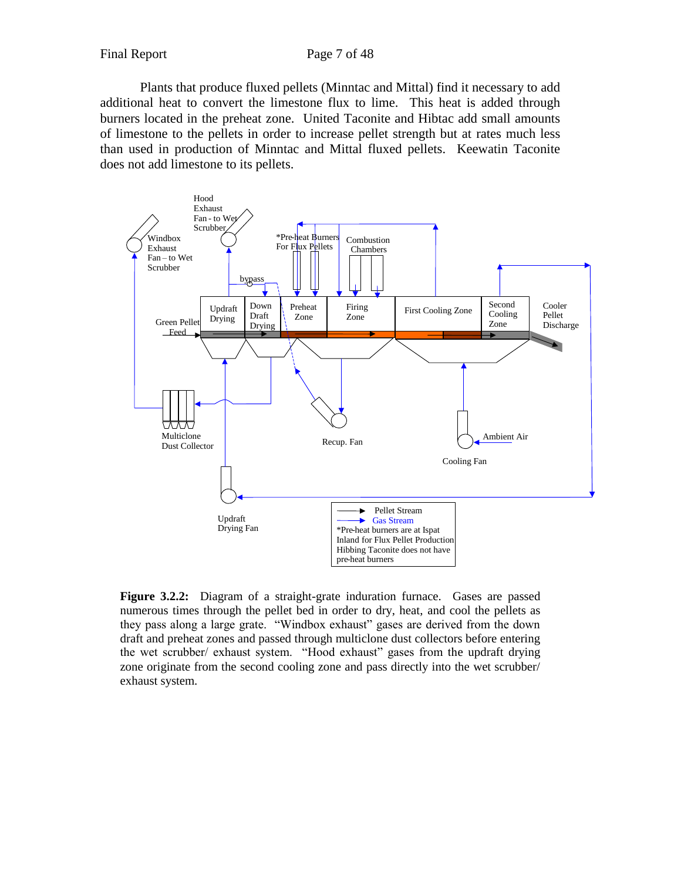Plants that produce fluxed pellets (Minntac and Mittal) find it necessary to add additional heat to convert the limestone flux to lime. This heat is added through burners located in the preheat zone. United Taconite and Hibtac add small amounts of limestone to the pellets in order to increase pellet strength but at rates much less than used in production of Minntac and Mittal fluxed pellets. Keewatin Taconite does not add limestone to its pellets.

Hood Exhaust Fan - to Wet Scrubber

Windbox Exhaust Fan – to Wet Scrubber

*Pre-heat Burners For Flux Pellets

Combustion Chambers

bypass

Green Pellet Feed

Updraft Drying

Down Draft Drying

Preheat Zone

Firing Zone

First Cooling Zone

Second Cooling Zone

Cooler Pellet Discharge

Multiclone Dust Collector

Recup. Fan

Ambient Air

Cooling Fan

Updraft Drying Fan

Pellet Stream
Gas Stream
*Pre-heat burners are at Ispat Inland for Flux Pellet Production
Hibbing Taconite does not have pre-heat burners

**Figure 3.2.2:** Diagram of a straight-grate induration furnace. Gases are passed numerous times through the pellet bed in order to dry, heat, and cool the pellets as they pass along a large grate. "Windbox exhaust" gases are derived from the down draft and preheat zones and passed through multiclone dust collectors before entering the wet scrubber/ exhaust system. "Hood exhaust" gases from the updraft drying zone originate from the second cooling zone and pass directly into the wet scrubber/ exhaust system.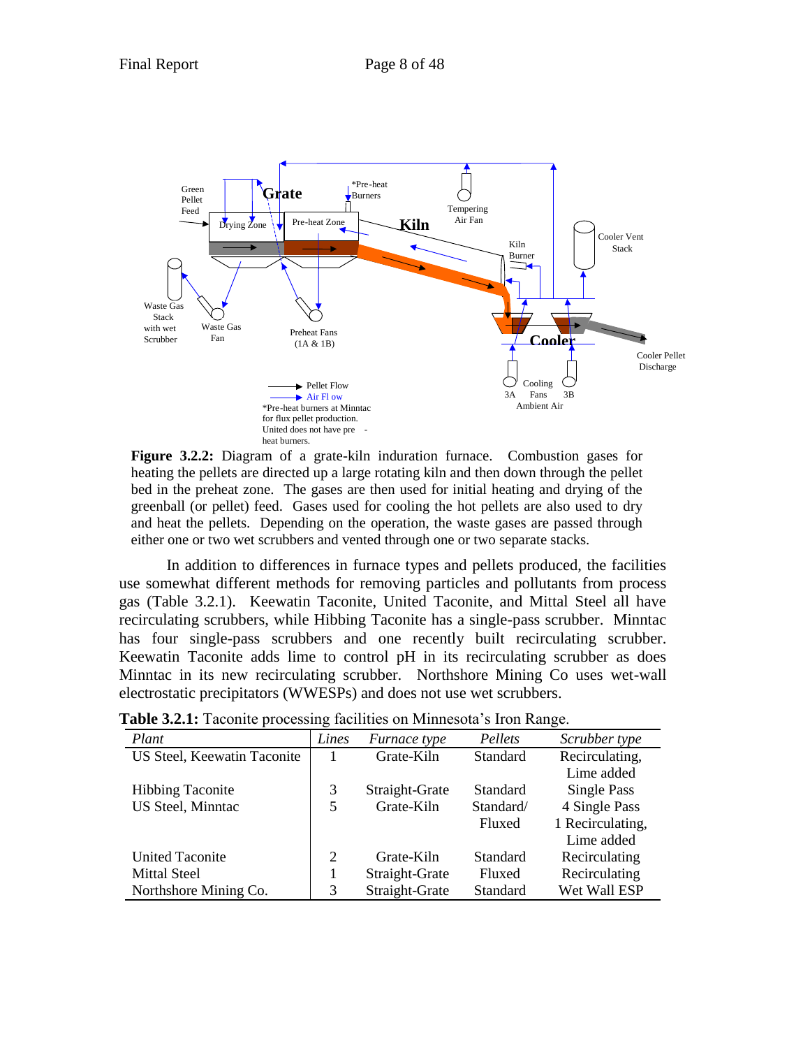Green Pellet Feed

Grate

Drying Zone

Pre-heat Zone

*Pre-heat Burners

Kiln

Tempering Air Fan

Cooler Vent Stack

Kiln Burner

Waste Gas Stack with wet Scrubber

Waste Gas Fan

Preheat Fans (1A & 1B)

Cooler

Cooler Pellet Discharge

Cooling Fans

3A 3B

Ambient Air

Pellet Flow

Air Fl ow

*Pre-heat burners at Minntac for flux pellet production. United does not have pre - heat burners.

**Figure 3.2.2:** Diagram of a grate-kiln induration furnace. Combustion gases for heating the pellets are directed up a large rotating kiln and then down through the pellet bed in the preheat zone. The gases are then used for initial heating and drying of the greenball (or pellet) feed. Gases used for cooling the hot pellets are also used to dry and heat the pellets. Depending on the operation, the waste gases are passed through either one or two wet scrubbers and vented through one or two separate stacks.

In addition to differences in furnace types and pellets produced, the facilities use somewhat different methods for removing particles and pollutants from process gas (Table 3.2.1). Keewatin Taconite, United Taconite, and Mittal Steel all have recirculating scrubbers, while Hibbing Taconite has a single-pass scrubber. Minntac has four single-pass scrubbers and one recently built recirculating scrubber. Keewatin Taconite adds lime to control pH in its recirculating scrubber as does Minntac in its new recirculating scrubber. Northshore Mining Co uses wet-wall electrostatic precipitators (WWESPs) and does not use wet scrubbers.

**Table 3.2.1:** Taconite processing facilities on Minnesota's Iron Range.

| *Plant* | *Lines* | *Furnace type* | *Pellets* | *Scrubber type* |
|---|---|---|---|---|
| US Steel, Keewatin Taconite | 1 | Grate-Kiln | Standard | Recirculating, Lime added |
| Hibbing Taconite | 3 | Straight-Grate | Standard | Single Pass |
| US Steel, Minntac | 5 | Grate-Kiln | Standard/ Fluxed | 4 Single Pass 1 Recirculating, Lime added |
| United Taconite | 2 | Grate-Kiln | Standard | Recirculating |
| Mittal Steel | 1 | Straight-Grate | Fluxed | Recirculating |
| Northshore Mining Co. | 3 | Straight-Grate | Standard | Wet Wall ESP |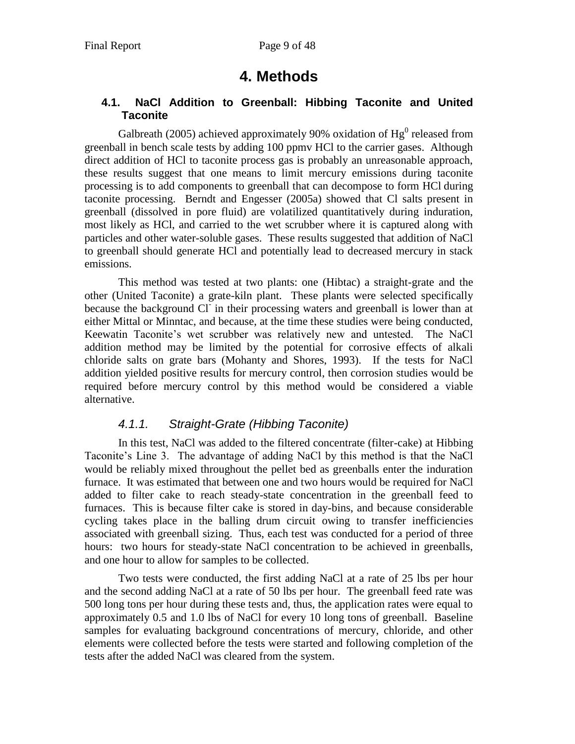# 4. Methods

## 4.1. NaCl Addition to Greenball: Hibbing Taconite and United Taconite

Galbreath (2005) achieved approximately 90% oxidation of $Hg^0$ released from greenball in bench scale tests by adding 100 ppmv HCl to the carrier gases. Although direct addition of HCl to taconite process gas is probably an unreasonable approach, these results suggest that one means to limit mercury emissions during taconite processing is to add components to greenball that can decompose to form HCl during taconite processing. Berndt and Engesser (2005a) showed that Cl salts present in greenball (dissolved in pore fluid) are volatilized quantitatively during induration, most likely as HCl, and carried to the wet scrubber where it is captured along with particles and other water-soluble gases. These results suggested that addition of NaCl to greenball should generate HCl and potentially lead to decreased mercury in stack emissions.

This method was tested at two plants: one (Hibtac) a straight-grate and the other (United Taconite) a grate-kiln plant. These plants were selected specifically because the background $Cl^-$ in their processing waters and greenball is lower than at either Mittal or Minntac, and because, at the time these studies were being conducted, Keewatin Taconite's wet scrubber was relatively new and untested. The NaCl addition method may be limited by the potential for corrosive effects of alkali chloride salts on grate bars (Mohanty and Shores, 1993). If the tests for NaCl addition yielded positive results for mercury control, then corrosion studies would be required before mercury control by this method would be considered a viable alternative.

### *4.1.1. Straight-Grate (Hibbing Taconite)*

In this test, NaCl was added to the filtered concentrate (filter-cake) at Hibbing Taconite's Line 3. The advantage of adding NaCl by this method is that the NaCl would be reliably mixed throughout the pellet bed as greenballs enter the induration furnace. It was estimated that between one and two hours would be required for NaCl added to filter cake to reach steady-state concentration in the greenball feed to furnaces. This is because filter cake is stored in day-bins, and because considerable cycling takes place in the balling drum circuit owing to transfer inefficiencies associated with greenball sizing. Thus, each test was conducted for a period of three hours: two hours for steady-state NaCl concentration to be achieved in greenballs, and one hour to allow for samples to be collected.

Two tests were conducted, the first adding NaCl at a rate of 25 lbs per hour and the second adding NaCl at a rate of 50 lbs per hour. The greenball feed rate was 500 long tons per hour during these tests and, thus, the application rates were equal to approximately 0.5 and 1.0 lbs of NaCl for every 10 long tons of greenball. Baseline samples for evaluating background concentrations of mercury, chloride, and other elements were collected before the tests were started and following completion of the tests after the added NaCl was cleared from the system.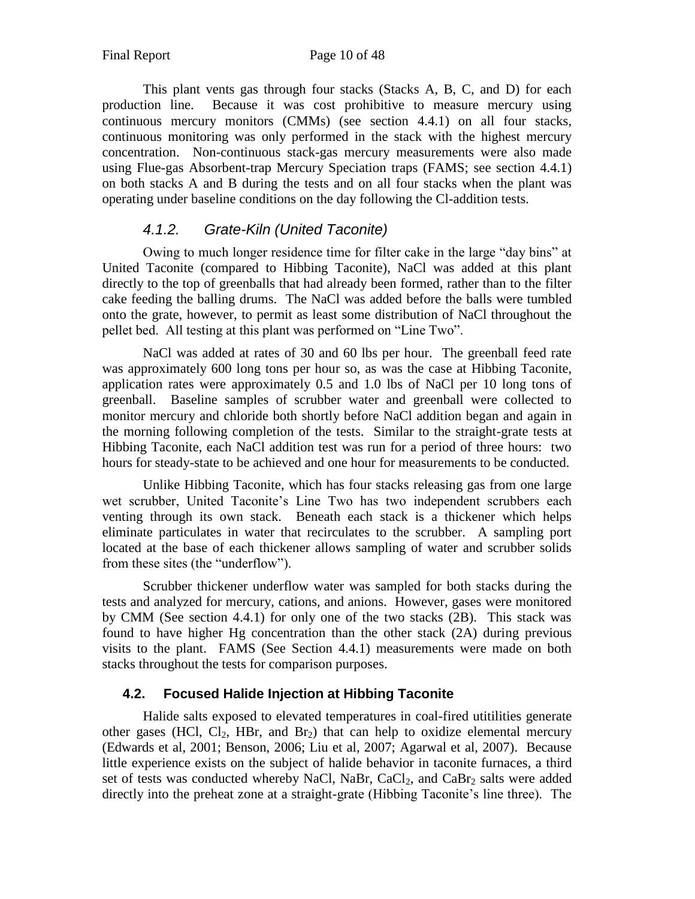This plant vents gas through four stacks (Stacks A, B, C, and D) for each production line. Because it was cost prohibitive to measure mercury using continuous mercury monitors (CMMs) (see section 4.4.1) on all four stacks, continuous monitoring was only performed in the stack with the highest mercury concentration. Non-continuous stack-gas mercury measurements were also made using Flue-gas Absorbent-trap Mercury Speciation traps (FAMS; see section 4.4.1) on both stacks A and B during the tests and on all four stacks when the plant was operating under baseline conditions on the day following the Cl-addition tests.

### *4.1.2. Grate-Kiln (United Taconite)*

Owing to much longer residence time for filter cake in the large "day bins" at United Taconite (compared to Hibbing Taconite), NaCl was added at this plant directly to the top of greenballs that had already been formed, rather than to the filter cake feeding the balling drums. The NaCl was added before the balls were tumbled onto the grate, however, to permit as least some distribution of NaCl throughout the pellet bed. All testing at this plant was performed on "Line Two".

NaCl was added at rates of 30 and 60 lbs per hour. The greenball feed rate was approximately 600 long tons per hour so, as was the case at Hibbing Taconite, application rates were approximately 0.5 and 1.0 lbs of NaCl per 10 long tons of greenball. Baseline samples of scrubber water and greenball were collected to monitor mercury and chloride both shortly before NaCl addition began and again in the morning following completion of the tests. Similar to the straight-grate tests at Hibbing Taconite, each NaCl addition test was run for a period of three hours: two hours for steady-state to be achieved and one hour for measurements to be conducted.

Unlike Hibbing Taconite, which has four stacks releasing gas from one large wet scrubber, United Taconite's Line Two has two independent scrubbers each venting through its own stack. Beneath each stack is a thickener which helps eliminate particulates in water that recirculates to the scrubber. A sampling port located at the base of each thickener allows sampling of water and scrubber solids from these sites (the "underflow").

Scrubber thickener underflow water was sampled for both stacks during the tests and analyzed for mercury, cations, and anions. However, gases were monitored by CMM (See section 4.4.1) for only one of the two stacks (2B). This stack was found to have higher Hg concentration than the other stack (2A) during previous visits to the plant. FAMS (See Section 4.4.1) measurements were made on both stacks throughout the tests for comparison purposes.

## 4.2. Focused Halide Injection at Hibbing Taconite

Halide salts exposed to elevated temperatures in coal-fired utitilities generate other gases (HCl, $Cl_2$, HBr, and $Br_2$) that can help to oxidize elemental mercury (Edwards et al, 2001; Benson, 2006; Liu et al, 2007; Agarwal et al, 2007). Because little experience exists on the subject of halide behavior in taconite furnaces, a third set of tests was conducted whereby NaCl, NaBr, $CaCl_2$, and $CaBr_2$ salts were added directly into the preheat zone at a straight-grate (Hibbing Taconite's line three). The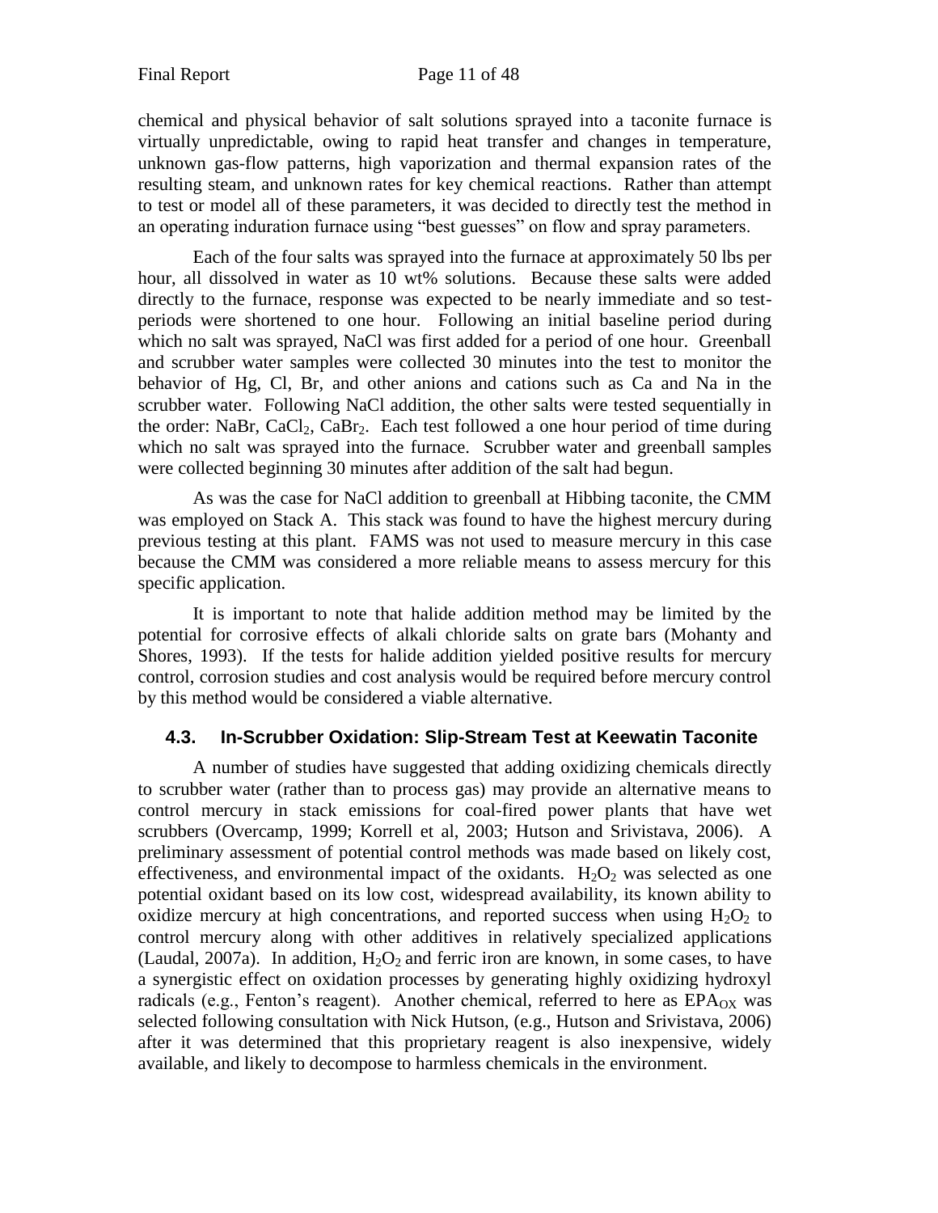chemical and physical behavior of salt solutions sprayed into a taconite furnace is virtually unpredictable, owing to rapid heat transfer and changes in temperature, unknown gas-flow patterns, high vaporization and thermal expansion rates of the resulting steam, and unknown rates for key chemical reactions. Rather than attempt to test or model all of these parameters, it was decided to directly test the method in an operating induration furnace using "best guesses" on flow and spray parameters.

Each of the four salts was sprayed into the furnace at approximately 50 lbs per hour, all dissolved in water as 10 wt% solutions. Because these salts were added directly to the furnace, response was expected to be nearly immediate and so test-periods were shortened to one hour. Following an initial baseline period during which no salt was sprayed, NaCl was first added for a period of one hour. Greenball and scrubber water samples were collected 30 minutes into the test to monitor the behavior of Hg, Cl, Br, and other anions and cations such as Ca and Na in the scrubber water. Following NaCl addition, the other salts were tested sequentially in the order: NaBr, $CaCl_2$, $CaBr_2$. Each test followed a one hour period of time during which no salt was sprayed into the furnace. Scrubber water and greenball samples were collected beginning 30 minutes after addition of the salt had begun.

As was the case for NaCl addition to greenball at Hibbing taconite, the CMM was employed on Stack A. This stack was found to have the highest mercury during previous testing at this plant. FAMS was not used to measure mercury in this case because the CMM was considered a more reliable means to assess mercury for this specific application.

It is important to note that halide addition method may be limited by the potential for corrosive effects of alkali chloride salts on grate bars (Mohanty and Shores, 1993). If the tests for halide addition yielded positive results for mercury control, corrosion studies and cost analysis would be required before mercury control by this method would be considered a viable alternative.

## 4.3. In-Scrubber Oxidation: Slip-Stream Test at Keewatin Taconite

A number of studies have suggested that adding oxidizing chemicals directly to scrubber water (rather than to process gas) may provide an alternative means to control mercury in stack emissions for coal-fired power plants that have wet scrubbers (Overcamp, 1999; Korrell et al, 2003; Hutson and Srivistava, 2006). A preliminary assessment of potential control methods was made based on likely cost, effectiveness, and environmental impact of the oxidants. $H_2O_2$ was selected as one potential oxidant based on its low cost, widespread availability, its known ability to oxidize mercury at high concentrations, and reported success when using $H_2O_2$ to control mercury along with other additives in relatively specialized applications (Laudal, 2007a). In addition, $H_2O_2$ and ferric iron are known, in some cases, to have a synergistic effect on oxidation processes by generating highly oxidizing hydroxyl radicals (e.g., Fenton's reagent). Another chemical, referred to here as $EPA_{OX}$ was selected following consultation with Nick Hutson, (e.g., Hutson and Srivistava, 2006) after it was determined that this proprietary reagent is also inexpensive, widely available, and likely to decompose to harmless chemicals in the environment.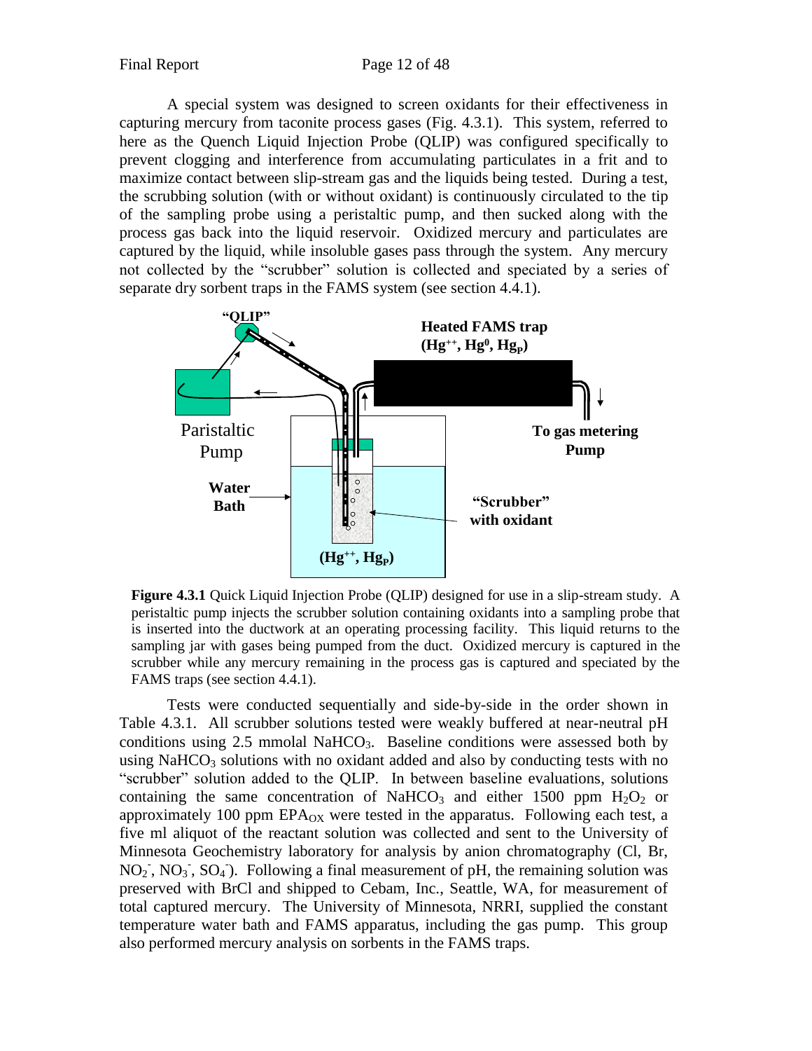A special system was designed to screen oxidants for their effectiveness in capturing mercury from taconite process gases (Fig. 4.3.1). This system, referred to here as the Quench Liquid Injection Probe (QLIP) was configured specifically to prevent clogging and interference from accumulating particulates in a frit and to maximize contact between slip-stream gas and the liquids being tested. During a test, the scrubbing solution (with or without oxidant) is continuously circulated to the tip of the sampling probe using a peristaltic pump, and then sucked along with the process gas back into the liquid reservoir. Oxidized mercury and particulates are captured by the liquid, while insoluble gases pass through the system. Any mercury not collected by the "scrubber" solution is collected and speciated by a series of separate dry sorbent traps in the FAMS system (see section 4.4.1).

"QLIP"

Heated FAMS trap ($Hg^{++}$, $Hg^0$, $Hg_P$)

Paristaltic Pump

To gas metering Pump

Water Bath

"Scrubber" with oxidant

($Hg^{++}$, $Hg_P$)

**Figure 4.3.1** Quick Liquid Injection Probe (QLIP) designed for use in a slip-stream study. A peristaltic pump injects the scrubber solution containing oxidants into a sampling probe that is inserted into the ductwork at an operating processing facility. This liquid returns to the sampling jar with gases being pumped from the duct. Oxidized mercury is captured in the scrubber while any mercury remaining in the process gas is captured and speciated by the FAMS traps (see section 4.4.1).

Tests were conducted sequentially and side-by-side in the order shown in Table 4.3.1. All scrubber solutions tested were weakly buffered at near-neutral pH conditions using 2.5 mmolal $NaHCO_3$. Baseline conditions were assessed both by using $NaHCO_3$ solutions with no oxidant added and also by conducting tests with no "scrubber" solution added to the QLIP. In between baseline evaluations, solutions containing the same concentration of $NaHCO_3$ and either 1500 ppm $H_2O_2$ or approximately 100 ppm $EPA_{OX}$ were tested in the apparatus. Following each test, a five ml aliquot of the reactant solution was collected and sent to the University of Minnesota Geochemistry laboratory for analysis by anion chromatography (Cl, Br, $NO_2^-$, $NO_3^-$, $SO_4^-$). Following a final measurement of pH, the remaining solution was preserved with BrCl and shipped to Cebam, Inc., Seattle, WA, for measurement of total captured mercury. The University of Minnesota, NRRI, supplied the constant temperature water bath and FAMS apparatus, including the gas pump. This group also performed mercury analysis on sorbents in the FAMS traps.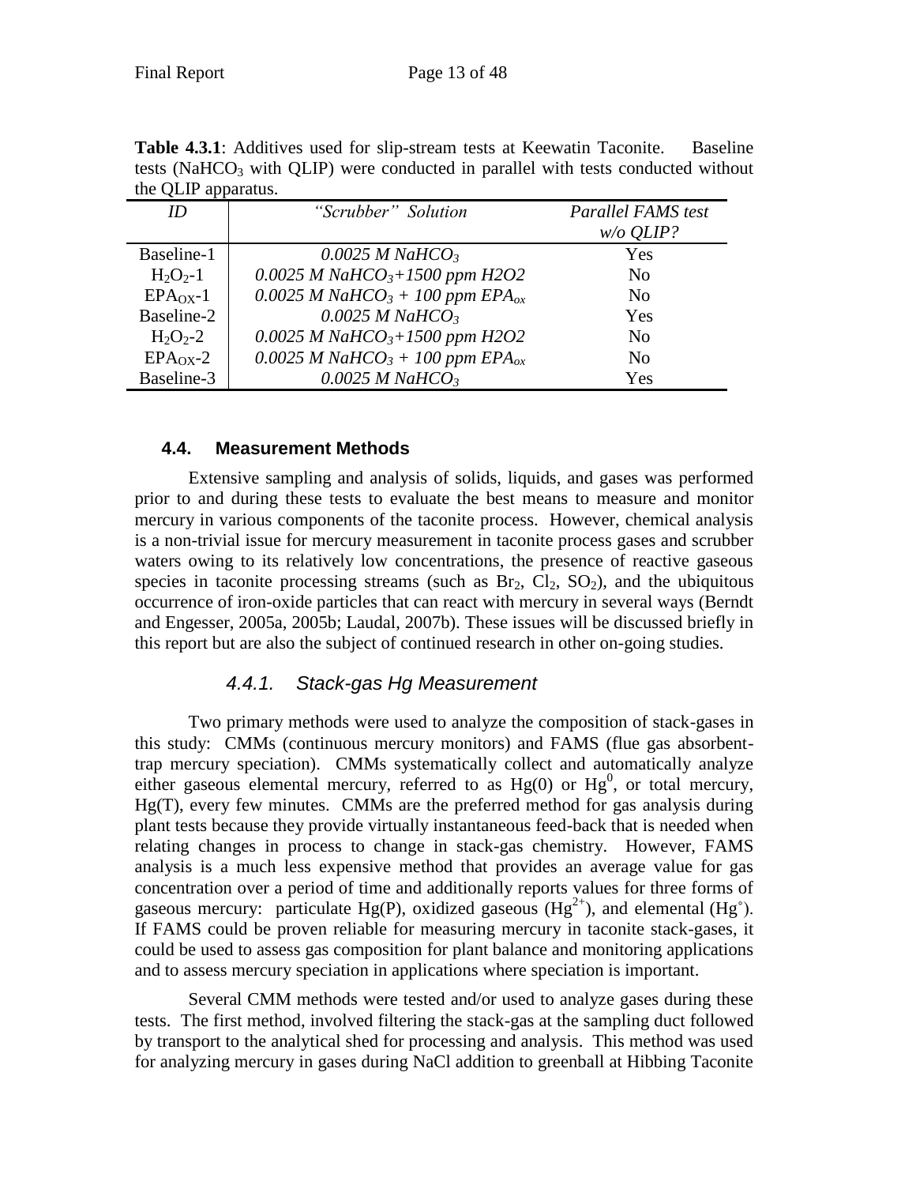**Table 4.3.1**: Additives used for slip-stream tests at Keewatin Taconite. Baseline tests ($NaHCO_3$ with QLIP) were conducted in parallel with tests conducted without the QLIP apparatus.

| *ID* | *"Scrubber" Solution* | *Parallel FAMS test w/o QLIP?* |
|---|---|---|
| Baseline-1 | *0.0025 M $NaHCO_3$* | Yes |
| $H_2O_2$-1 | *0.0025 M $NaHCO_3$+1500 ppm H2O2* | No |
| $EPA_{OX}$-1 | *0.0025 M $NaHCO_3$ + 100 ppm $EPA_{ox}$* | No |
| Baseline-2 | *0.0025 M $NaHCO_3$* | Yes |
| $H_2O_2$-2 | *0.0025 M $NaHCO_3$+1500 ppm H2O2* | No |
| $EPA_{OX}$-2 | *0.0025 M $NaHCO_3$ + 100 ppm $EPA_{ox}$* | No |
| Baseline-3 | *0.0025 M $NaHCO_3$* | Yes |

## 4.4. Measurement Methods

Extensive sampling and analysis of solids, liquids, and gases was performed prior to and during these tests to evaluate the best means to measure and monitor mercury in various components of the taconite process. However, chemical analysis is a non-trivial issue for mercury measurement in taconite process gases and scrubber waters owing to its relatively low concentrations, the presence of reactive gaseous species in taconite processing streams (such as $Br_2$, $Cl_2$, $SO_2$), and the ubiquitous occurrence of iron-oxide particles that can react with mercury in several ways (Berndt and Engesser, 2005a, 2005b; Laudal, 2007b). These issues will be discussed briefly in this report but are also the subject of continued research in other on-going studies.

### *4.4.1. Stack-gas Hg Measurement*

Two primary methods were used to analyze the composition of stack-gases in this study: CMMs (continuous mercury monitors) and FAMS (flue gas absorbent-trap mercury speciation). CMMs systematically collect and automatically analyze either gaseous elemental mercury, referred to as Hg(0) or $Hg^0$, or total mercury, Hg(T), every few minutes. CMMs are the preferred method for gas analysis during plant tests because they provide virtually instantaneous feed-back that is needed when relating changes in process to change in stack-gas chemistry. However, FAMS analysis is a much less expensive method that provides an average value for gas concentration over a period of time and additionally reports values for three forms of gaseous mercury: particulate Hg(P), oxidized gaseous ($Hg^{2+}$), and elemental ($Hg^{\circ}$). If FAMS could be proven reliable for measuring mercury in taconite stack-gases, it could be used to assess gas composition for plant balance and monitoring applications and to assess mercury speciation in applications where speciation is important.

Several CMM methods were tested and/or used to analyze gases during these tests. The first method, involved filtering the stack-gas at the sampling duct followed by transport to the analytical shed for processing and analysis. This method was used for analyzing mercury in gases during NaCl addition to greenball at Hibbing Taconite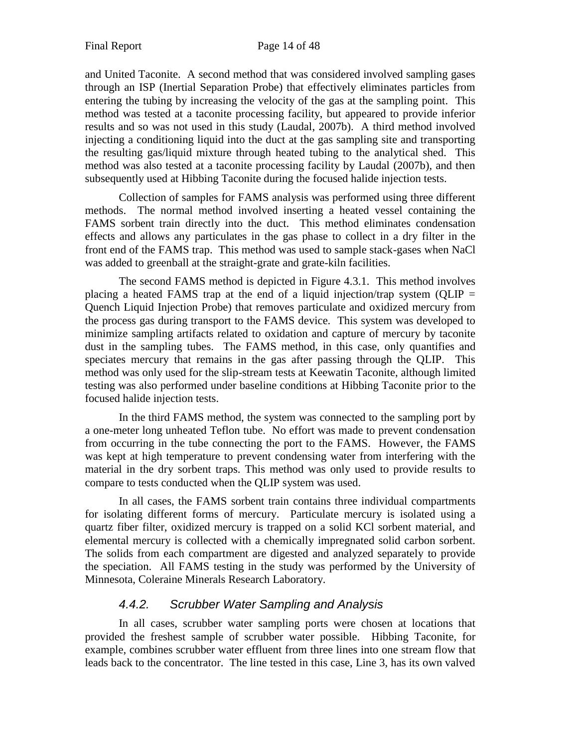and United Taconite. A second method that was considered involved sampling gases through an ISP (Inertial Separation Probe) that effectively eliminates particles from entering the tubing by increasing the velocity of the gas at the sampling point. This method was tested at a taconite processing facility, but appeared to provide inferior results and so was not used in this study (Laudal, 2007b). A third method involved injecting a conditioning liquid into the duct at the gas sampling site and transporting the resulting gas/liquid mixture through heated tubing to the analytical shed. This method was also tested at a taconite processing facility by Laudal (2007b), and then subsequently used at Hibbing Taconite during the focused halide injection tests.

Collection of samples for FAMS analysis was performed using three different methods. The normal method involved inserting a heated vessel containing the FAMS sorbent train directly into the duct. This method eliminates condensation effects and allows any particulates in the gas phase to collect in a dry filter in the front end of the FAMS trap. This method was used to sample stack-gases when NaCl was added to greenball at the straight-grate and grate-kiln facilities.

The second FAMS method is depicted in Figure 4.3.1. This method involves placing a heated FAMS trap at the end of a liquid injection/trap system (QLIP = Quench Liquid Injection Probe) that removes particulate and oxidized mercury from the process gas during transport to the FAMS device. This system was developed to minimize sampling artifacts related to oxidation and capture of mercury by taconite dust in the sampling tubes. The FAMS method, in this case, only quantifies and speciates mercury that remains in the gas after passing through the QLIP. This method was only used for the slip-stream tests at Keewatin Taconite, although limited testing was also performed under baseline conditions at Hibbing Taconite prior to the focused halide injection tests.

In the third FAMS method, the system was connected to the sampling port by a one-meter long unheated Teflon tube. No effort was made to prevent condensation from occurring in the tube connecting the port to the FAMS. However, the FAMS was kept at high temperature to prevent condensing water from interfering with the material in the dry sorbent traps. This method was only used to provide results to compare to tests conducted when the QLIP system was used.

In all cases, the FAMS sorbent train contains three individual compartments for isolating different forms of mercury. Particulate mercury is isolated using a quartz fiber filter, oxidized mercury is trapped on a solid KCl sorbent material, and elemental mercury is collected with a chemically impregnated solid carbon sorbent. The solids from each compartment are digested and analyzed separately to provide the speciation. All FAMS testing in the study was performed by the University of Minnesota, Coleraine Minerals Research Laboratory.

### *4.4.2. Scrubber Water Sampling and Analysis*

In all cases, scrubber water sampling ports were chosen at locations that provided the freshest sample of scrubber water possible. Hibbing Taconite, for example, combines scrubber water effluent from three lines into one stream flow that leads back to the concentrator. The line tested in this case, Line 3, has its own valved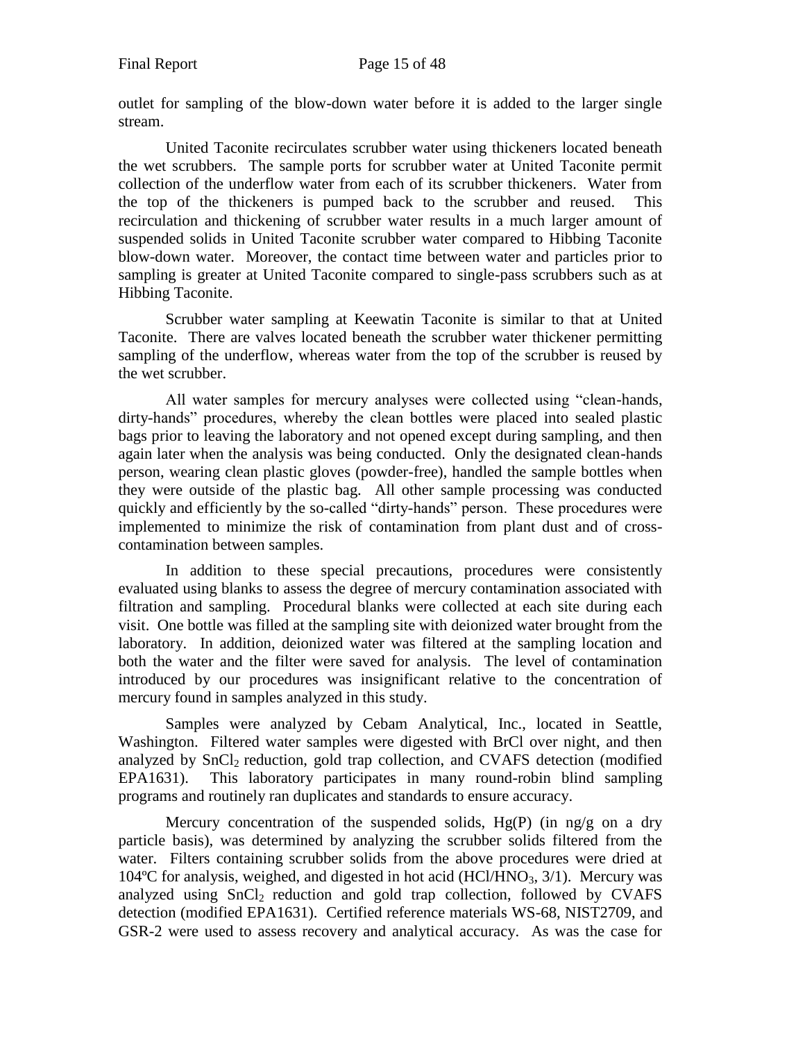outlet for sampling of the blow-down water before it is added to the larger single stream.

United Taconite recirculates scrubber water using thickeners located beneath the wet scrubbers. The sample ports for scrubber water at United Taconite permit collection of the underflow water from each of its scrubber thickeners. Water from the top of the thickeners is pumped back to the scrubber and reused. This recirculation and thickening of scrubber water results in a much larger amount of suspended solids in United Taconite scrubber water compared to Hibbing Taconite blow-down water. Moreover, the contact time between water and particles prior to sampling is greater at United Taconite compared to single-pass scrubbers such as at Hibbing Taconite.

Scrubber water sampling at Keewatin Taconite is similar to that at United Taconite. There are valves located beneath the scrubber water thickener permitting sampling of the underflow, whereas water from the top of the scrubber is reused by the wet scrubber.

All water samples for mercury analyses were collected using "clean-hands, dirty-hands" procedures, whereby the clean bottles were placed into sealed plastic bags prior to leaving the laboratory and not opened except during sampling, and then again later when the analysis was being conducted. Only the designated clean-hands person, wearing clean plastic gloves (powder-free), handled the sample bottles when they were outside of the plastic bag. All other sample processing was conducted quickly and efficiently by the so-called "dirty-hands" person. These procedures were implemented to minimize the risk of contamination from plant dust and of cross-contamination between samples.

In addition to these special precautions, procedures were consistently evaluated using blanks to assess the degree of mercury contamination associated with filtration and sampling. Procedural blanks were collected at each site during each visit. One bottle was filled at the sampling site with deionized water brought from the laboratory. In addition, deionized water was filtered at the sampling location and both the water and the filter were saved for analysis. The level of contamination introduced by our procedures was insignificant relative to the concentration of mercury found in samples analyzed in this study.

Samples were analyzed by Cebam Analytical, Inc., located in Seattle, Washington. Filtered water samples were digested with BrCl over night, and then analyzed by $SnCl_2$ reduction, gold trap collection, and CVAFS detection (modified EPA1631). This laboratory participates in many round-robin blind sampling programs and routinely ran duplicates and standards to ensure accuracy.

Mercury concentration of the suspended solids, Hg(P) (in ng/g on a dry particle basis), was determined by analyzing the scrubber solids filtered from the water. Filters containing scrubber solids from the above procedures were dried at 104ºC for analysis, weighed, and digested in hot acid ($HCl/HNO_3$, 3/1). Mercury was analyzed using $SnCl_2$ reduction and gold trap collection, followed by CVAFS detection (modified EPA1631). Certified reference materials WS-68, NIST2709, and GSR-2 were used to assess recovery and analytical accuracy. As was the case for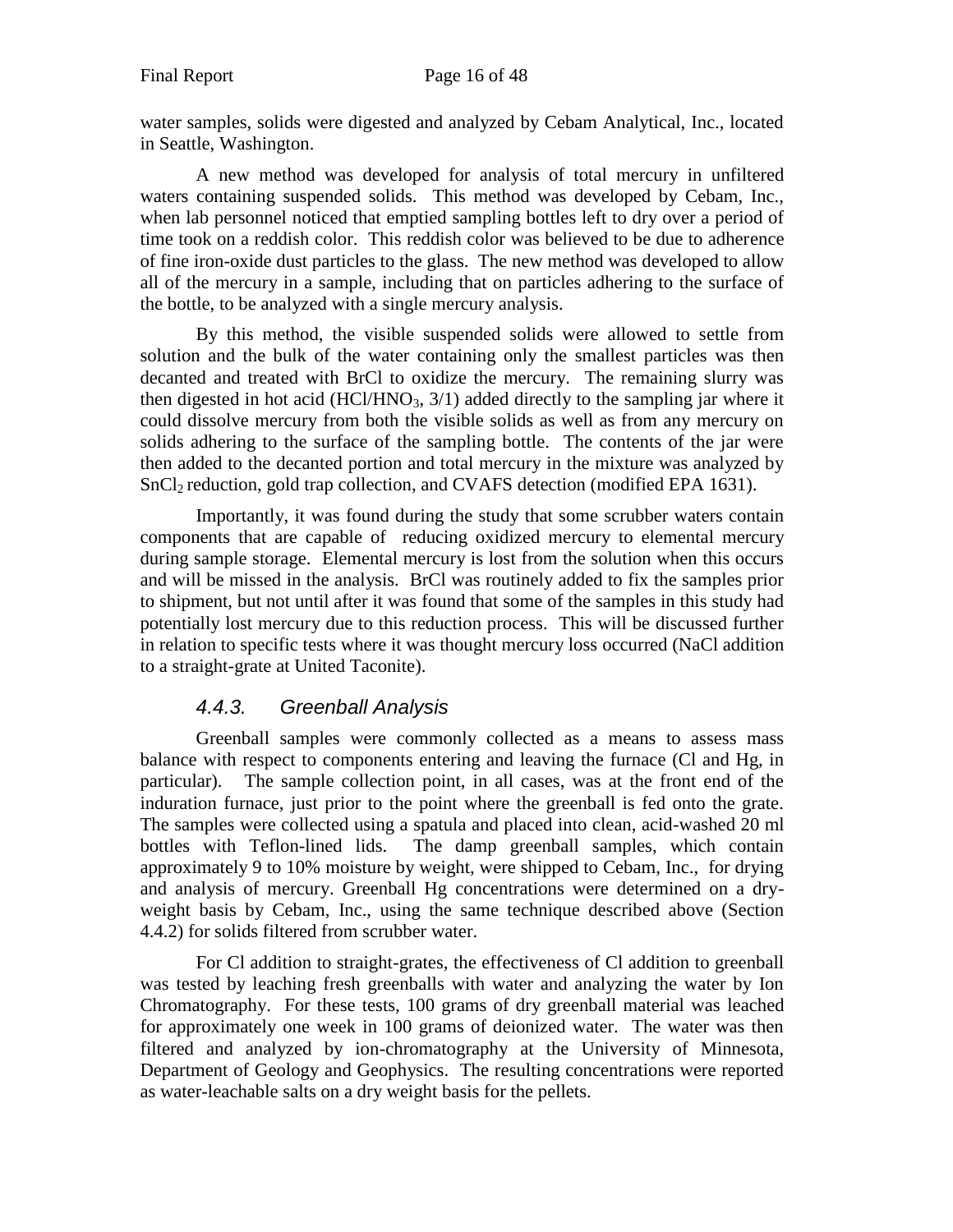water samples, solids were digested and analyzed by Cebam Analytical, Inc., located in Seattle, Washington.

A new method was developed for analysis of total mercury in unfiltered waters containing suspended solids. This method was developed by Cebam, Inc., when lab personnel noticed that emptied sampling bottles left to dry over a period of time took on a reddish color. This reddish color was believed to be due to adherence of fine iron-oxide dust particles to the glass. The new method was developed to allow all of the mercury in a sample, including that on particles adhering to the surface of the bottle, to be analyzed with a single mercury analysis.

By this method, the visible suspended solids were allowed to settle from solution and the bulk of the water containing only the smallest particles was then decanted and treated with BrCl to oxidize the mercury. The remaining slurry was then digested in hot acid ($HCl/HNO_3$, 3/1) added directly to the sampling jar where it could dissolve mercury from both the visible solids as well as from any mercury on solids adhering to the surface of the sampling bottle. The contents of the jar were then added to the decanted portion and total mercury in the mixture was analyzed by $SnCl_2$ reduction, gold trap collection, and CVAFS detection (modified EPA 1631).

Importantly, it was found during the study that some scrubber waters contain components that are capable of reducing oxidized mercury to elemental mercury during sample storage. Elemental mercury is lost from the solution when this occurs and will be missed in the analysis. BrCl was routinely added to fix the samples prior to shipment, but not until after it was found that some of the samples in this study had potentially lost mercury due to this reduction process. This will be discussed further in relation to specific tests where it was thought mercury loss occurred (NaCl addition to a straight-grate at United Taconite).

### *4.4.3. Greenball Analysis*

Greenball samples were commonly collected as a means to assess mass balance with respect to components entering and leaving the furnace (Cl and Hg, in particular). The sample collection point, in all cases, was at the front end of the induration furnace, just prior to the point where the greenball is fed onto the grate. The samples were collected using a spatula and placed into clean, acid-washed 20 ml bottles with Teflon-lined lids. The damp greenball samples, which contain approximately 9 to 10% moisture by weight, were shipped to Cebam, Inc., for drying and analysis of mercury. Greenball Hg concentrations were determined on a dry-weight basis by Cebam, Inc., using the same technique described above (Section 4.4.2) for solids filtered from scrubber water.

For Cl addition to straight-grates, the effectiveness of Cl addition to greenball was tested by leaching fresh greenballs with water and analyzing the water by Ion Chromatography. For these tests, 100 grams of dry greenball material was leached for approximately one week in 100 grams of deionized water. The water was then filtered and analyzed by ion-chromatography at the University of Minnesota, Department of Geology and Geophysics. The resulting concentrations were reported as water-leachable salts on a dry weight basis for the pellets.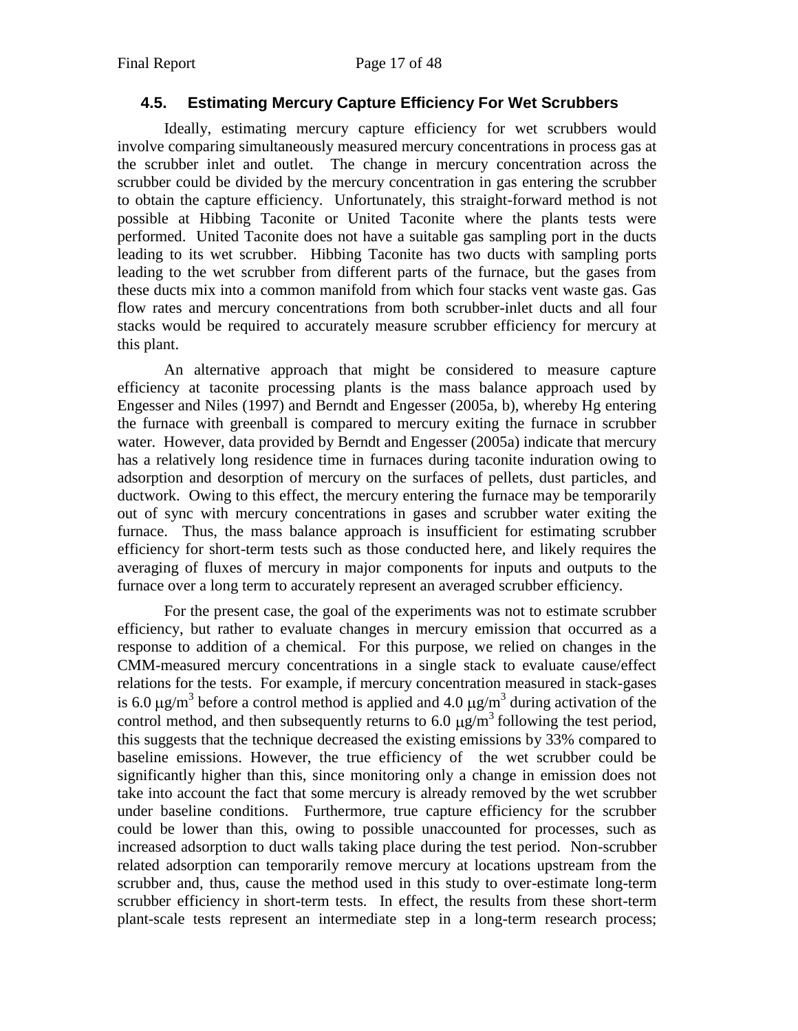## 4.5. Estimating Mercury Capture Efficiency For Wet Scrubbers

Ideally, estimating mercury capture efficiency for wet scrubbers would involve comparing simultaneously measured mercury concentrations in process gas at the scrubber inlet and outlet. The change in mercury concentration across the scrubber could be divided by the mercury concentration in gas entering the scrubber to obtain the capture efficiency. Unfortunately, this straight-forward method is not possible at Hibbing Taconite or United Taconite where the plants tests were performed. United Taconite does not have a suitable gas sampling port in the ducts leading to its wet scrubber. Hibbing Taconite has two ducts with sampling ports leading to the wet scrubber from different parts of the furnace, but the gases from these ducts mix into a common manifold from which four stacks vent waste gas. Gas flow rates and mercury concentrations from both scrubber-inlet ducts and all four stacks would be required to accurately measure scrubber efficiency for mercury at this plant.

An alternative approach that might be considered to measure capture efficiency at taconite processing plants is the mass balance approach used by Engesser and Niles (1997) and Berndt and Engesser (2005a, b), whereby Hg entering the furnace with greenball is compared to mercury exiting the furnace in scrubber water. However, data provided by Berndt and Engesser (2005a) indicate that mercury has a relatively long residence time in furnaces during taconite induration owing to adsorption and desorption of mercury on the surfaces of pellets, dust particles, and ductwork. Owing to this effect, the mercury entering the furnace may be temporarily out of sync with mercury concentrations in gases and scrubber water exiting the furnace. Thus, the mass balance approach is insufficient for estimating scrubber efficiency for short-term tests such as those conducted here, and likely requires the averaging of fluxes of mercury in major components for inputs and outputs to the furnace over a long term to accurately represent an averaged scrubber efficiency.

For the present case, the goal of the experiments was not to estimate scrubber efficiency, but rather to evaluate changes in mercury emission that occurred as a response to addition of a chemical. For this purpose, we relied on changes in the CMM-measured mercury concentrations in a single stack to evaluate cause/effect relations for the tests. For example, if mercury concentration measured in stack-gases is 6.0 $\mu g/m^3$ before a control method is applied and 4.0 $\mu g/m^3$ during activation of the control method, and then subsequently returns to 6.0 $\mu g/m^3$ following the test period, this suggests that the technique decreased the existing emissions by 33% compared to baseline emissions. However, the true efficiency of the wet scrubber could be significantly higher than this, since monitoring only a change in emission does not take into account the fact that some mercury is already removed by the wet scrubber under baseline conditions. Furthermore, true capture efficiency for the scrubber could be lower than this, owing to possible unaccounted for processes, such as increased adsorption to duct walls taking place during the test period. Non-scrubber related adsorption can temporarily remove mercury at locations upstream from the scrubber and, thus, cause the method used in this study to over-estimate long-term scrubber efficiency in short-term tests. In effect, the results from these short-term plant-scale tests represent an intermediate step in a long-term research process;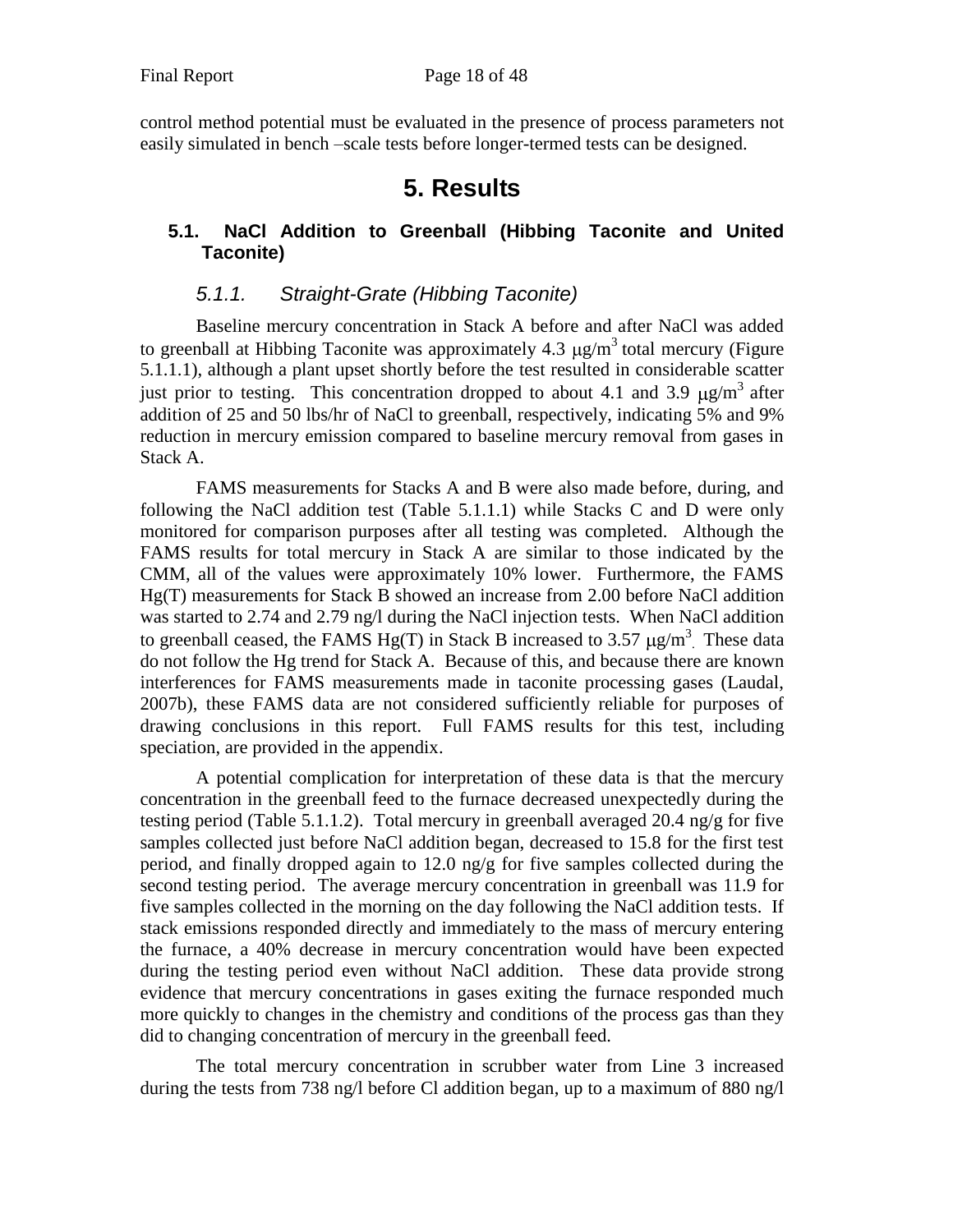control method potential must be evaluated in the presence of process parameters not easily simulated in bench –scale tests before longer-termed tests can be designed.

# 5. Results

## 5.1. NaCl Addition to Greenball (Hibbing Taconite and United Taconite)

### *5.1.1. Straight-Grate (Hibbing Taconite)*

Baseline mercury concentration in Stack A before and after NaCl was added to greenball at Hibbing Taconite was approximately 4.3 $\mu g/m^3$ total mercury (Figure 5.1.1.1), although a plant upset shortly before the test resulted in considerable scatter just prior to testing. This concentration dropped to about 4.1 and 3.9 $\mu g/m^3$ after addition of 25 and 50 lbs/hr of NaCl to greenball, respectively, indicating 5% and 9% reduction in mercury emission compared to baseline mercury removal from gases in Stack A.

FAMS measurements for Stacks A and B were also made before, during, and following the NaCl addition test (Table 5.1.1.1) while Stacks C and D were only monitored for comparison purposes after all testing was completed. Although the FAMS results for total mercury in Stack A are similar to those indicated by the CMM, all of the values were approximately 10% lower. Furthermore, the FAMS Hg(T) measurements for Stack B showed an increase from 2.00 before NaCl addition was started to 2.74 and 2.79 ng/l during the NaCl injection tests. When NaCl addition to greenball ceased, the FAMS Hg(T) in Stack B increased to 3.57 $\mu g/m^3$. These data do not follow the Hg trend for Stack A. Because of this, and because there are known interferences for FAMS measurements made in taconite processing gases (Laudal, 2007b), these FAMS data are not considered sufficiently reliable for purposes of drawing conclusions in this report. Full FAMS results for this test, including speciation, are provided in the appendix.

A potential complication for interpretation of these data is that the mercury concentration in the greenball feed to the furnace decreased unexpectedly during the testing period (Table 5.1.1.2). Total mercury in greenball averaged 20.4 ng/g for five samples collected just before NaCl addition began, decreased to 15.8 for the first test period, and finally dropped again to 12.0 ng/g for five samples collected during the second testing period. The average mercury concentration in greenball was 11.9 for five samples collected in the morning on the day following the NaCl addition tests. If stack emissions responded directly and immediately to the mass of mercury entering the furnace, a 40% decrease in mercury concentration would have been expected during the testing period even without NaCl addition. These data provide strong evidence that mercury concentrations in gases exiting the furnace responded much more quickly to changes in the chemistry and conditions of the process gas than they did to changing concentration of mercury in the greenball feed.

The total mercury concentration in scrubber water from Line 3 increased during the tests from 738 ng/l before Cl addition began, up to a maximum of 880 ng/l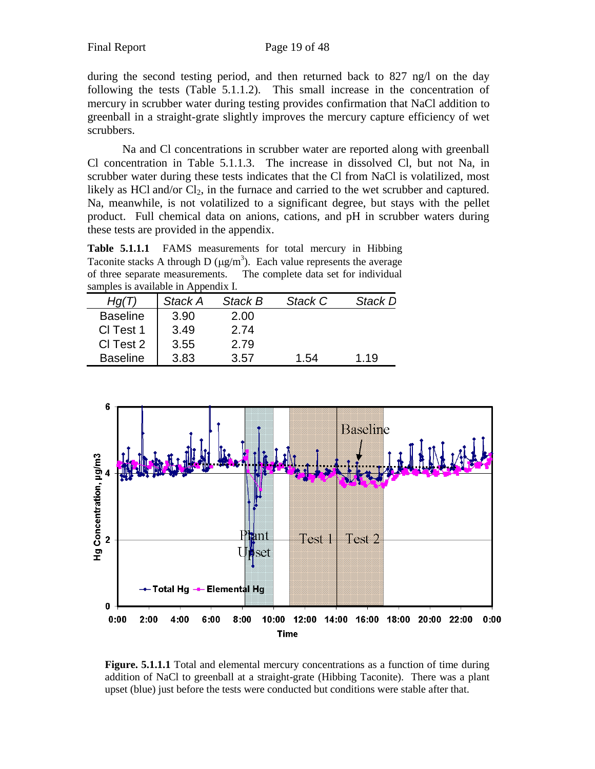during the second testing period, and then returned back to 827 ng/l on the day following the tests (Table 5.1.1.2). This small increase in the concentration of mercury in scrubber water during testing provides confirmation that NaCl addition to greenball in a straight-grate slightly improves the mercury capture efficiency of wet scrubbers.

Na and Cl concentrations in scrubber water are reported along with greenball Cl concentration in Table 5.1.1.3. The increase in dissolved Cl, but not Na, in scrubber water during these tests indicates that the Cl from NaCl is volatilized, most likely as HCl and/or $Cl_2$, in the furnace and carried to the wet scrubber and captured. Na, meanwhile, is not volatilized to a significant degree, but stays with the pellet product. Full chemical data on anions, cations, and pH in scrubber waters during these tests are provided in the appendix.

**Table 5.1.1.1** FAMS measurements for total mercury in Hibbing Taconite stacks A through D ($\mu g/m^3$). Each value represents the average of three separate measurements. The complete data set for individual samples is available in Appendix I.

| *Hg(T)* | *Stack A* | *Stack B* | *Stack C* | *Stack D* |
|---|---|---|---|---|
| Baseline | 3.90 | 2.00 | | |
| Cl Test 1 | 3.49 | 2.74 | | |
| Cl Test 2 | 3.55 | 2.79 | | |
| Baseline | 3.83 | 3.57 | 1.54 | 1.19 |

**Figure. 5.1.1.1** Total and elemental mercury concentrations as a function of time during addition of NaCl to greenball at a straight-grate (Hibbing Taconite). There was a plant upset (blue) just before the tests were conducted but conditions were stable after that.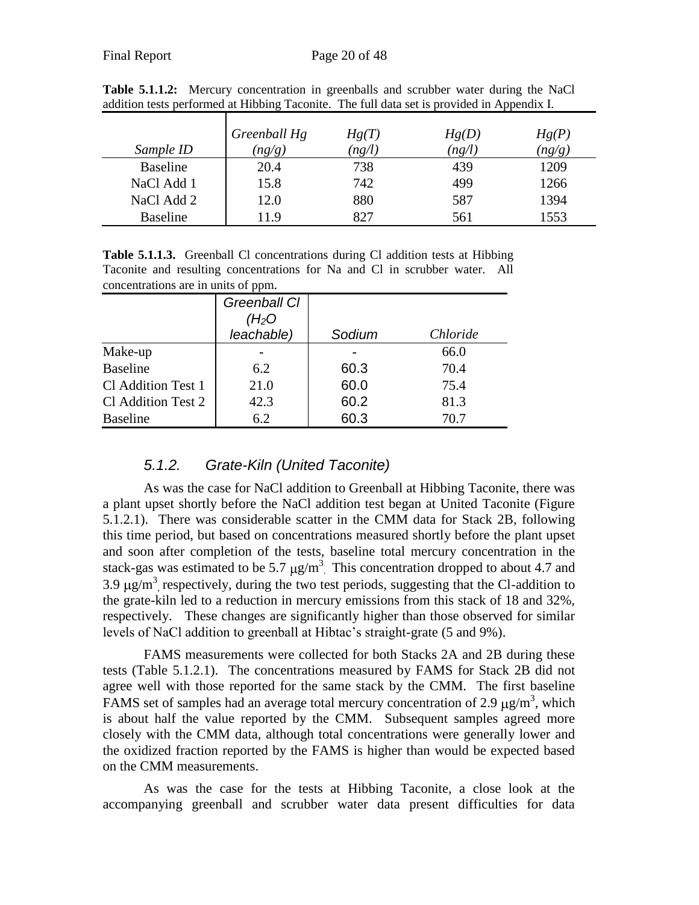**Table 5.1.1.2:** Mercury concentration in greenballs and scrubber water during the NaCl addition tests performed at Hibbing Taconite. The full data set is provided in Appendix I.

| *Sample ID* | *Greenball Hg (ng/g)* | *Hg(T) (ng/l)* | *Hg(D) (ng/l)* | *Hg(P) (ng/g)* |
|---|---|---|---|---|
| Baseline | 20.4 | 738 | 439 | 1209 |
| NaCl Add 1 | 15.8 | 742 | 499 | 1266 |
| NaCl Add 2 | 12.0 | 880 | 587 | 1394 |
| Baseline | 11.9 | 827 | 561 | 1553 |

**Table 5.1.1.3.** Greenball Cl concentrations during Cl addition tests at Hibbing Taconite and resulting concentrations for Na and Cl in scrubber water. All concentrations are in units of ppm.

| | *Greenball Cl ($H_2O$ leachable)* | *Sodium* | *Chloride* |
|---|---|---|---|
| Make-up | - | - | 66.0 |
| Baseline | 6.2 | 60.3 | 70.4 |
| Cl Addition Test 1 | 21.0 | 60.0 | 75.4 |
| Cl Addition Test 2 | 42.3 | 60.2 | 81.3 |
| Baseline | 6.2 | 60.3 | 70.7 |

### *5.1.2. Grate-Kiln (United Taconite)*

As was the case for NaCl addition to Greenball at Hibbing Taconite, there was a plant upset shortly before the NaCl addition test began at United Taconite (Figure 5.1.2.1). There was considerable scatter in the CMM data for Stack 2B, following this time period, but based on concentrations measured shortly before the plant upset and soon after completion of the tests, baseline total mercury concentration in the stack-gas was estimated to be 5.7 $\mu g/m^3$. This concentration dropped to about 4.7 and 3.9 $\mu g/m^3$, respectively, during the two test periods, suggesting that the Cl-addition to the grate-kiln led to a reduction in mercury emissions from this stack of 18 and 32%, respectively. These changes are significantly higher than those observed for similar levels of NaCl addition to greenball at Hibtac's straight-grate (5 and 9%).

FAMS measurements were collected for both Stacks 2A and 2B during these tests (Table 5.1.2.1). The concentrations measured by FAMS for Stack 2B did not agree well with those reported for the same stack by the CMM. The first baseline FAMS set of samples had an average total mercury concentration of 2.9 $\mu g/m^3$, which is about half the value reported by the CMM. Subsequent samples agreed more closely with the CMM data, although total concentrations were generally lower and the oxidized fraction reported by the FAMS is higher than would be expected based on the CMM measurements.

As was the case for the tests at Hibbing Taconite, a close look at the accompanying greenball and scrubber water data present difficulties for data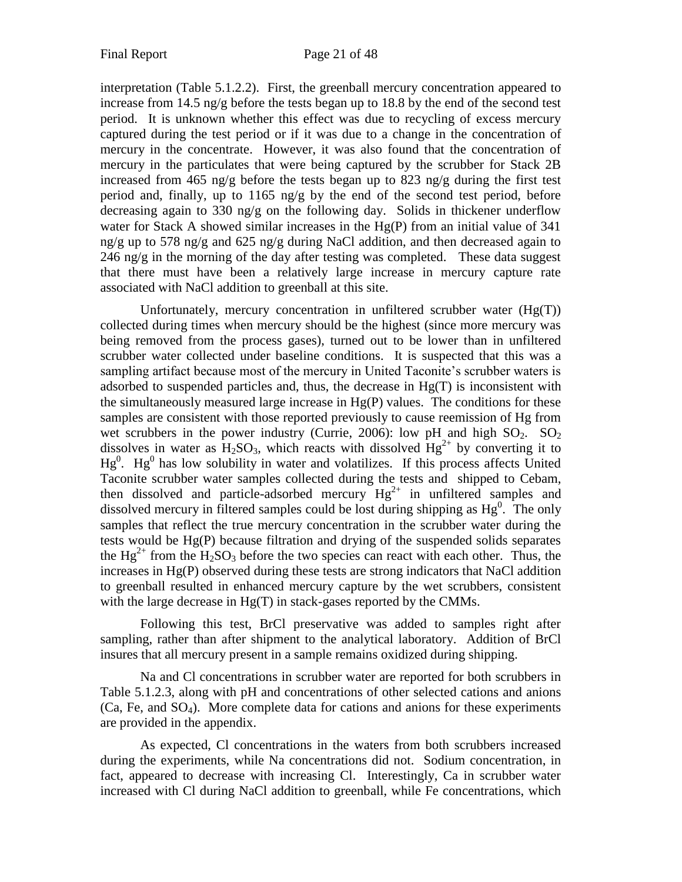interpretation (Table 5.1.2.2). First, the greenball mercury concentration appeared to increase from 14.5 ng/g before the tests began up to 18.8 by the end of the second test period. It is unknown whether this effect was due to recycling of excess mercury captured during the test period or if it was due to a change in the concentration of mercury in the concentrate. However, it was also found that the concentration of mercury in the particulates that were being captured by the scrubber for Stack 2B increased from 465 ng/g before the tests began up to 823 ng/g during the first test period and, finally, up to 1165 ng/g by the end of the second test period, before decreasing again to 330 ng/g on the following day. Solids in thickener underflow water for Stack A showed similar increases in the Hg(P) from an initial value of 341 ng/g up to 578 ng/g and 625 ng/g during NaCl addition, and then decreased again to 246 ng/g in the morning of the day after testing was completed. These data suggest that there must have been a relatively large increase in mercury capture rate associated with NaCl addition to greenball at this site.

Unfortunately, mercury concentration in unfiltered scrubber water (Hg(T)) collected during times when mercury should be the highest (since more mercury was being removed from the process gases), turned out to be lower than in unfiltered scrubber water collected under baseline conditions. It is suspected that this was a sampling artifact because most of the mercury in United Taconite's scrubber waters is adsorbed to suspended particles and, thus, the decrease in Hg(T) is inconsistent with the simultaneously measured large increase in Hg(P) values. The conditions for these samples are consistent with those reported previously to cause reemission of Hg from wet scrubbers in the power industry (Currie, 2006): low pH and high $SO_2$. $SO_2$ dissolves in water as $H_2SO_3$, which reacts with dissolved $Hg^{2+}$ by converting it to $Hg^0$. $Hg^0$ has low solubility in water and volatilizes. If this process affects United Taconite scrubber water samples collected during the tests and shipped to Cebam, then dissolved and particle-adsorbed mercury $Hg^{2+}$ in unfiltered samples and dissolved mercury in filtered samples could be lost during shipping as $Hg^0$. The only samples that reflect the true mercury concentration in the scrubber water during the tests would be Hg(P) because filtration and drying of the suspended solids separates the $Hg^{2+}$ from the $H_2SO_3$ before the two species can react with each other. Thus, the increases in Hg(P) observed during these tests are strong indicators that NaCl addition to greenball resulted in enhanced mercury capture by the wet scrubbers, consistent with the large decrease in Hg(T) in stack-gases reported by the CMMs.

Following this test, BrCl preservative was added to samples right after sampling, rather than after shipment to the analytical laboratory. Addition of BrCl insures that all mercury present in a sample remains oxidized during shipping.

Na and Cl concentrations in scrubber water are reported for both scrubbers in Table 5.1.2.3, along with pH and concentrations of other selected cations and anions (Ca, Fe, and $SO_4$). More complete data for cations and anions for these experiments are provided in the appendix.

As expected, Cl concentrations in the waters from both scrubbers increased during the experiments, while Na concentrations did not. Sodium concentration, in fact, appeared to decrease with increasing Cl. Interestingly, Ca in scrubber water increased with Cl during NaCl addition to greenball, while Fe concentrations, which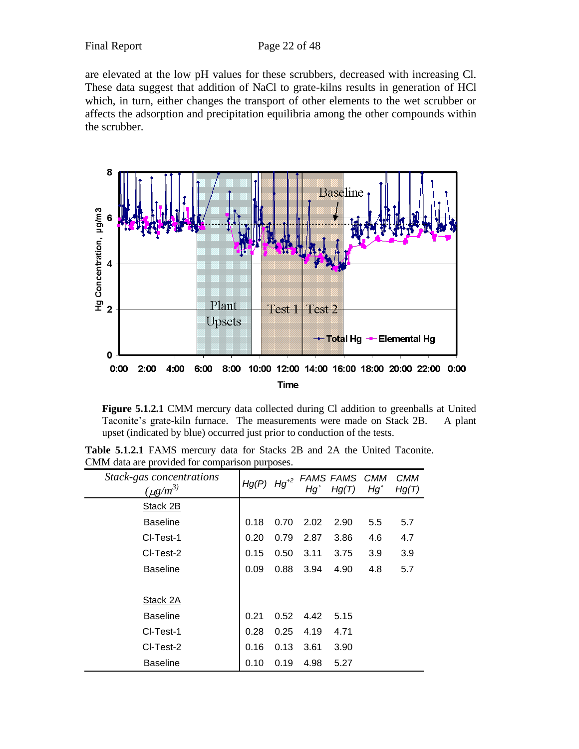are elevated at the low pH values for these scrubbers, decreased with increasing Cl. These data suggest that addition of NaCl to grate-kilns results in generation of HCl which, in turn, either changes the transport of other elements to the wet scrubber or affects the adsorption and precipitation equilibria among the other compounds within the scrubber.

**Figure 5.1.2.1** CMM mercury data collected during Cl addition to greenballs at United Taconite's grate-kiln furnace. The measurements were made on Stack 2B. A plant upset (indicated by blue) occurred just prior to conduction of the tests.

**Table 5.1.2.1** FAMS mercury data for Stacks 2B and 2A the United Taconite. CMM data are provided for comparison purposes.

| *Stack-gas concentrations ($\mu g/m^3$)* | *Hg(P)* | *$Hg^{+2}$* | *FAMS $Hg^{\circ}$* | *FAMS Hg(T)* | *CMM $Hg^{\circ}$* | *CMM Hg(T)* |
|---|---|---|---|---|---|---|
| Stack 2B | | | | | | |
| Baseline | 0.18 | 0.70 | 2.02 | 2.90 | 5.5 | 5.7 |
| Cl-Test-1 | 0.20 | 0.79 | 2.87 | 3.86 | 4.6 | 4.7 |
| Cl-Test-2 | 0.15 | 0.50 | 3.11 | 3.75 | 3.9 | 3.9 |
| Baseline | 0.09 | 0.88 | 3.94 | 4.90 | 4.8 | 5.7 |
| | | | | | | |
| Stack 2A | | | | | | |
| Baseline | 0.21 | 0.52 | 4.42 | 5.15 | | |
| Cl-Test-1 | 0.28 | 0.25 | 4.19 | 4.71 | | |
| Cl-Test-2 | 0.16 | 0.13 | 3.61 | 3.90 | | |
| Baseline | 0.10 | 0.19 | 4.98 | 5.27 | | |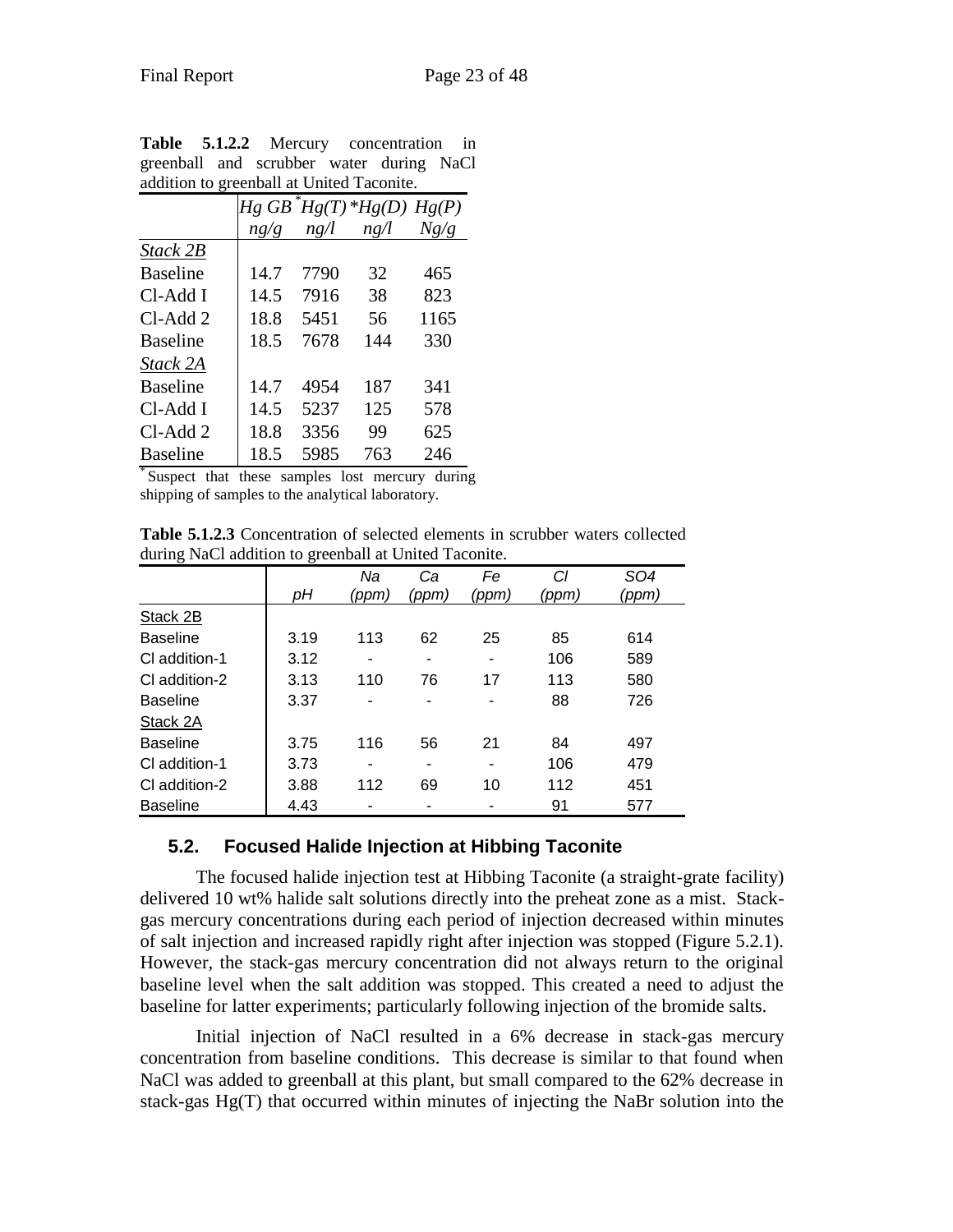**Table 5.1.2.2** Mercury concentration in greenball and scrubber water during NaCl addition to greenball at United Taconite.

| | *Hg GB* | *Hg(T)*[*] | *Hg(D)*[*] | *Hg(P)* |
|---|---|---|---|---|
| | *ng/g* | *ng/l* | *ng/l* | *Ng/g* |
| *Stack 2B* | | | | |
| Baseline | 14.7 | 7790 | 32 | 465 |
| Cl-Add I | 14.5 | 7916 | 38 | 823 |
| Cl-Add 2 | 18.8 | 5451 | 56 | 1165 |
| Baseline | 18.5 | 7678 | 144 | 330 |
| *Stack 2A* | | | | |
| Baseline | 14.7 | 4954 | 187 | 341 |
| Cl-Add I | 14.5 | 5237 | 125 | 578 |
| Cl-Add 2 | 18.8 | 3356 | 99 | 625 |
| Baseline | 18.5 | 5985 | 763 | 246 |

[*] Suspect that these samples lost mercury during shipping of samples to the analytical laboratory.

**Table 5.1.2.3** Concentration of selected elements in scrubber waters collected during NaCl addition to greenball at United Taconite.

| | *pH* | *Na (ppm)* | *Ca (ppm)* | *Fe (ppm)* | *Cl (ppm)* | *SO4 (ppm)* |
|---|---|---|---|---|---|---|
| Stack 2B | | | | | | |
| Baseline | 3.19 | 113 | 62 | 25 | 85 | 614 |
| Cl addition-1 | 3.12 | - | - | - | 106 | 589 |
| Cl addition-2 | 3.13 | 110 | 76 | 17 | 113 | 580 |
| Baseline | 3.37 | - | - | - | 88 | 726 |
| Stack 2A | | | | | | |
| Baseline | 3.75 | 116 | 56 | 21 | 84 | 497 |
| Cl addition-1 | 3.73 | - | - | - | 106 | 479 |
| Cl addition-2 | 3.88 | 112 | 69 | 10 | 112 | 451 |
| Baseline | 4.43 | - | - | - | 91 | 577 |

## 5.2. Focused Halide Injection at Hibbing Taconite

The focused halide injection test at Hibbing Taconite (a straight-grate facility) delivered 10 wt% halide salt solutions directly into the preheat zone as a mist. Stack-gas mercury concentrations during each period of injection decreased within minutes of salt injection and increased rapidly right after injection was stopped (Figure 5.2.1). However, the stack-gas mercury concentration did not always return to the original baseline level when the salt addition was stopped. This created a need to adjust the baseline for latter experiments; particularly following injection of the bromide salts.

Initial injection of NaCl resulted in a 6% decrease in stack-gas mercury concentration from baseline conditions. This decrease is similar to that found when NaCl was added to greenball at this plant, but small compared to the 62% decrease in stack-gas Hg(T) that occurred within minutes of injecting the NaBr solution into the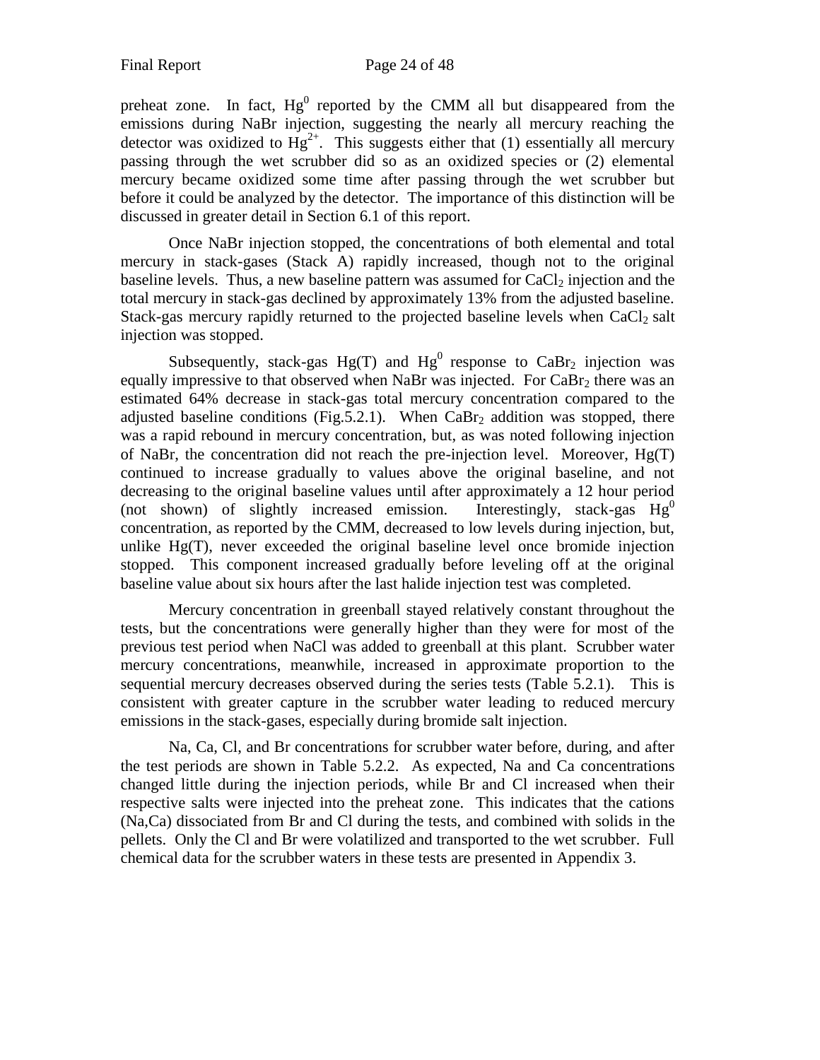preheat zone. In fact, $Hg^0$ reported by the CMM all but disappeared from the emissions during NaBr injection, suggesting the nearly all mercury reaching the detector was oxidized to $Hg^{2+}$. This suggests either that (1) essentially all mercury passing through the wet scrubber did so as an oxidized species or (2) elemental mercury became oxidized some time after passing through the wet scrubber but before it could be analyzed by the detector. The importance of this distinction will be discussed in greater detail in Section 6.1 of this report.

Once NaBr injection stopped, the concentrations of both elemental and total mercury in stack-gases (Stack A) rapidly increased, though not to the original baseline levels. Thus, a new baseline pattern was assumed for $CaCl_2$ injection and the total mercury in stack-gas declined by approximately 13% from the adjusted baseline. Stack-gas mercury rapidly returned to the projected baseline levels when $CaCl_2$ salt injection was stopped.

Subsequently, stack-gas Hg(T) and $Hg^0$ response to $CaBr_2$ injection was equally impressive to that observed when NaBr was injected. For $CaBr_2$ there was an estimated 64% decrease in stack-gas total mercury concentration compared to the adjusted baseline conditions (Fig.5.2.1). When $CaBr_2$ addition was stopped, there was a rapid rebound in mercury concentration, but, as was noted following injection of NaBr, the concentration did not reach the pre-injection level. Moreover, Hg(T) continued to increase gradually to values above the original baseline, and not decreasing to the original baseline values until after approximately a 12 hour period (not shown) of slightly increased emission. Interestingly, stack-gas $Hg^0$ concentration, as reported by the CMM, decreased to low levels during injection, but, unlike Hg(T), never exceeded the original baseline level once bromide injection stopped. This component increased gradually before leveling off at the original baseline value about six hours after the last halide injection test was completed.

Mercury concentration in greenball stayed relatively constant throughout the tests, but the concentrations were generally higher than they were for most of the previous test period when NaCl was added to greenball at this plant. Scrubber water mercury concentrations, meanwhile, increased in approximate proportion to the sequential mercury decreases observed during the series tests (Table 5.2.1). This is consistent with greater capture in the scrubber water leading to reduced mercury emissions in the stack-gases, especially during bromide salt injection.

Na, Ca, Cl, and Br concentrations for scrubber water before, during, and after the test periods are shown in Table 5.2.2. As expected, Na and Ca concentrations changed little during the injection periods, while Br and Cl increased when their respective salts were injected into the preheat zone. This indicates that the cations (Na,Ca) dissociated from Br and Cl during the tests, and combined with solids in the pellets. Only the Cl and Br were volatilized and transported to the wet scrubber. Full chemical data for the scrubber waters in these tests are presented in Appendix 3.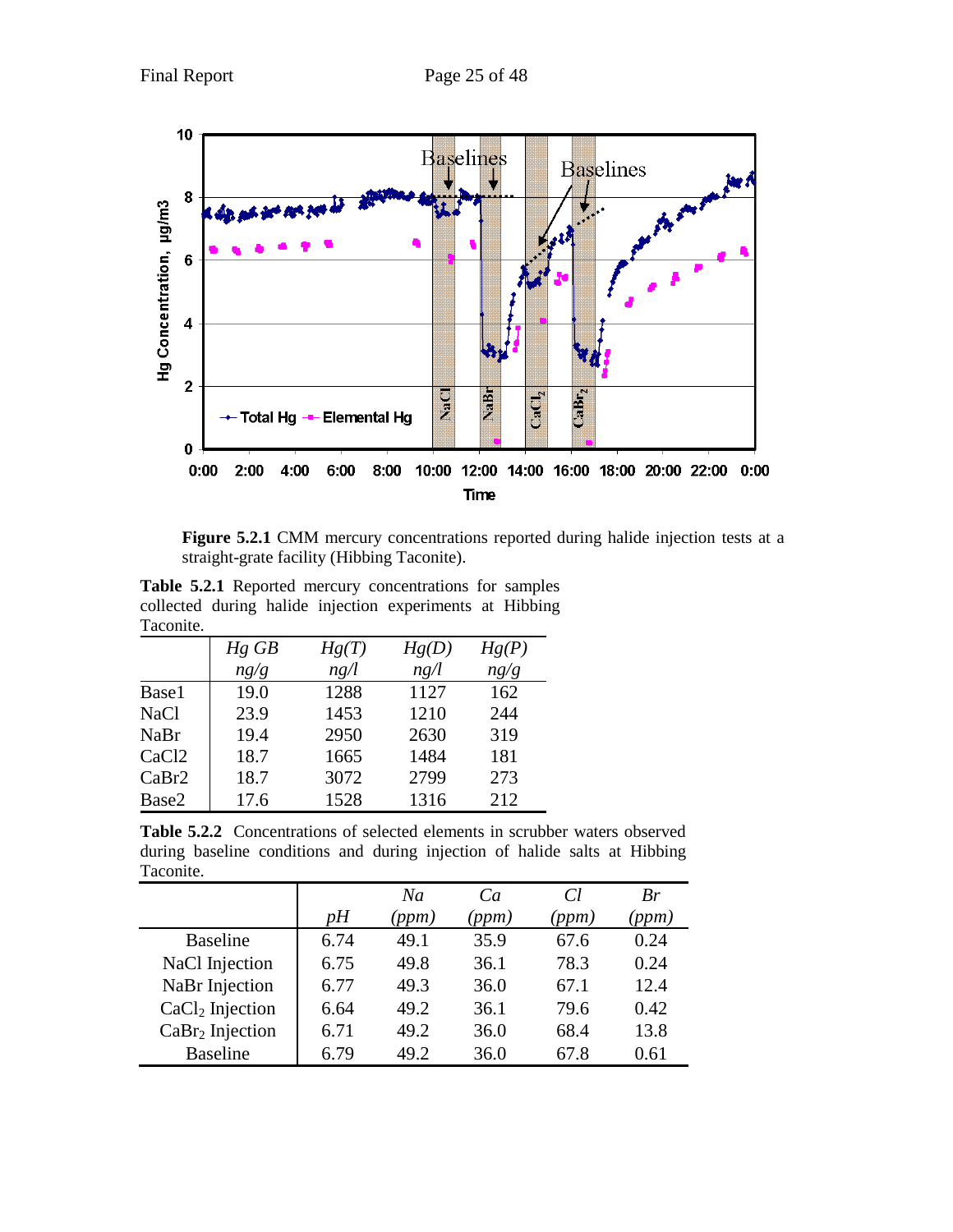**Figure 5.2.1** CMM mercury concentrations reported during halide injection tests at a straight-grate facility (Hibbing Taconite).

**Table 5.2.1** Reported mercury concentrations for samples collected during halide injection experiments at Hibbing Taconite.

| | *Hg GB* *ng/g* | *Hg(T)* *ng/l* | *Hg(D)* *ng/l* | *Hg(P)* *ng/g* |
|---|---|---|---|---|
| Base1 | 19.0 | 1288 | 1127 | 162 |
| NaCl | 23.9 | 1453 | 1210 | 244 |
| NaBr | 19.4 | 2950 | 2630 | 319 |
| CaCl2 | 18.7 | 1665 | 1484 | 181 |
| CaBr2 | 18.7 | 3072 | 2799 | 273 |
| Base2 | 17.6 | 1528 | 1316 | 212 |

**Table 5.2.2** Concentrations of selected elements in scrubber waters observed during baseline conditions and during injection of halide salts at Hibbing Taconite.

| | *pH* | *Na* *(ppm)* | *Ca* *(ppm)* | *Cl* *(ppm)* | *Br* *(ppm)* |
|---|---|---|---|---|---|
| Baseline | 6.74 | 49.1 | 35.9 | 67.6 | 0.24 |
| NaCl Injection | 6.75 | 49.8 | 36.1 | 78.3 | 0.24 |
| NaBr Injection | 6.77 | 49.3 | 36.0 | 67.1 | 12.4 |
| $CaCl_2$ Injection | 6.64 | 49.2 | 36.1 | 79.6 | 0.42 |
| $CaBr_2$ Injection | 6.71 | 49.2 | 36.0 | 68.4 | 13.8 |
| Baseline | 6.79 | 49.2 | 36.0 | 67.8 | 0.61 |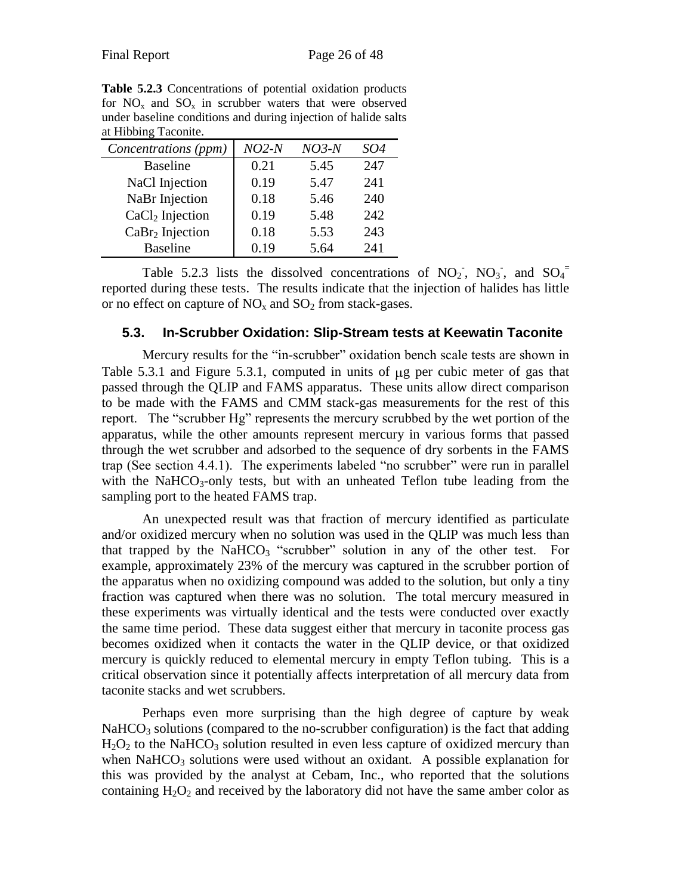**Table 5.2.3** Concentrations of potential oxidation products for $NO_x$ and $SO_x$ in scrubber waters that were observed under baseline conditions and during injection of halide salts at Hibbing Taconite.

| *Concentrations (ppm)* | *NO2-N* | *NO3-N* | *SO4* |
|---|---|---|---|
| Baseline | 0.21 | 5.45 | 247 |
| NaCl Injection | 0.19 | 5.47 | 241 |
| NaBr Injection | 0.18 | 5.46 | 240 |
| $CaCl_2$ Injection | 0.19 | 5.48 | 242 |
| $CaBr_2$ Injection | 0.18 | 5.53 | 243 |
| Baseline | 0.19 | 5.64 | 241 |

Table 5.2.3 lists the dissolved concentrations of $NO_2^-$, $NO_3^-$, and $SO_4^=$ reported during these tests. The results indicate that the injection of halides has little or no effect on capture of $NO_x$ and $SO_2$ from stack-gases.

## 5.3. In-Scrubber Oxidation: Slip-Stream tests at Keewatin Taconite

Mercury results for the "in-scrubber" oxidation bench scale tests are shown in Table 5.3.1 and Figure 5.3.1, computed in units of $\mu$g per cubic meter of gas that passed through the QLIP and FAMS apparatus. These units allow direct comparison to be made with the FAMS and CMM stack-gas measurements for the rest of this report. The "scrubber Hg" represents the mercury scrubbed by the wet portion of the apparatus, while the other amounts represent mercury in various forms that passed through the wet scrubber and adsorbed to the sequence of dry sorbents in the FAMS trap (See section 4.4.1). The experiments labeled "no scrubber" were run in parallel with the $NaHCO_3$-only tests, but with an unheated Teflon tube leading from the sampling port to the heated FAMS trap.

An unexpected result was that fraction of mercury identified as particulate and/or oxidized mercury when no solution was used in the QLIP was much less than that trapped by the $NaHCO_3$ "scrubber" solution in any of the other test. For example, approximately 23% of the mercury was captured in the scrubber portion of the apparatus when no oxidizing compound was added to the solution, but only a tiny fraction was captured when there was no solution. The total mercury measured in these experiments was virtually identical and the tests were conducted over exactly the same time period. These data suggest either that mercury in taconite process gas becomes oxidized when it contacts the water in the QLIP device, or that oxidized mercury is quickly reduced to elemental mercury in empty Teflon tubing. This is a critical observation since it potentially affects interpretation of all mercury data from taconite stacks and wet scrubbers.

Perhaps even more surprising than the high degree of capture by weak $NaHCO_3$ solutions (compared to the no-scrubber configuration) is the fact that adding $H_2O_2$ to the $NaHCO_3$ solution resulted in even less capture of oxidized mercury than when $NaHCO_3$ solutions were used without an oxidant. A possible explanation for this was provided by the analyst at Cebam, Inc., who reported that the solutions containing $H_2O_2$ and received by the laboratory did not have the same amber color as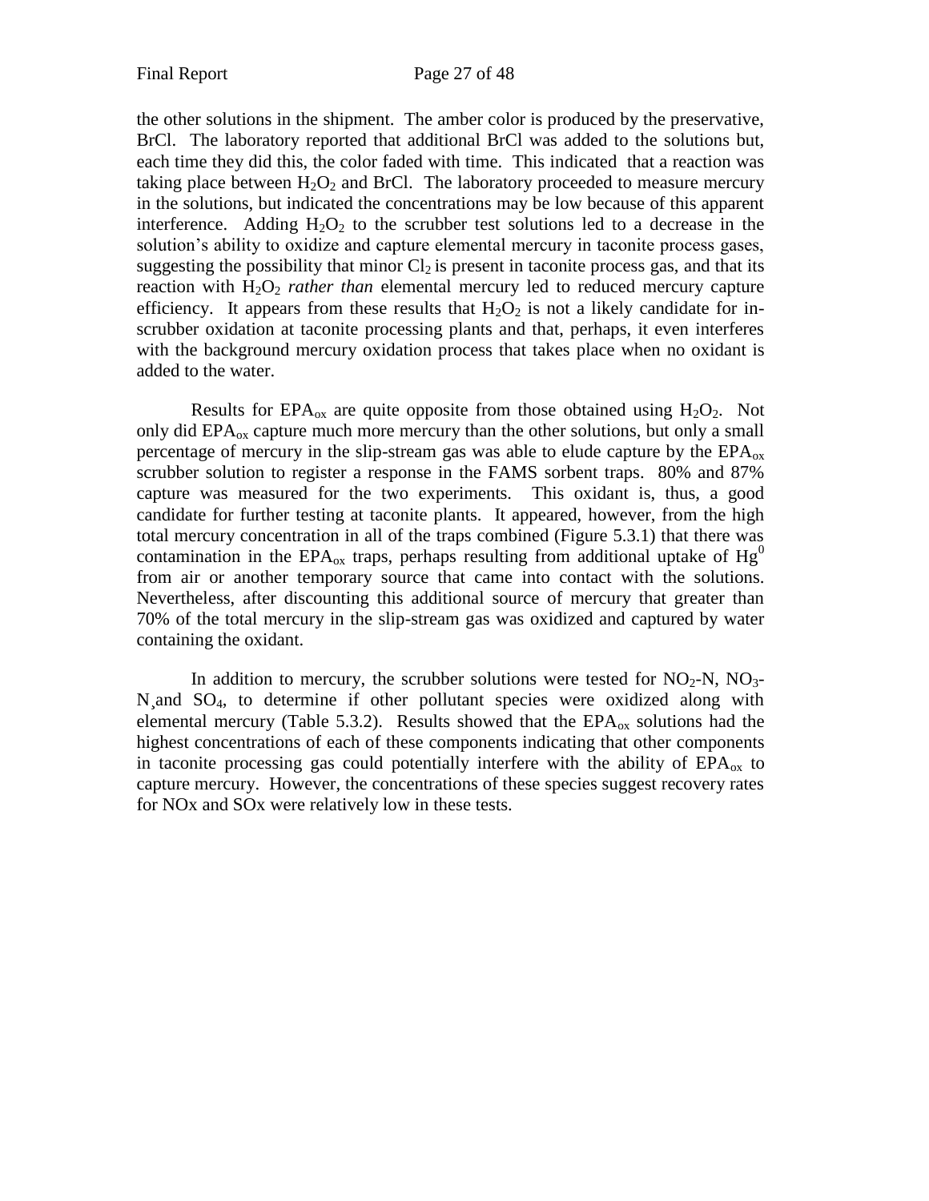the other solutions in the shipment. The amber color is produced by the preservative, BrCl. The laboratory reported that additional BrCl was added to the solutions but, each time they did this, the color faded with time. This indicated that a reaction was taking place between $H_2O_2$ and BrCl. The laboratory proceeded to measure mercury in the solutions, but indicated the concentrations may be low because of this apparent interference. Adding $H_2O_2$ to the scrubber test solutions led to a decrease in the solution's ability to oxidize and capture elemental mercury in taconite process gases, suggesting the possibility that minor $Cl_2$ is present in taconite process gas, and that its reaction with $H_2O_2$ *rather than* elemental mercury led to reduced mercury capture efficiency. It appears from these results that $H_2O_2$ is not a likely candidate for in-scrubber oxidation at taconite processing plants and that, perhaps, it even interferes with the background mercury oxidation process that takes place when no oxidant is added to the water.

Results for $EPA_{ox}$ are quite opposite from those obtained using $H_2O_2$. Not only did $EPA_{ox}$ capture much more mercury than the other solutions, but only a small percentage of mercury in the slip-stream gas was able to elude capture by the $EPA_{ox}$ scrubber solution to register a response in the FAMS sorbent traps. 80% and 87% capture was measured for the two experiments. This oxidant is, thus, a good candidate for further testing at taconite plants. It appeared, however, from the high total mercury concentration in all of the traps combined (Figure 5.3.1) that there was contamination in the $EPA_{ox}$ traps, perhaps resulting from additional uptake of $Hg^0$ from air or another temporary source that came into contact with the solutions. Nevertheless, after discounting this additional source of mercury that greater than 70% of the total mercury in the slip-stream gas was oxidized and captured by water containing the oxidant.

In addition to mercury, the scrubber solutions were tested for $NO_2$-N, $NO_3$-N¸and $SO_4$, to determine if other pollutant species were oxidized along with elemental mercury (Table 5.3.2). Results showed that the $EPA_{ox}$ solutions had the highest concentrations of each of these components indicating that other components in taconite processing gas could potentially interfere with the ability of $EPA_{ox}$ to capture mercury. However, the concentrations of these species suggest recovery rates for NOx and SOx were relatively low in these tests.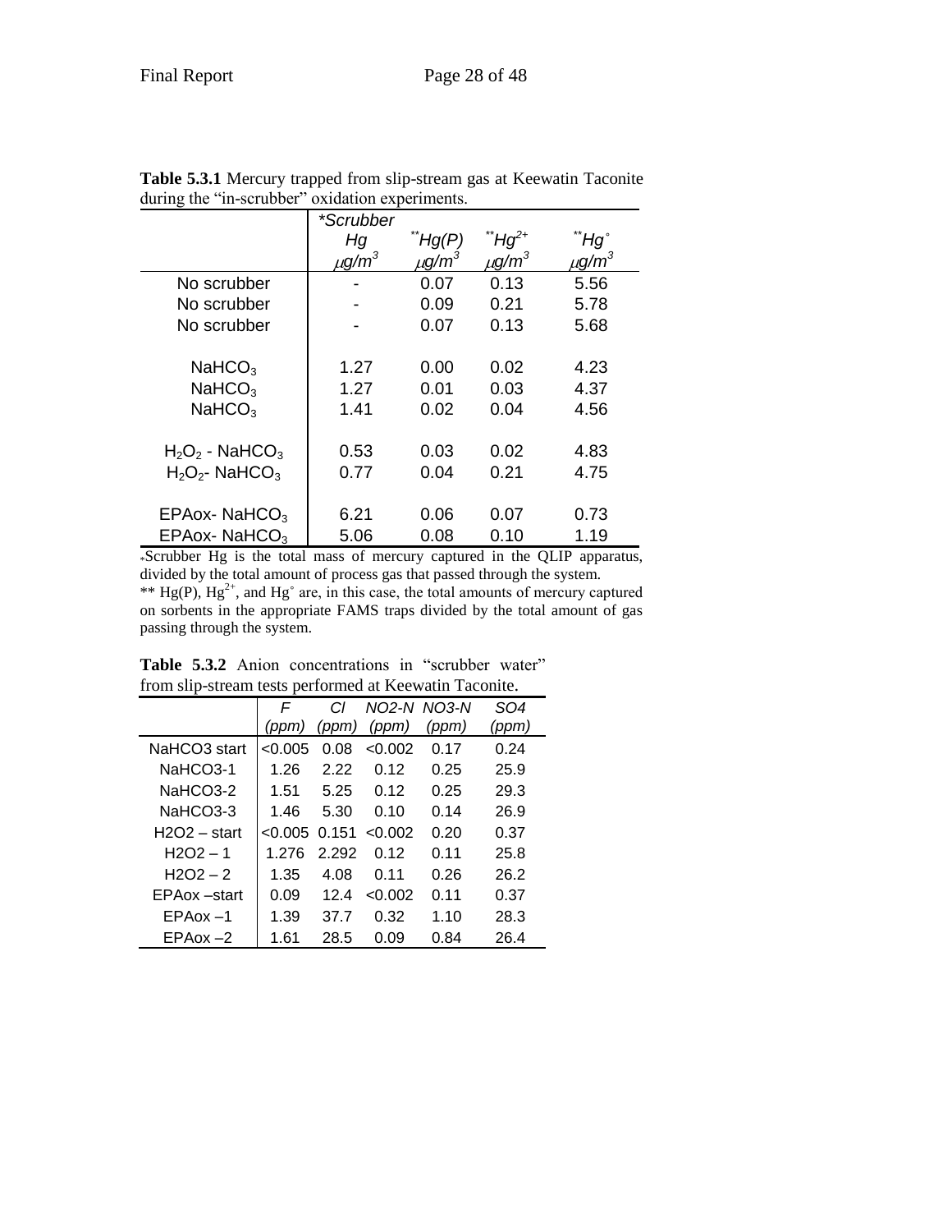**Table 5.3.1** Mercury trapped from slip-stream gas at Keewatin Taconite during the "in-scrubber" oxidation experiments.

| | *Scrubber Hg $\mu g/m^3$ | **Hg(P) $\mu g/m^3$ | **$Hg^{2+}$ $\mu g/m^3$ | **$Hg^{\circ}$ $\mu g/m^3$ |
|---|---|---|---|---|
| No scrubber | - | 0.07 | 0.13 | 5.56 |
| No scrubber | - | 0.09 | 0.21 | 5.78 |
| No scrubber | - | 0.07 | 0.13 | 5.68 |
| $NaHCO_3$ | 1.27 | 0.00 | 0.02 | 4.23 |
| $NaHCO_3$ | 1.27 | 0.01 | 0.03 | 4.37 |
| $NaHCO_3$ | 1.41 | 0.02 | 0.04 | 4.56 |
| $H_2O_2$ - $NaHCO_3$ | 0.53 | 0.03 | 0.02 | 4.83 |
| $H_2O_2$- $NaHCO_3$ | 0.77 | 0.04 | 0.21 | 4.75 |
| EPAox- $NaHCO_3$ | 6.21 | 0.06 | 0.07 | 0.73 |
| EPAox- $NaHCO_3$ | 5.06 | 0.08 | 0.10 | 1.19 |

*Scrubber Hg is the total mass of mercury captured in the QLIP apparatus, divided by the total amount of process gas that passed through the system.
** Hg(P), $Hg^{2+}$, and $Hg^{\circ}$ are, in this case, the total amounts of mercury captured on sorbents in the appropriate FAMS traps divided by the total amount of gas passing through the system.

**Table 5.3.2** Anion concentrations in "scrubber water" from slip-stream tests performed at Keewatin Taconite.

| | F (ppm) | Cl (ppm) | NO2-N (ppm) | NO3-N (ppm) | SO4 (ppm) |
|---|---|---|---|---|---|
| NaHCO3 start | <0.005 | 0.08 | <0.002 | 0.17 | 0.24 |
| NaHCO3-1 | 1.26 | 2.22 | 0.12 | 0.25 | 25.9 |
| NaHCO3-2 | 1.51 | 5.25 | 0.12 | 0.25 | 29.3 |
| NaHCO3-3 | 1.46 | 5.30 | 0.10 | 0.14 | 26.9 |
| H2O2 – start | <0.005 | 0.151 | <0.002 | 0.20 | 0.37 |
| H2O2 – 1 | 1.276 | 2.292 | 0.12 | 0.11 | 25.8 |
| H2O2 – 2 | 1.35 | 4.08 | 0.11 | 0.26 | 26.2 |
| EPAox –start | 0.09 | 12.4 | <0.002 | 0.11 | 0.37 |
| EPAox –1 | 1.39 | 37.7 | 0.32 | 1.10 | 28.3 |
| EPAox –2 | 1.61 | 28.5 | 0.09 | 0.84 | 26.4 |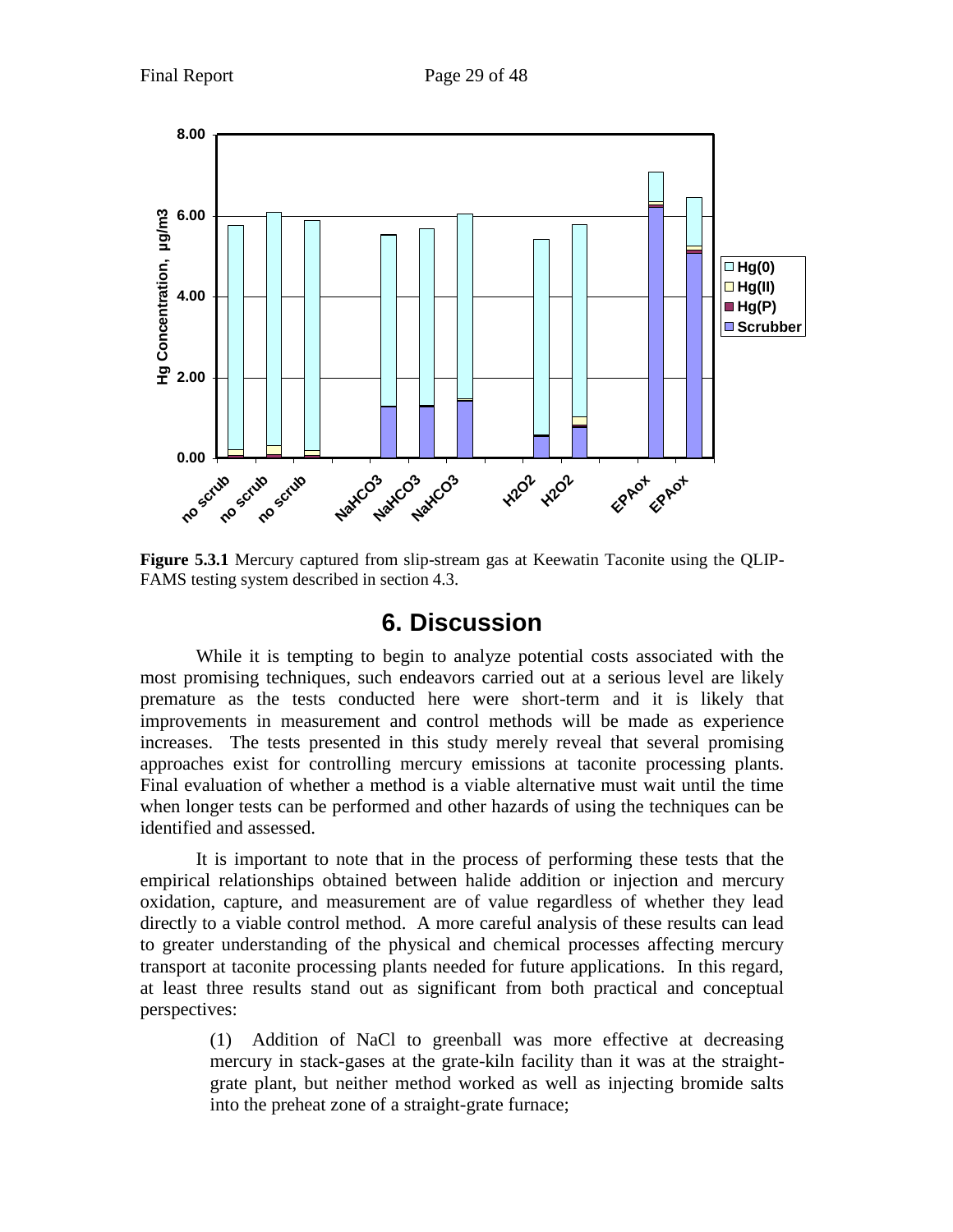**Figure 5.3.1** Mercury captured from slip-stream gas at Keewatin Taconite using the QLIP-FAMS testing system described in section 4.3.

# 6. Discussion

While it is tempting to begin to analyze potential costs associated with the most promising techniques, such endeavors carried out at a serious level are likely premature as the tests conducted here were short-term and it is likely that improvements in measurement and control methods will be made as experience increases. The tests presented in this study merely reveal that several promising approaches exist for controlling mercury emissions at taconite processing plants. Final evaluation of whether a method is a viable alternative must wait until the time when longer tests can be performed and other hazards of using the techniques can be identified and assessed.

It is important to note that in the process of performing these tests that the empirical relationships obtained between halide addition or injection and mercury oxidation, capture, and measurement are of value regardless of whether they lead directly to a viable control method. A more careful analysis of these results can lead to greater understanding of the physical and chemical processes affecting mercury transport at taconite processing plants needed for future applications. In this regard, at least three results stand out as significant from both practical and conceptual perspectives:

> (1) Addition of NaCl to greenball was more effective at decreasing mercury in stack-gases at the grate-kiln facility than it was at the straight-grate plant, but neither method worked as well as injecting bromide salts into the preheat zone of a straight-grate furnace;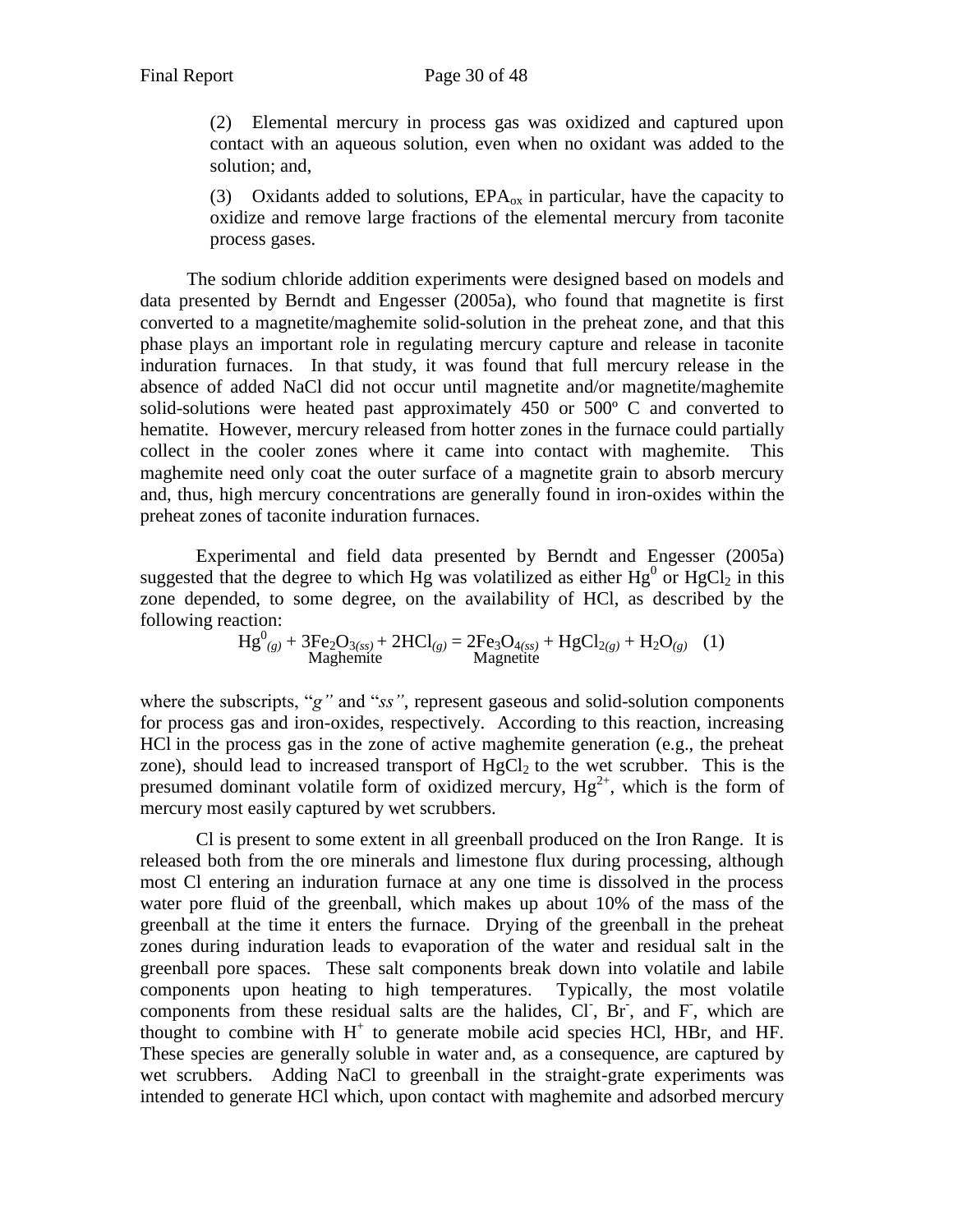(2) Elemental mercury in process gas was oxidized and captured upon contact with an aqueous solution, even when no oxidant was added to the solution; and,

(3) Oxidants added to solutions, $EPA_{ox}$ in particular, have the capacity to oxidize and remove large fractions of the elemental mercury from taconite process gases.

The sodium chloride addition experiments were designed based on models and data presented by Berndt and Engesser (2005a), who found that magnetite is first converted to a magnetite/maghemite solid-solution in the preheat zone, and that this phase plays an important role in regulating mercury capture and release in taconite induration furnaces. In that study, it was found that full mercury release in the absence of added NaCl did not occur until magnetite and/or magnetite/maghemite solid-solutions were heated past approximately 450 or 500º C and converted to hematite. However, mercury released from hotter zones in the furnace could partially collect in the cooler zones where it came into contact with maghemite. This maghemite need only coat the outer surface of a magnetite grain to absorb mercury and, thus, high mercury concentrations are generally found in iron-oxides within the preheat zones of taconite induration furnaces.

Experimental and field data presented by Berndt and Engesser (2005a) suggested that the degree to which Hg was volatilized as either $Hg^0$ or $HgCl_2$ in this zone depended, to some degree, on the availability of HCl, as described by the following reaction:

$$Hg^0_{(g)} + \underset{\text{Maghemite}}{3Fe_2O_{3(ss)}} + 2HCl_{(g)} = \underset{\text{Magnetite}}{2Fe_3O_{4(ss)}} + HgCl_{2(g)} + H_2O_{(g)} \quad (1)$$

where the subscripts, "*g"* and "*ss"*, represent gaseous and solid-solution components for process gas and iron-oxides, respectively. According to this reaction, increasing HCl in the process gas in the zone of active maghemite generation (e.g., the preheat zone), should lead to increased transport of $HgCl_2$ to the wet scrubber. This is the presumed dominant volatile form of oxidized mercury, $Hg^{2+}$, which is the form of mercury most easily captured by wet scrubbers.

Cl is present to some extent in all greenball produced on the Iron Range. It is released both from the ore minerals and limestone flux during processing, although most Cl entering an induration furnace at any one time is dissolved in the process water pore fluid of the greenball, which makes up about 10% of the mass of the greenball at the time it enters the furnace. Drying of the greenball in the preheat zones during induration leads to evaporation of the water and residual salt in the greenball pore spaces. These salt components break down into volatile and labile components upon heating to high temperatures. Typically, the most volatile components from these residual salts are the halides, $Cl^-$, $Br^-$, and $F^-$, which are thought to combine with $H^+$ to generate mobile acid species HCl, HBr, and HF. These species are generally soluble in water and, as a consequence, are captured by wet scrubbers. Adding NaCl to greenball in the straight-grate experiments was intended to generate HCl which, upon contact with maghemite and adsorbed mercury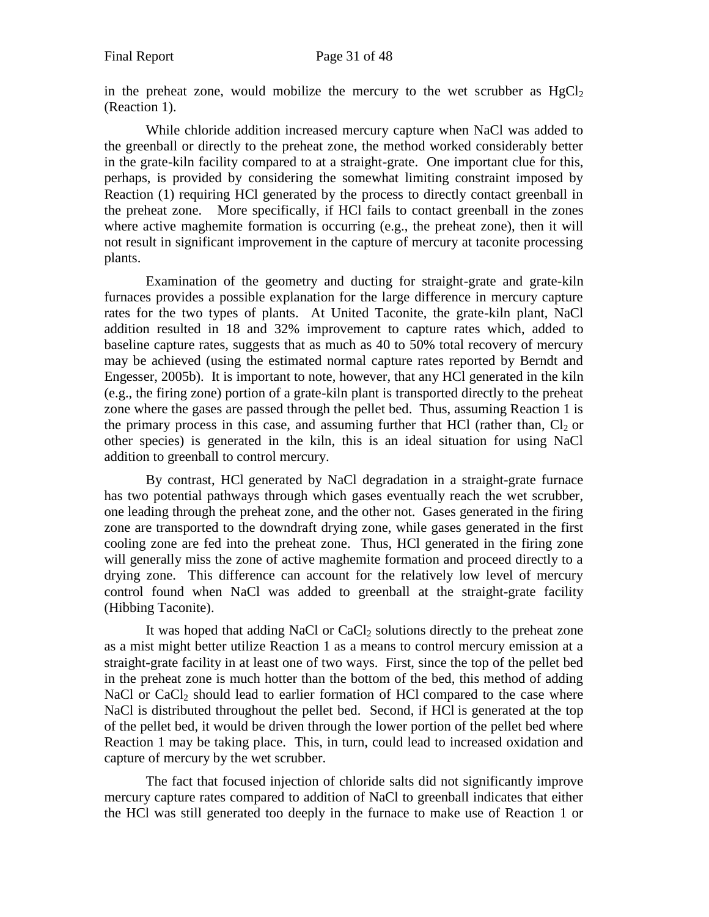in the preheat zone, would mobilize the mercury to the wet scrubber as $HgCl_2$ (Reaction 1).

While chloride addition increased mercury capture when NaCl was added to the greenball or directly to the preheat zone, the method worked considerably better in the grate-kiln facility compared to at a straight-grate. One important clue for this, perhaps, is provided by considering the somewhat limiting constraint imposed by Reaction (1) requiring HCl generated by the process to directly contact greenball in the preheat zone. More specifically, if HCl fails to contact greenball in the zones where active maghemite formation is occurring (e.g., the preheat zone), then it will not result in significant improvement in the capture of mercury at taconite processing plants.

Examination of the geometry and ducting for straight-grate and grate-kiln furnaces provides a possible explanation for the large difference in mercury capture rates for the two types of plants. At United Taconite, the grate-kiln plant, NaCl addition resulted in 18 and 32% improvement to capture rates which, added to baseline capture rates, suggests that as much as 40 to 50% total recovery of mercury may be achieved (using the estimated normal capture rates reported by Berndt and Engesser, 2005b). It is important to note, however, that any HCl generated in the kiln (e.g., the firing zone) portion of a grate-kiln plant is transported directly to the preheat zone where the gases are passed through the pellet bed. Thus, assuming Reaction 1 is the primary process in this case, and assuming further that HCl (rather than, $Cl_2$ or other species) is generated in the kiln, this is an ideal situation for using NaCl addition to greenball to control mercury.

By contrast, HCl generated by NaCl degradation in a straight-grate furnace has two potential pathways through which gases eventually reach the wet scrubber, one leading through the preheat zone, and the other not. Gases generated in the firing zone are transported to the downdraft drying zone, while gases generated in the first cooling zone are fed into the preheat zone. Thus, HCl generated in the firing zone will generally miss the zone of active maghemite formation and proceed directly to a drying zone. This difference can account for the relatively low level of mercury control found when NaCl was added to greenball at the straight-grate facility (Hibbing Taconite).

It was hoped that adding NaCl or $CaCl_2$ solutions directly to the preheat zone as a mist might better utilize Reaction 1 as a means to control mercury emission at a straight-grate facility in at least one of two ways. First, since the top of the pellet bed in the preheat zone is much hotter than the bottom of the bed, this method of adding NaCl or $CaCl_2$ should lead to earlier formation of HCl compared to the case where NaCl is distributed throughout the pellet bed. Second, if HCl is generated at the top of the pellet bed, it would be driven through the lower portion of the pellet bed where Reaction 1 may be taking place. This, in turn, could lead to increased oxidation and capture of mercury by the wet scrubber.

The fact that focused injection of chloride salts did not significantly improve mercury capture rates compared to addition of NaCl to greenball indicates that either the HCl was still generated too deeply in the furnace to make use of Reaction 1 or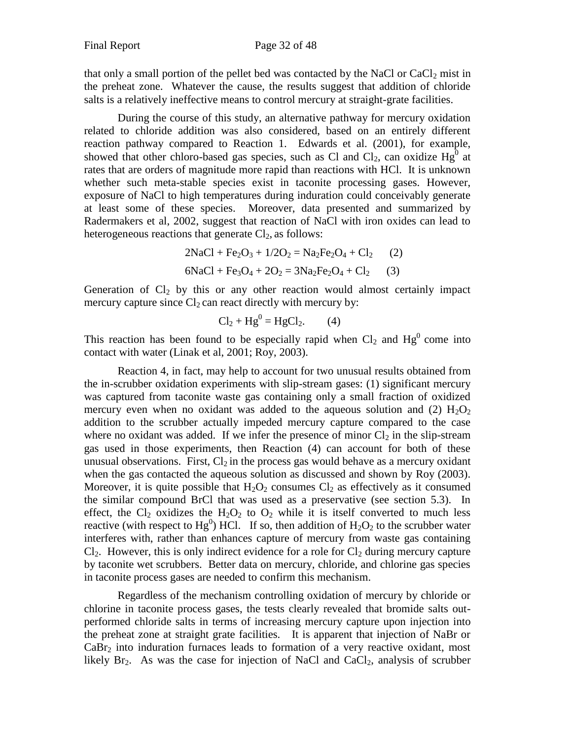that only a small portion of the pellet bed was contacted by the NaCl or $CaCl_2$ mist in the preheat zone. Whatever the cause, the results suggest that addition of chloride salts is a relatively ineffective means to control mercury at straight-grate facilities.

During the course of this study, an alternative pathway for mercury oxidation related to chloride addition was also considered, based on an entirely different reaction pathway compared to Reaction 1. Edwards et al. (2001), for example, showed that other chloro-based gas species, such as Cl and $Cl_2$, can oxidize $Hg^0$ at rates that are orders of magnitude more rapid than reactions with HCl. It is unknown whether such meta-stable species exist in taconite processing gases. However, exposure of NaCl to high temperatures during induration could conceivably generate at least some of these species. Moreover, data presented and summarized by Radermakers et al, 2002, suggest that reaction of NaCl with iron oxides can lead to heterogeneous reactions that generate $Cl_2$, as follows:

$$2NaCl + Fe_2O_3 + 1/2O_2 = Na_2Fe_2O_4 + Cl_2 \qquad (2)$$

$$6NaCl + Fe_3O_4 + 2O_2 = 3Na_2Fe_2O_4 + Cl_2 \qquad (3)$$

Generation of $Cl_2$ by this or any other reaction would almost certainly impact mercury capture since $Cl_2$ can react directly with mercury by:

$$Cl_2 + Hg^0 = HgCl_2. \qquad (4)$$

This reaction has been found to be especially rapid when $Cl_2$ and $Hg^0$ come into contact with water (Linak et al, 2001; Roy, 2003).

Reaction 4, in fact, may help to account for two unusual results obtained from the in-scrubber oxidation experiments with slip-stream gases: (1) significant mercury was captured from taconite waste gas containing only a small fraction of oxidized mercury even when no oxidant was added to the aqueous solution and (2) $H_2O_2$ addition to the scrubber actually impeded mercury capture compared to the case where no oxidant was added. If we infer the presence of minor $Cl_2$ in the slip-stream gas used in those experiments, then Reaction (4) can account for both of these unusual observations. First, $Cl_2$ in the process gas would behave as a mercury oxidant when the gas contacted the aqueous solution as discussed and shown by Roy (2003). Moreover, it is quite possible that $H_2O_2$ consumes $Cl_2$ as effectively as it consumed the similar compound BrCl that was used as a preservative (see section 5.3). In effect, the $Cl_2$ oxidizes the $H_2O_2$ to $O_2$ while it is itself converted to much less reactive (with respect to $Hg^0$) HCl. If so, then addition of $H_2O_2$ to the scrubber water interferes with, rather than enhances capture of mercury from waste gas containing $Cl_2$. However, this is only indirect evidence for a role for $Cl_2$ during mercury capture by taconite wet scrubbers. Better data on mercury, chloride, and chlorine gas species in taconite process gases are needed to confirm this mechanism.

Regardless of the mechanism controlling oxidation of mercury by chloride or chlorine in taconite process gases, the tests clearly revealed that bromide salts out-performed chloride salts in terms of increasing mercury capture upon injection into the preheat zone at straight grate facilities. It is apparent that injection of NaBr or $CaBr_2$ into induration furnaces leads to formation of a very reactive oxidant, most likely $Br_2$. As was the case for injection of NaCl and $CaCl_2$, analysis of scrubber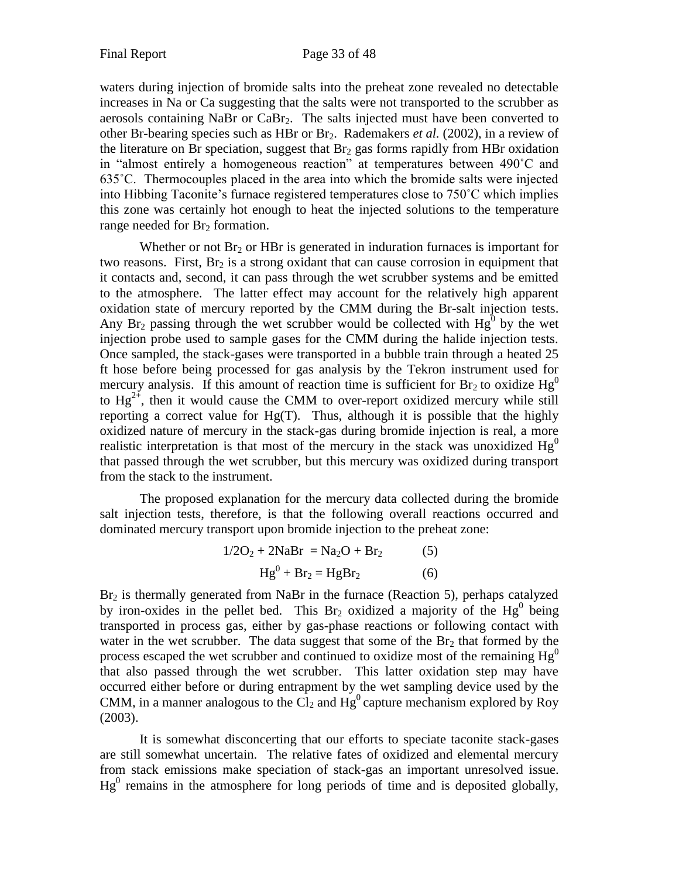waters during injection of bromide salts into the preheat zone revealed no detectable increases in Na or Ca suggesting that the salts were not transported to the scrubber as aerosols containing NaBr or $CaBr_2$. The salts injected must have been converted to other Br-bearing species such as HBr or $Br_2$. Rademakers *et al.* (2002), in a review of the literature on Br speciation, suggest that $Br_2$ gas forms rapidly from HBr oxidation in "almost entirely a homogeneous reaction" at temperatures between 490˚C and 635˚C. Thermocouples placed in the area into which the bromide salts were injected into Hibbing Taconite's furnace registered temperatures close to 750˚C which implies this zone was certainly hot enough to heat the injected solutions to the temperature range needed for $Br_2$ formation.

Whether or not $Br_2$ or HBr is generated in induration furnaces is important for two reasons. First, $Br_2$ is a strong oxidant that can cause corrosion in equipment that it contacts and, second, it can pass through the wet scrubber systems and be emitted to the atmosphere. The latter effect may account for the relatively high apparent oxidation state of mercury reported by the CMM during the Br-salt injection tests. Any $Br_2$ passing through the wet scrubber would be collected with $Hg^0$ by the wet injection probe used to sample gases for the CMM during the halide injection tests. Once sampled, the stack-gases were transported in a bubble train through a heated 25 ft hose before being processed for gas analysis by the Tekron instrument used for mercury analysis. If this amount of reaction time is sufficient for $Br_2$ to oxidize $Hg^0$ to $Hg^{2+}$, then it would cause the CMM to over-report oxidized mercury while still reporting a correct value for Hg(T). Thus, although it is possible that the highly oxidized nature of mercury in the stack-gas during bromide injection is real, a more realistic interpretation is that most of the mercury in the stack was unoxidized $Hg^0$ that passed through the wet scrubber, but this mercury was oxidized during transport from the stack to the instrument.

The proposed explanation for the mercury data collected during the bromide salt injection tests, therefore, is that the following overall reactions occurred and dominated mercury transport upon bromide injection to the preheat zone:

$$1/2O_2 + 2NaBr = Na_2O + Br_2 \qquad (5)$$

$$Hg^0 + Br_2 = HgBr_2 \qquad (6)$$

$Br_2$ is thermally generated from NaBr in the furnace (Reaction 5), perhaps catalyzed by iron-oxides in the pellet bed. This $Br_2$ oxidized a majority of the $Hg^0$ being transported in process gas, either by gas-phase reactions or following contact with water in the wet scrubber. The data suggest that some of the $Br_2$ that formed by the process escaped the wet scrubber and continued to oxidize most of the remaining $Hg^0$ that also passed through the wet scrubber. This latter oxidation step may have occurred either before or during entrapment by the wet sampling device used by the CMM, in a manner analogous to the $Cl_2$ and $Hg^0$ capture mechanism explored by Roy (2003).

It is somewhat disconcerting that our efforts to speciate taconite stack-gases are still somewhat uncertain. The relative fates of oxidized and elemental mercury from stack emissions make speciation of stack-gas an important unresolved issue. $Hg^0$ remains in the atmosphere for long periods of time and is deposited globally,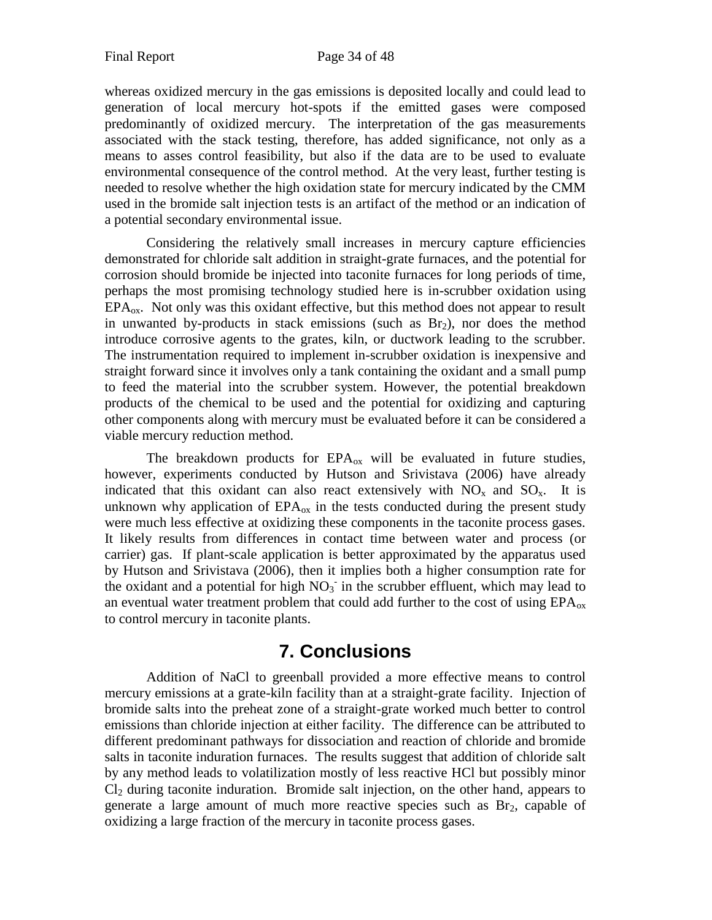whereas oxidized mercury in the gas emissions is deposited locally and could lead to generation of local mercury hot-spots if the emitted gases were composed predominantly of oxidized mercury. The interpretation of the gas measurements associated with the stack testing, therefore, has added significance, not only as a means to asses control feasibility, but also if the data are to be used to evaluate environmental consequence of the control method. At the very least, further testing is needed to resolve whether the high oxidation state for mercury indicated by the CMM used in the bromide salt injection tests is an artifact of the method or an indication of a potential secondary environmental issue.

Considering the relatively small increases in mercury capture efficiencies demonstrated for chloride salt addition in straight-grate furnaces, and the potential for corrosion should bromide be injected into taconite furnaces for long periods of time, perhaps the most promising technology studied here is in-scrubber oxidation using $EPA_{ox}$. Not only was this oxidant effective, but this method does not appear to result in unwanted by-products in stack emissions (such as $Br_2$), nor does the method introduce corrosive agents to the grates, kiln, or ductwork leading to the scrubber. The instrumentation required to implement in-scrubber oxidation is inexpensive and straight forward since it involves only a tank containing the oxidant and a small pump to feed the material into the scrubber system. However, the potential breakdown products of the chemical to be used and the potential for oxidizing and capturing other components along with mercury must be evaluated before it can be considered a viable mercury reduction method.

The breakdown products for $EPA_{ox}$ will be evaluated in future studies, however, experiments conducted by Hutson and Srivistava (2006) have already indicated that this oxidant can also react extensively with $NO_x$ and $SO_x$. It is unknown why application of $EPA_{ox}$ in the tests conducted during the present study were much less effective at oxidizing these components in the taconite process gases. It likely results from differences in contact time between water and process (or carrier) gas. If plant-scale application is better approximated by the apparatus used by Hutson and Srivistava (2006), then it implies both a higher consumption rate for the oxidant and a potential for high $NO_3^-$ in the scrubber effluent, which may lead to an eventual water treatment problem that could add further to the cost of using $EPA_{ox}$ to control mercury in taconite plants.

# 7. Conclusions

Addition of NaCl to greenball provided a more effective means to control mercury emissions at a grate-kiln facility than at a straight-grate facility. Injection of bromide salts into the preheat zone of a straight-grate worked much better to control emissions than chloride injection at either facility. The difference can be attributed to different predominant pathways for dissociation and reaction of chloride and bromide salts in taconite induration furnaces. The results suggest that addition of chloride salt by any method leads to volatilization mostly of less reactive HCl but possibly minor $Cl_2$ during taconite induration. Bromide salt injection, on the other hand, appears to generate a large amount of much more reactive species such as $Br_2$, capable of oxidizing a large fraction of the mercury in taconite process gases.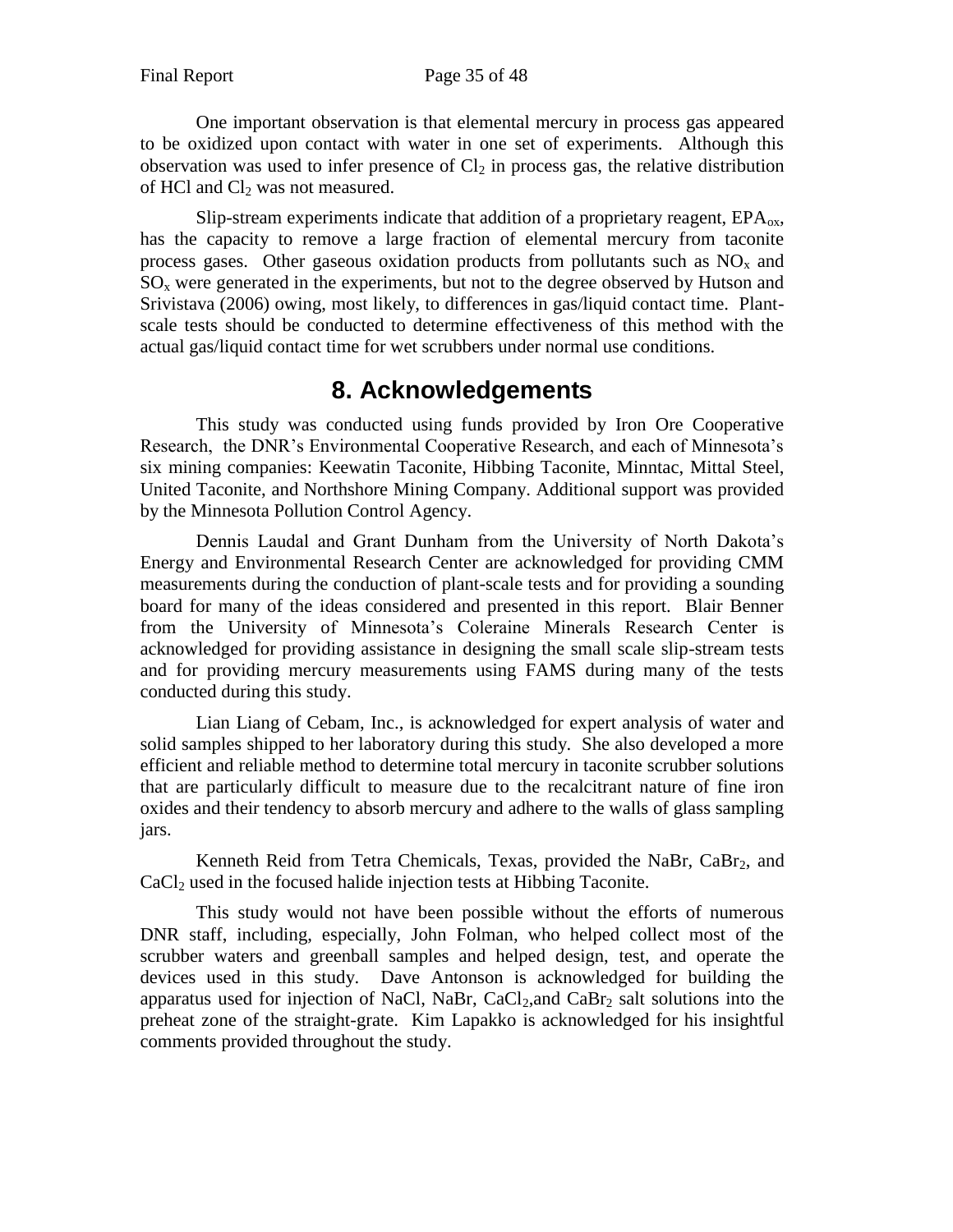One important observation is that elemental mercury in process gas appeared to be oxidized upon contact with water in one set of experiments. Although this observation was used to infer presence of $Cl_2$ in process gas, the relative distribution of HCl and $Cl_2$ was not measured.

Slip-stream experiments indicate that addition of a proprietary reagent, $EPA_{ox}$, has the capacity to remove a large fraction of elemental mercury from taconite process gases. Other gaseous oxidation products from pollutants such as $NO_x$ and $SO_x$ were generated in the experiments, but not to the degree observed by Hutson and Srivistava (2006) owing, most likely, to differences in gas/liquid contact time. Plant-scale tests should be conducted to determine effectiveness of this method with the actual gas/liquid contact time for wet scrubbers under normal use conditions.

## 8. Acknowledgements

This study was conducted using funds provided by Iron Ore Cooperative Research, the DNR's Environmental Cooperative Research, and each of Minnesota's six mining companies: Keewatin Taconite, Hibbing Taconite, Minntac, Mittal Steel, United Taconite, and Northshore Mining Company. Additional support was provided by the Minnesota Pollution Control Agency.

Dennis Laudal and Grant Dunham from the University of North Dakota's Energy and Environmental Research Center are acknowledged for providing CMM measurements during the conduction of plant-scale tests and for providing a sounding board for many of the ideas considered and presented in this report. Blair Benner from the University of Minnesota's Coleraine Minerals Research Center is acknowledged for providing assistance in designing the small scale slip-stream tests and for providing mercury measurements using FAMS during many of the tests conducted during this study.

Lian Liang of Cebam, Inc., is acknowledged for expert analysis of water and solid samples shipped to her laboratory during this study. She also developed a more efficient and reliable method to determine total mercury in taconite scrubber solutions that are particularly difficult to measure due to the recalcitrant nature of fine iron oxides and their tendency to absorb mercury and adhere to the walls of glass sampling jars.

Kenneth Reid from Tetra Chemicals, Texas, provided the NaBr, $CaBr_2$, and $CaCl_2$ used in the focused halide injection tests at Hibbing Taconite.

This study would not have been possible without the efforts of numerous DNR staff, including, especially, John Folman, who helped collect most of the scrubber waters and greenball samples and helped design, test, and operate the devices used in this study. Dave Antonson is acknowledged for building the apparatus used for injection of NaCl, NaBr, $CaCl_2$,and $CaBr_2$ salt solutions into the preheat zone of the straight-grate. Kim Lapakko is acknowledged for his insightful comments provided throughout the study.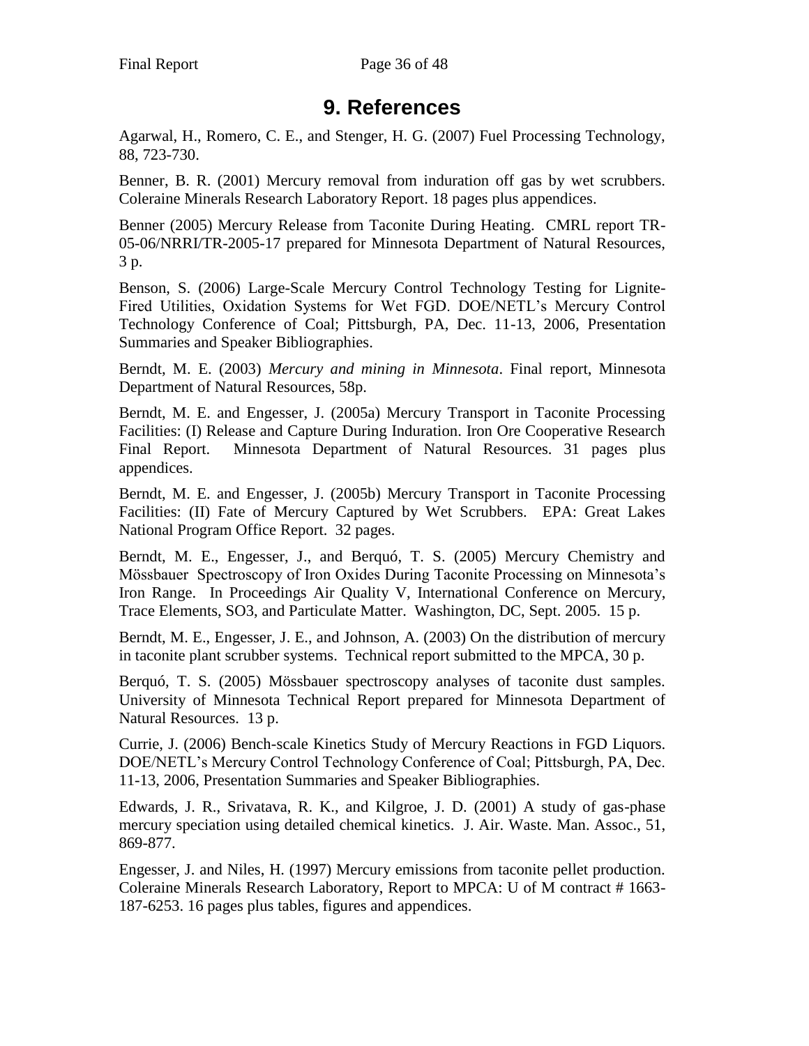# 9. References

Agarwal, H., Romero, C. E., and Stenger, H. G. (2007) Fuel Processing Technology, 88, 723-730.

Benner, B. R. (2001) Mercury removal from induration off gas by wet scrubbers. Coleraine Minerals Research Laboratory Report. 18 pages plus appendices.

Benner (2005) Mercury Release from Taconite During Heating. CMRL report TR-05-06/NRRI/TR-2005-17 prepared for Minnesota Department of Natural Resources, 3 p.

Benson, S. (2006) Large-Scale Mercury Control Technology Testing for Lignite-Fired Utilities, Oxidation Systems for Wet FGD. DOE/NETL's Mercury Control Technology Conference of Coal; Pittsburgh, PA, Dec. 11-13, 2006, Presentation Summaries and Speaker Bibliographies.

Berndt, M. E. (2003) *Mercury and mining in Minnesota*. Final report, Minnesota Department of Natural Resources, 58p.

Berndt, M. E. and Engesser, J. (2005a) Mercury Transport in Taconite Processing Facilities: (I) Release and Capture During Induration. Iron Ore Cooperative Research Final Report. Minnesota Department of Natural Resources. 31 pages plus appendices.

Berndt, M. E. and Engesser, J. (2005b) Mercury Transport in Taconite Processing Facilities: (II) Fate of Mercury Captured by Wet Scrubbers. EPA: Great Lakes National Program Office Report. 32 pages.

Berndt, M. E., Engesser, J., and Berquó, T. S. (2005) Mercury Chemistry and Mössbauer Spectroscopy of Iron Oxides During Taconite Processing on Minnesota's Iron Range. In Proceedings Air Quality V, International Conference on Mercury, Trace Elements, SO3, and Particulate Matter. Washington, DC, Sept. 2005. 15 p.

Berndt, M. E., Engesser, J. E., and Johnson, A. (2003) On the distribution of mercury in taconite plant scrubber systems. Technical report submitted to the MPCA, 30 p.

Berquó, T. S. (2005) Mössbauer spectroscopy analyses of taconite dust samples. University of Minnesota Technical Report prepared for Minnesota Department of Natural Resources. 13 p.

Currie, J. (2006) Bench-scale Kinetics Study of Mercury Reactions in FGD Liquors. DOE/NETL's Mercury Control Technology Conference of Coal; Pittsburgh, PA, Dec. 11-13, 2006, Presentation Summaries and Speaker Bibliographies.

Edwards, J. R., Srivatava, R. K., and Kilgroe, J. D. (2001) A study of gas-phase mercury speciation using detailed chemical kinetics. J. Air. Waste. Man. Assoc., 51, 869-877.

Engesser, J. and Niles, H. (1997) Mercury emissions from taconite pellet production. Coleraine Minerals Research Laboratory, Report to MPCA: U of M contract # 1663-187-6253. 16 pages plus tables, figures and appendices.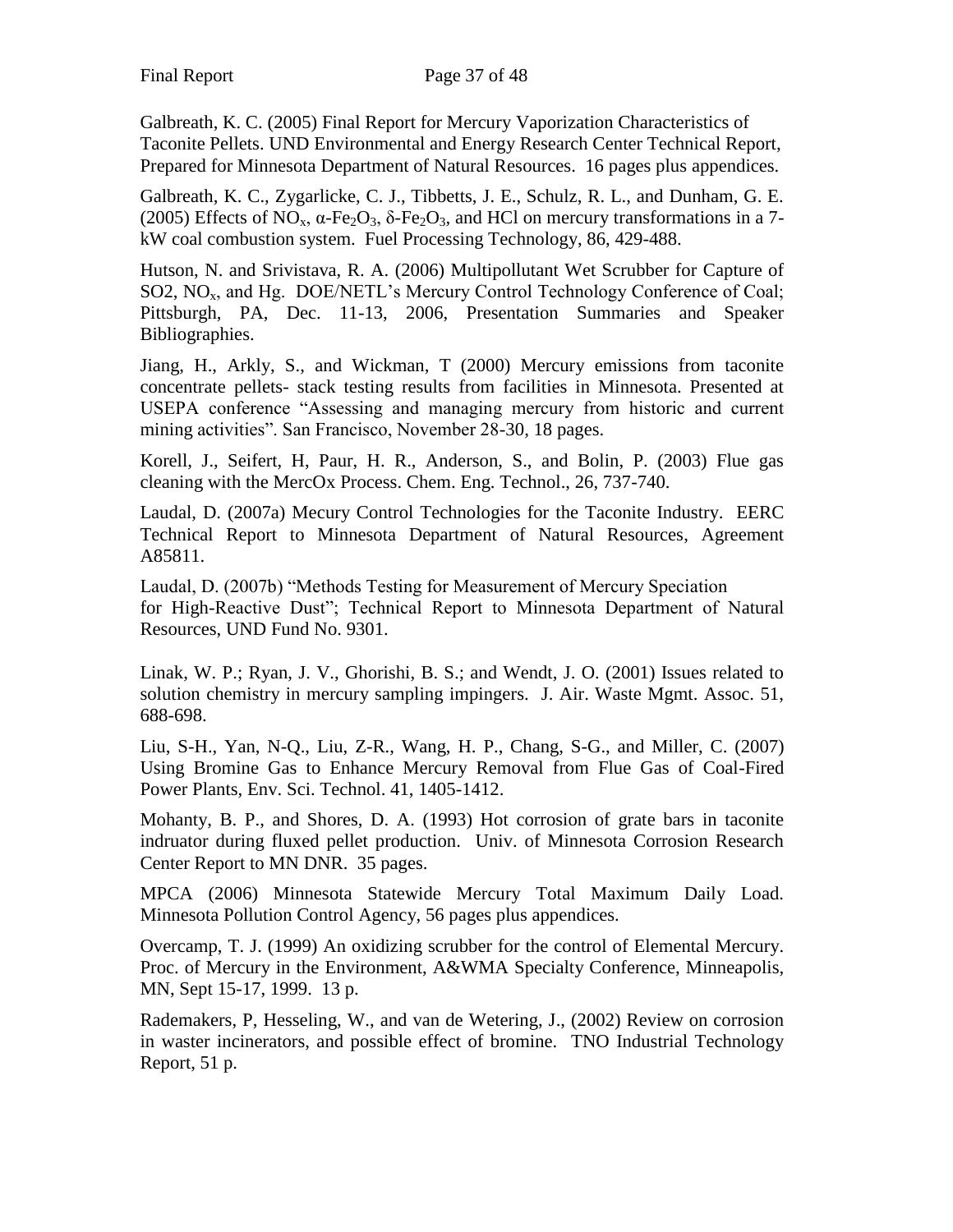Galbreath, K. C. (2005) Final Report for Mercury Vaporization Characteristics of Taconite Pellets. UND Environmental and Energy Research Center Technical Report, Prepared for Minnesota Department of Natural Resources. 16 pages plus appendices.

Galbreath, K. C., Zygarlicke, C. J., Tibbetts, J. E., Schulz, R. L., and Dunham, G. E. (2005) Effects of $NO_x$, $\alpha$-$Fe_2O_3$, $\delta$-$Fe_2O_3$, and HCl on mercury transformations in a 7-kW coal combustion system. Fuel Processing Technology, 86, 429-488.

Hutson, N. and Srivistava, R. A. (2006) Multipollutant Wet Scrubber for Capture of SO2, $NO_x$, and Hg. DOE/NETL's Mercury Control Technology Conference of Coal; Pittsburgh, PA, Dec. 11-13, 2006, Presentation Summaries and Speaker Bibliographies.

Jiang, H., Arkly, S., and Wickman, T (2000) Mercury emissions from taconite concentrate pellets- stack testing results from facilities in Minnesota. Presented at USEPA conference "Assessing and managing mercury from historic and current mining activities". San Francisco, November 28-30, 18 pages.

Korell, J., Seifert, H, Paur, H. R., Anderson, S., and Bolin, P. (2003) Flue gas cleaning with the MercOx Process. Chem. Eng. Technol., 26, 737-740.

Laudal, D. (2007a) Mecury Control Technologies for the Taconite Industry. EERC Technical Report to Minnesota Department of Natural Resources, Agreement A85811.

Laudal, D. (2007b) "Methods Testing for Measurement of Mercury Speciation for High-Reactive Dust"; Technical Report to Minnesota Department of Natural Resources, UND Fund No. 9301.

Linak, W. P.; Ryan, J. V., Ghorishi, B. S.; and Wendt, J. O. (2001) Issues related to solution chemistry in mercury sampling impingers. J. Air. Waste Mgmt. Assoc. 51, 688-698.

Liu, S-H., Yan, N-Q., Liu, Z-R., Wang, H. P., Chang, S-G., and Miller, C. (2007) Using Bromine Gas to Enhance Mercury Removal from Flue Gas of Coal-Fired Power Plants, Env. Sci. Technol. 41, 1405-1412.

Mohanty, B. P., and Shores, D. A. (1993) Hot corrosion of grate bars in taconite indruator during fluxed pellet production. Univ. of Minnesota Corrosion Research Center Report to MN DNR. 35 pages.

MPCA (2006) Minnesota Statewide Mercury Total Maximum Daily Load. Minnesota Pollution Control Agency, 56 pages plus appendices.

Overcamp, T. J. (1999) An oxidizing scrubber for the control of Elemental Mercury. Proc. of Mercury in the Environment, A&WMA Specialty Conference, Minneapolis, MN, Sept 15-17, 1999. 13 p.

Rademakers, P, Hesseling, W., and van de Wetering, J., (2002) Review on corrosion in waster incinerators, and possible effect of bromine. TNO Industrial Technology Report, 51 p.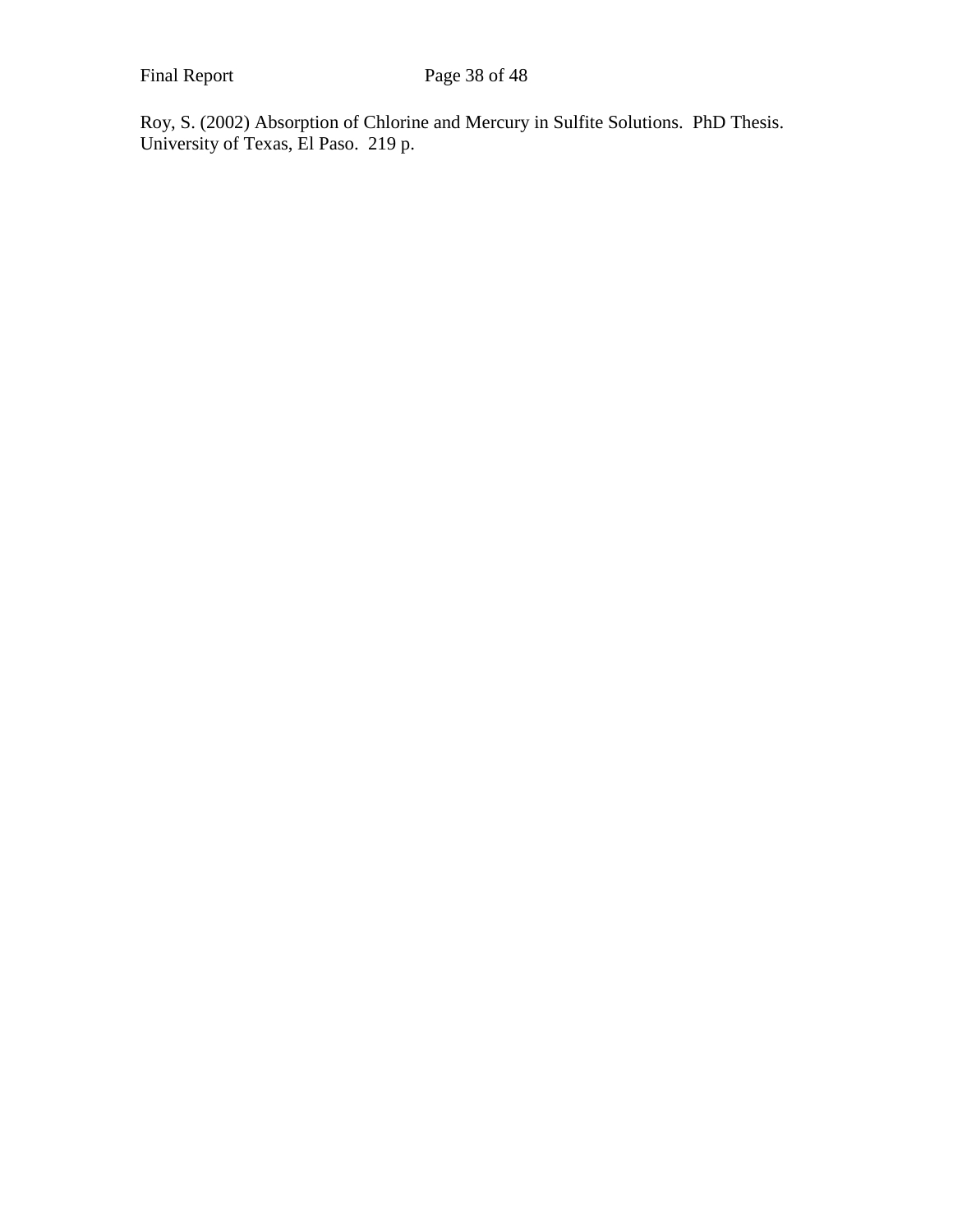Roy, S. (2002) Absorption of Chlorine and Mercury in Sulfite Solutions. PhD Thesis. University of Texas, El Paso. 219 p.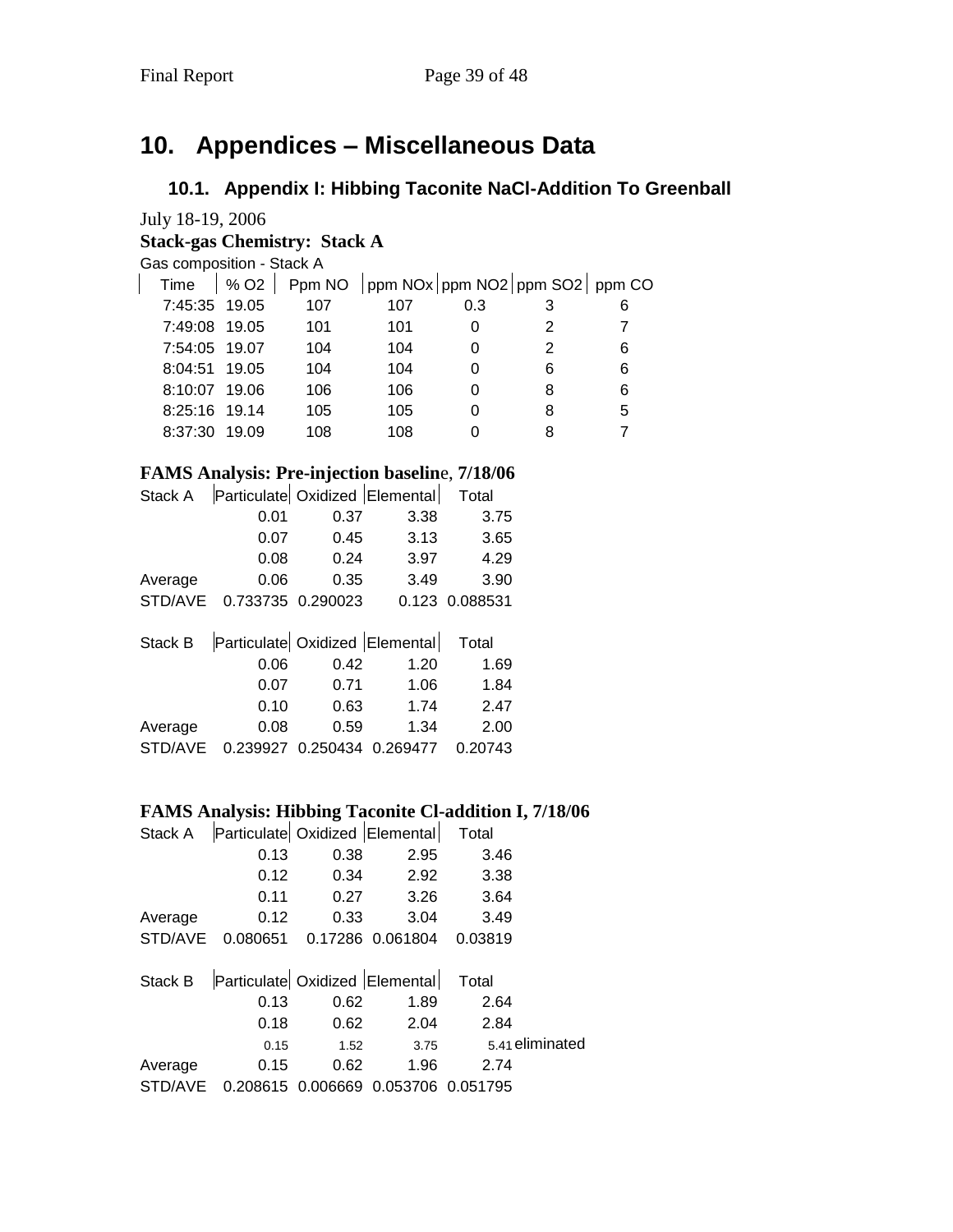# 10. Appendices – Miscellaneous Data

## 10.1. Appendix I: Hibbing Taconite NaCl-Addition To Greenball

July 18-19, 2006

**Stack-gas Chemistry: Stack A**

Gas composition - Stack A

| Time | % O2 | Ppm NO | ppm NOx | ppm NO2 | ppm SO2 | ppm CO |
|---|---|---|---|---|---|---|
| 7:45:35 | 19.05 | 107 | 107 | 0.3 | 3 | 6 |
| 7:49:08 | 19.05 | 101 | 101 | 0 | 2 | 7 |
| 7:54:05 | 19.07 | 104 | 104 | 0 | 2 | 6 |
| 8:04:51 | 19.05 | 104 | 104 | 0 | 6 | 6 |
| 8:10:07 | 19.06 | 106 | 106 | 0 | 8 | 6 |
| 8:25:16 | 19.14 | 105 | 105 | 0 | 8 | 5 |
| 8:37:30 | 19.09 | 108 | 108 | 0 | 8 | 7 |

**FAMS Analysis: Pre-injection baseline, 7/18/06**

| Stack A | Particulate | Oxidized | Elemental | Total |
|---|---|---|---|---|
| | 0.01 | 0.37 | 3.38 | 3.75 |
| | 0.07 | 0.45 | 3.13 | 3.65 |
| | 0.08 | 0.24 | 3.97 | 4.29 |
| Average | 0.06 | 0.35 | 3.49 | 3.90 |
| STD/AVE | 0.733735 | 0.290023 | 0.123 | 0.088531 |

| Stack B | Particulate | Oxidized | Elemental | Total |
|---|---|---|---|---|
| | 0.06 | 0.42 | 1.20 | 1.69 |
| | 0.07 | 0.71 | 1.06 | 1.84 |
| | 0.10 | 0.63 | 1.74 | 2.47 |
| Average | 0.08 | 0.59 | 1.34 | 2.00 |
| STD/AVE | 0.239927 | 0.250434 | 0.269477 | 0.20743 |

**FAMS Analysis: Hibbing Taconite Cl-addition I, 7/18/06**

| Stack A | Particulate | Oxidized | Elemental | Total |
|---|---|---|---|---|
| | 0.13 | 0.38 | 2.95 | 3.46 |
| | 0.12 | 0.34 | 2.92 | 3.38 |
| | 0.11 | 0.27 | 3.26 | 3.64 |
| Average | 0.12 | 0.33 | 3.04 | 3.49 |
| STD/AVE | 0.080651 | 0.17286 | 0.061804 | 0.03819 |

| Stack B | Particulate | Oxidized | Elemental | Total | |
|---|---|---|---|---|---|
| | 0.13 | 0.62 | 1.89 | 2.64 | |
| | 0.18 | 0.62 | 2.04 | 2.84 | |
| | 0.15 | 1.52 | 3.75 | 5.41 | eliminated |
| Average | 0.15 | 0.62 | 1.96 | 2.74 | |
| STD/AVE | 0.208615 | 0.006669 | 0.053706 | 0.051795 | |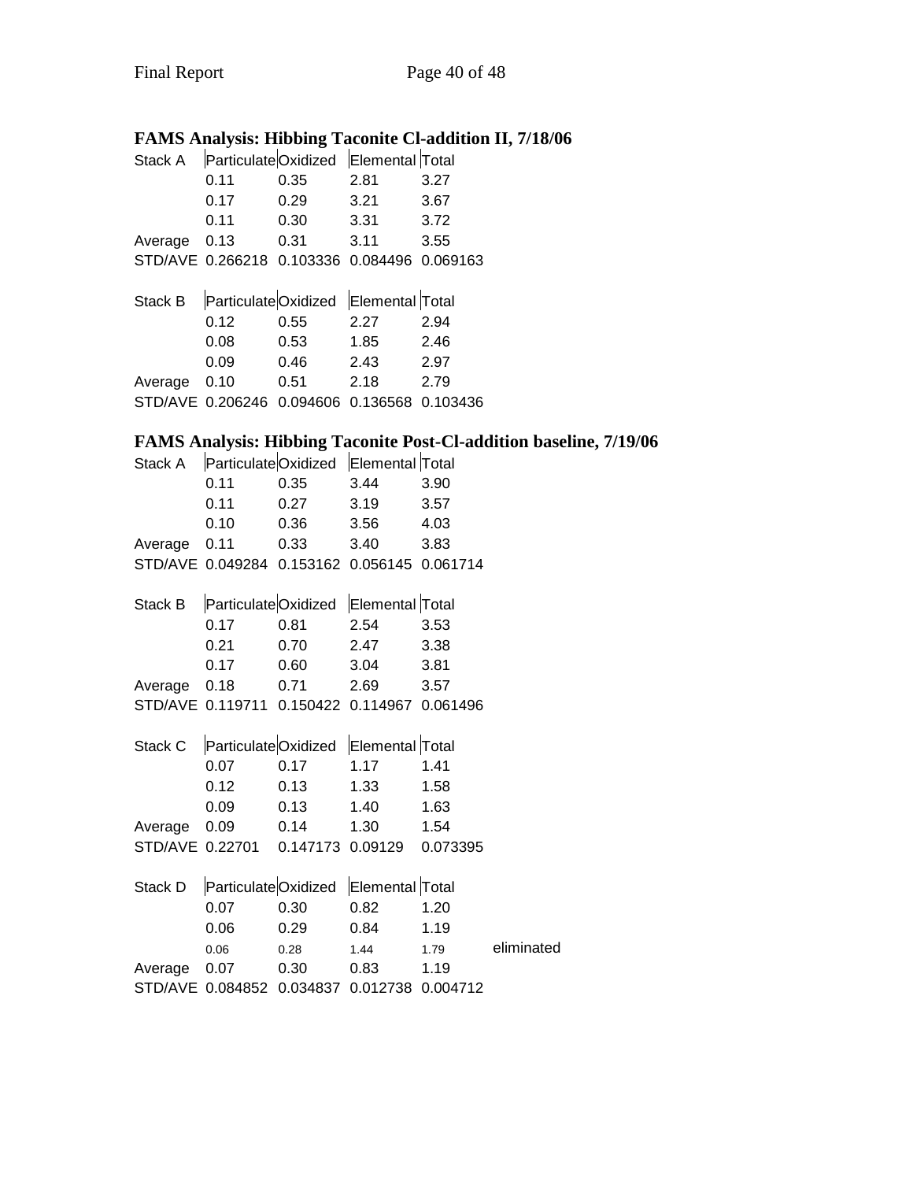## FAMS Analysis: Hibbing Taconite Cl-addition II, 7/18/06

| Stack A | Particulate | Oxidized | Elemental | Total |
|---|---|---|---|---|
| | 0.11 | 0.35 | 2.81 | 3.27 |
| | 0.17 | 0.29 | 3.21 | 3.67 |
| | 0.11 | 0.30 | 3.31 | 3.72 |
| Average | 0.13 | 0.31 | 3.11 | 3.55 |
| STD/AVE | 0.266218 | 0.103336 | 0.084496 | 0.069163 |

| Stack B | Particulate | Oxidized | Elemental | Total |
|---|---|---|---|---|
| | 0.12 | 0.55 | 2.27 | 2.94 |
| | 0.08 | 0.53 | 1.85 | 2.46 |
| | 0.09 | 0.46 | 2.43 | 2.97 |
| Average | 0.10 | 0.51 | 2.18 | 2.79 |
| STD/AVE | 0.206246 | 0.094606 | 0.136568 | 0.103436 |

## FAMS Analysis: Hibbing Taconite Post-Cl-addition baseline, 7/19/06

| Stack A | Particulate | Oxidized | Elemental | Total |
|---|---|---|---|---|
| | 0.11 | 0.35 | 3.44 | 3.90 |
| | 0.11 | 0.27 | 3.19 | 3.57 |
| | 0.10 | 0.36 | 3.56 | 4.03 |
| Average | 0.11 | 0.33 | 3.40 | 3.83 |
| STD/AVE | 0.049284 | 0.153162 | 0.056145 | 0.061714 |

| Stack B | Particulate | Oxidized | Elemental | Total |
|---|---|---|---|---|
| | 0.17 | 0.81 | 2.54 | 3.53 |
| | 0.21 | 0.70 | 2.47 | 3.38 |
| | 0.17 | 0.60 | 3.04 | 3.81 |
| Average | 0.18 | 0.71 | 2.69 | 3.57 |
| STD/AVE | 0.119711 | 0.150422 | 0.114967 | 0.061496 |

| Stack C | Particulate | Oxidized | Elemental | Total |
|---|---|---|---|---|
| | 0.07 | 0.17 | 1.17 | 1.41 |
| | 0.12 | 0.13 | 1.33 | 1.58 |
| | 0.09 | 0.13 | 1.40 | 1.63 |
| Average | 0.09 | 0.14 | 1.30 | 1.54 |
| STD/AVE | 0.22701 | 0.147173 | 0.09129 | 0.073395 |

| Stack D | Particulate | Oxidized | Elemental | Total | |
|---|---|---|---|---|---|
| | 0.07 | 0.30 | 0.82 | 1.20 | |
| | 0.06 | 0.29 | 0.84 | 1.19 | |
| | 0.06 | 0.28 | 1.44 | 1.79 | eliminated |
| Average | 0.07 | 0.30 | 0.83 | 1.19 | |
| STD/AVE | 0.084852 | 0.034837 | 0.012738 | 0.004712 | |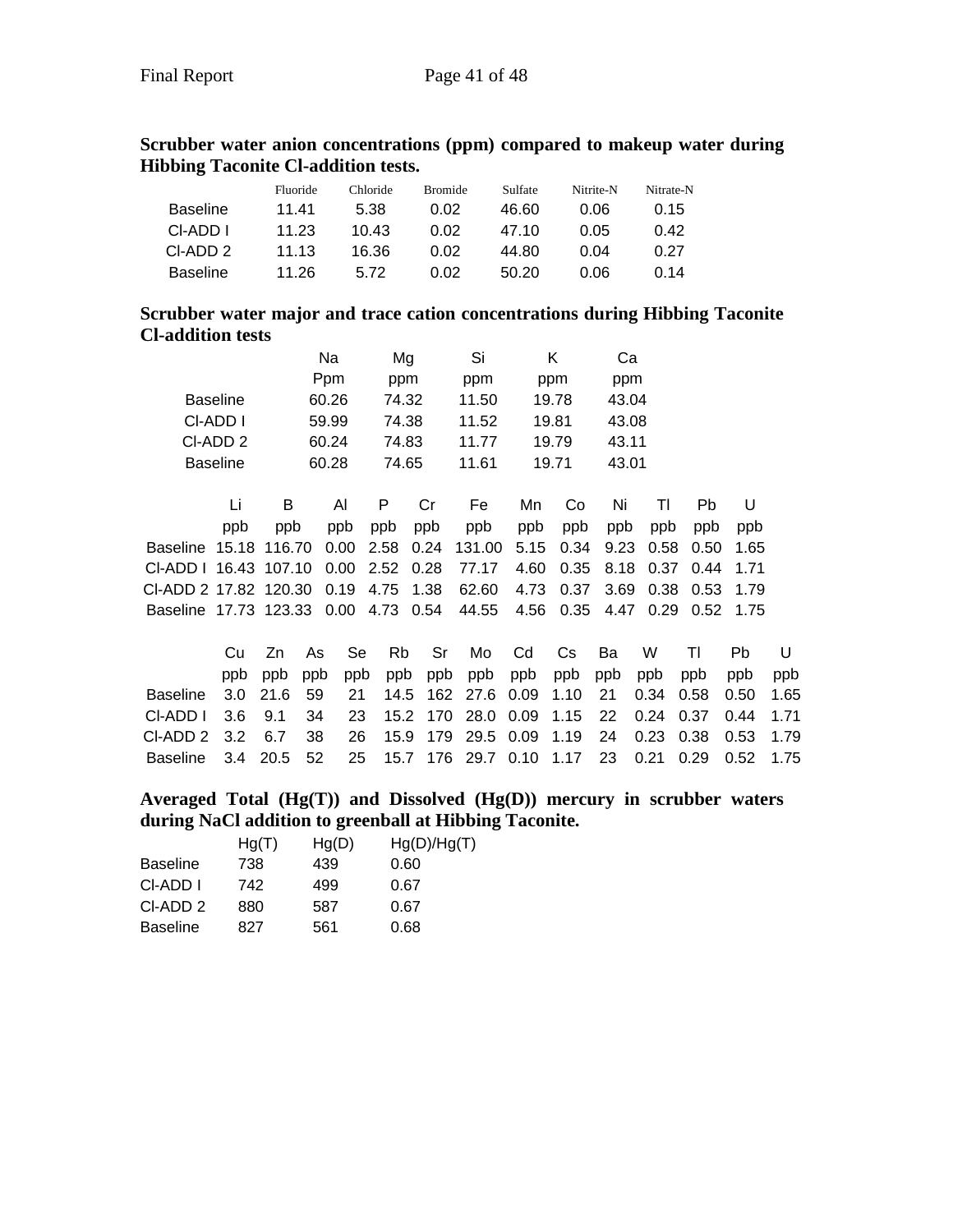**Scrubber water anion concentrations (ppm) compared to makeup water during Hibbing Taconite Cl-addition tests.**

| | Fluoride | Chloride | Bromide | Sulfate | Nitrite-N | Nitrate-N |
|---|---|---|---|---|---|---|
| Baseline | 11.41 | 5.38 | 0.02 | 46.60 | 0.06 | 0.15 |
| Cl-ADD I | 11.23 | 10.43 | 0.02 | 47.10 | 0.05 | 0.42 |
| Cl-ADD 2 | 11.13 | 16.36 | 0.02 | 44.80 | 0.04 | 0.27 |
| Baseline | 11.26 | 5.72 | 0.02 | 50.20 | 0.06 | 0.14 |

**Scrubber water major and trace cation concentrations during Hibbing Taconite Cl-addition tests**

| | Na | Mg | Si | K | Ca |
|---|---|---|---|---|---|
| | Ppm | ppm | ppm | ppm | ppm |
| Baseline | 60.26 | 74.32 | 11.50 | 19.78 | 43.04 |
| Cl-ADD I | 59.99 | 74.38 | 11.52 | 19.81 | 43.08 |
| Cl-ADD 2 | 60.24 | 74.83 | 11.77 | 19.79 | 43.11 |
| Baseline | 60.28 | 74.65 | 11.61 | 19.71 | 43.01 |

| | Li | B | Al | P | Cr | Fe | Mn | Co | Ni | Tl | Pb | U |
|---|---|---|---|---|---|---|---|---|---|---|---|---|
| | ppb | ppb | ppb | ppb | ppb | ppb | ppb | ppb | ppb | ppb | ppb | ppb |
| Baseline | 15.18 | 116.70 | 0.00 | 2.58 | 0.24 | 131.00 | 5.15 | 0.34 | 9.23 | 0.58 | 0.50 | 1.65 |
| Cl-ADD I | 16.43 | 107.10 | 0.00 | 2.52 | 0.28 | 77.17 | 4.60 | 0.35 | 8.18 | 0.37 | 0.44 | 1.71 |
| Cl-ADD 2 | 17.82 | 120.30 | 0.19 | 4.75 | 1.38 | 62.60 | 4.73 | 0.37 | 3.69 | 0.38 | 0.53 | 1.79 |
| Baseline | 17.73 | 123.33 | 0.00 | 4.73 | 0.54 | 44.55 | 4.56 | 0.35 | 4.47 | 0.29 | 0.52 | 1.75 |

| | Cu | Zn | As | Se | Rb | Sr | Mo | Cd | Cs | Ba | W | Tl | Pb | U |
|---|---|---|---|---|---|---|---|---|---|---|---|---|---|---|
| | ppb | ppb | ppb | ppb | ppb | ppb | ppb | ppb | ppb | ppb | ppb | ppb | ppb | ppb |
| Baseline | 3.0 | 21.6 | 59 | 21 | 14.5 | 162 | 27.6 | 0.09 | 1.10 | 21 | 0.34 | 0.58 | 0.50 | 1.65 |
| Cl-ADD I | 3.6 | 9.1 | 34 | 23 | 15.2 | 170 | 28.0 | 0.09 | 1.15 | 22 | 0.24 | 0.37 | 0.44 | 1.71 |
| Cl-ADD 2 | 3.2 | 6.7 | 38 | 26 | 15.9 | 179 | 29.5 | 0.09 | 1.19 | 24 | 0.23 | 0.38 | 0.53 | 1.79 |
| Baseline | 3.4 | 20.5 | 52 | 25 | 15.7 | 176 | 29.7 | 0.10 | 1.17 | 23 | 0.21 | 0.29 | 0.52 | 1.75 |

**Averaged Total (Hg(T)) and Dissolved (Hg(D)) mercury in scrubber waters during NaCl addition to greenball at Hibbing Taconite.**

| | Hg(T) | Hg(D) | Hg(D)/Hg(T) |
|---|---|---|---|
| Baseline | 738 | 439 | 0.60 |
| Cl-ADD I | 742 | 499 | 0.67 |
| Cl-ADD 2 | 880 | 587 | 0.67 |
| Baseline | 827 | 561 | 0.68 |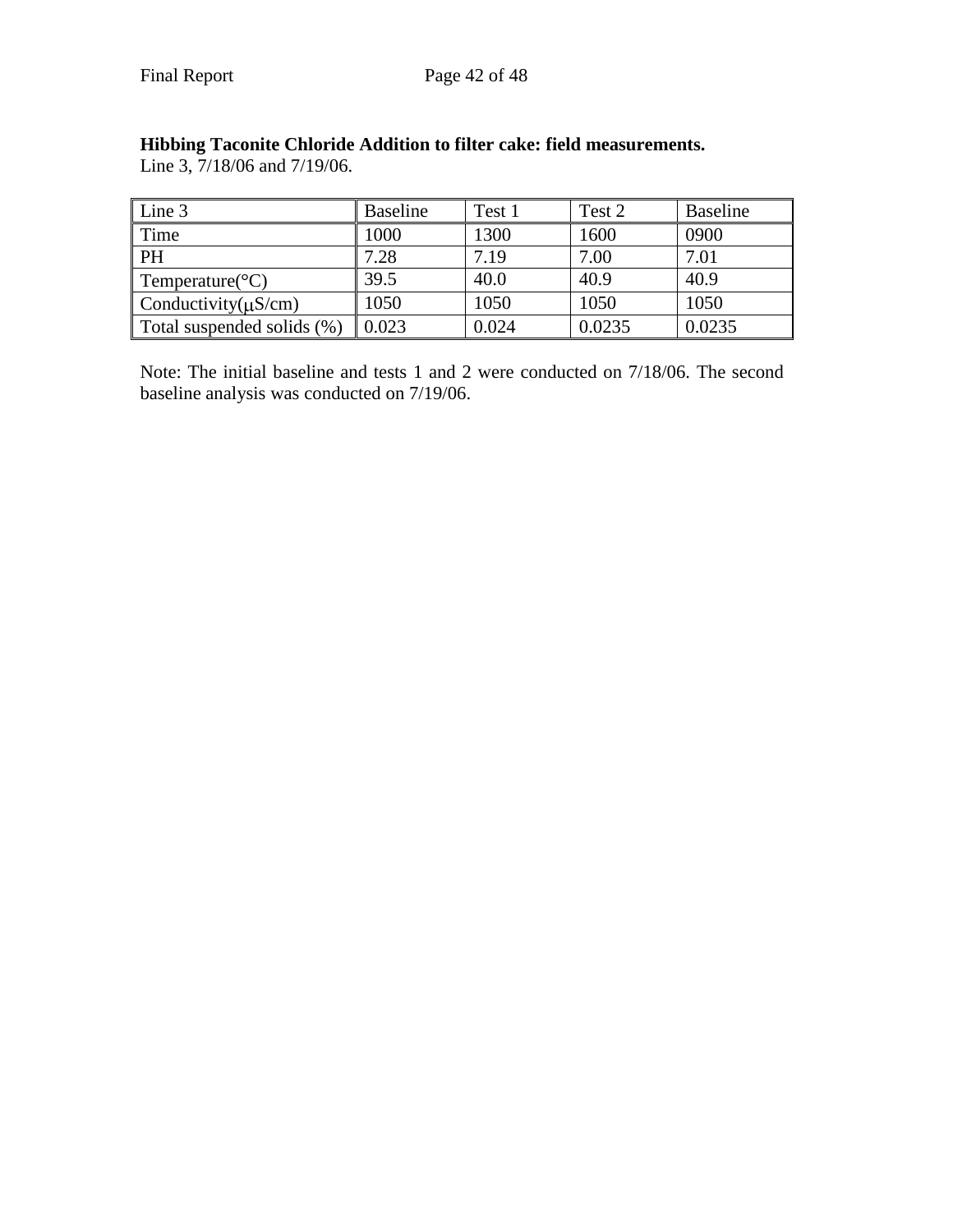**Hibbing Taconite Chloride Addition to filter cake: field measurements.**
Line 3, 7/18/06 and 7/19/06.

| Line 3 | Baseline | Test 1 | Test 2 | Baseline |
|---|---|---|---|---|
| Time | 1000 | 1300 | 1600 | 0900 |
| PH | 7.28 | 7.19 | 7.00 | 7.01 |
| Temperature(°C) | 39.5 | 40.0 | 40.9 | 40.9 |
| Conductivity(μS/cm) | 1050 | 1050 | 1050 | 1050 |
| Total suspended solids (%) | 0.023 | 0.024 | 0.0235 | 0.0235 |

Note: The initial baseline and tests 1 and 2 were conducted on 7/18/06. The second baseline analysis was conducted on 7/19/06.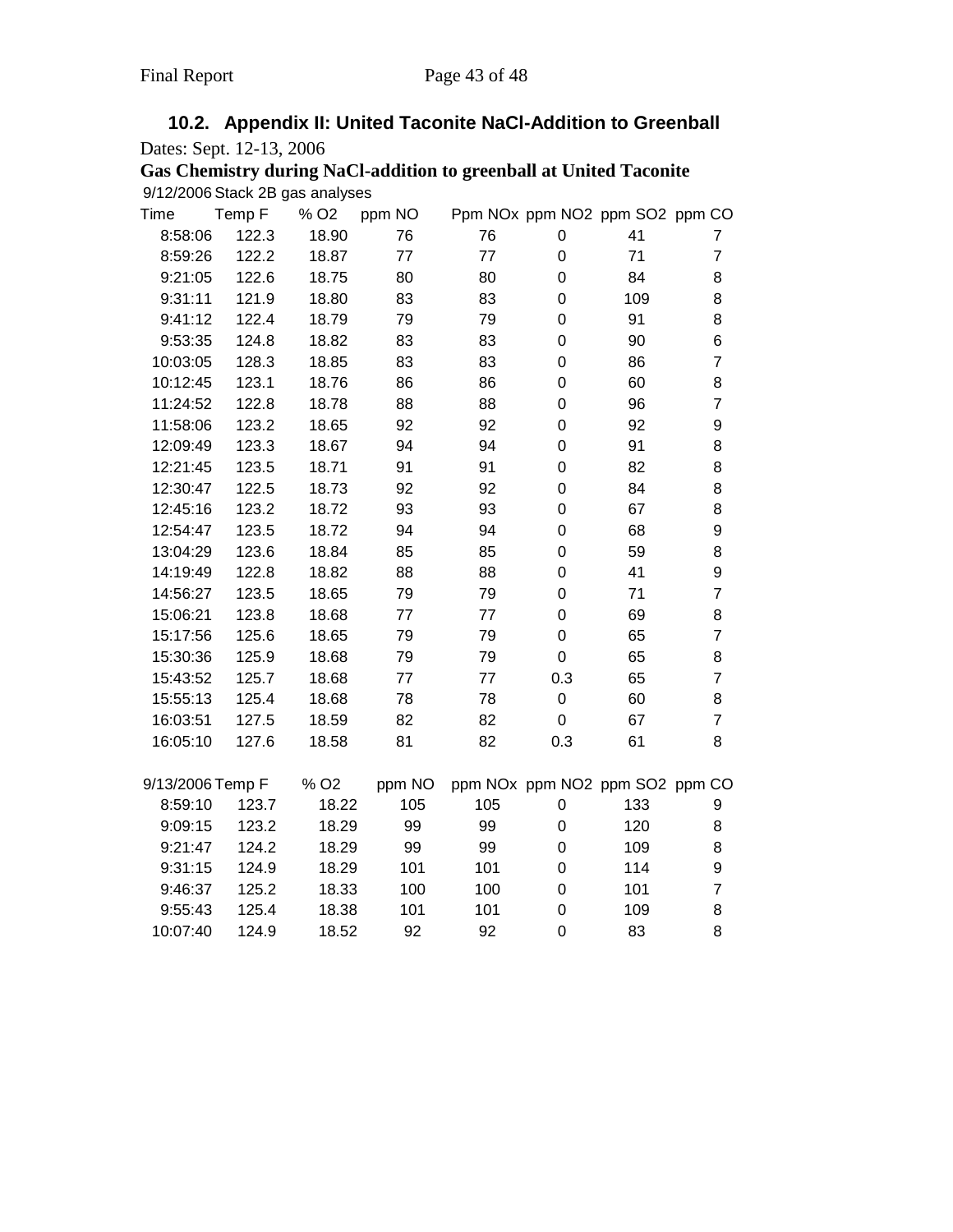## 10.2. Appendix II: United Taconite NaCl-Addition to Greenball

Dates: Sept. 12-13, 2006

**Gas Chemistry during NaCl-addition to greenball at United Taconite**

9/12/2006 Stack 2B gas analyses

| Time | Temp F | % O2 | ppm NO | Ppm NOx | ppm NO2 | ppm SO2 | ppm CO |
|---|---|---|---|---|---|---|---|
| 8:58:06 | 122.3 | 18.90 | 76 | 76 | 0 | 41 | 7 |
| 8:59:26 | 122.2 | 18.87 | 77 | 77 | 0 | 71 | 7 |
| 9:21:05 | 122.6 | 18.75 | 80 | 80 | 0 | 84 | 8 |
| 9:31:11 | 121.9 | 18.80 | 83 | 83 | 0 | 109 | 8 |
| 9:41:12 | 122.4 | 18.79 | 79 | 79 | 0 | 91 | 8 |
| 9:53:35 | 124.8 | 18.82 | 83 | 83 | 0 | 90 | 6 |
| 10:03:05 | 128.3 | 18.85 | 83 | 83 | 0 | 86 | 7 |
| 10:12:45 | 123.1 | 18.76 | 86 | 86 | 0 | 60 | 8 |
| 11:24:52 | 122.8 | 18.78 | 88 | 88 | 0 | 96 | 7 |
| 11:58:06 | 123.2 | 18.65 | 92 | 92 | 0 | 92 | 9 |
| 12:09:49 | 123.3 | 18.67 | 94 | 94 | 0 | 91 | 8 |
| 12:21:45 | 123.5 | 18.71 | 91 | 91 | 0 | 82 | 8 |
| 12:30:47 | 122.5 | 18.73 | 92 | 92 | 0 | 84 | 8 |
| 12:45:16 | 123.2 | 18.72 | 93 | 93 | 0 | 67 | 8 |
| 12:54:47 | 123.5 | 18.72 | 94 | 94 | 0 | 68 | 9 |
| 13:04:29 | 123.6 | 18.84 | 85 | 85 | 0 | 59 | 8 |
| 14:19:49 | 122.8 | 18.82 | 88 | 88 | 0 | 41 | 9 |
| 14:56:27 | 123.5 | 18.65 | 79 | 79 | 0 | 71 | 7 |
| 15:06:21 | 123.8 | 18.68 | 77 | 77 | 0 | 69 | 8 |
| 15:17:56 | 125.6 | 18.65 | 79 | 79 | 0 | 65 | 7 |
| 15:30:36 | 125.9 | 18.68 | 79 | 79 | 0 | 65 | 8 |
| 15:43:52 | 125.7 | 18.68 | 77 | 77 | 0.3 | 65 | 7 |
| 15:55:13 | 125.4 | 18.68 | 78 | 78 | 0 | 60 | 8 |
| 16:03:51 | 127.5 | 18.59 | 82 | 82 | 0 | 67 | 7 |
| 16:05:10 | 127.6 | 18.58 | 81 | 82 | 0.3 | 61 | 8 |

| 9/13/2006 | Temp F | % O2 | ppm NO | ppm NOx | ppm NO2 | ppm SO2 | ppm CO |
|---|---|---|---|---|---|---|---|
| 8:59:10 | 123.7 | 18.22 | 105 | 105 | 0 | 133 | 9 |
| 9:09:15 | 123.2 | 18.29 | 99 | 99 | 0 | 120 | 8 |
| 9:21:47 | 124.2 | 18.29 | 99 | 99 | 0 | 109 | 8 |
| 9:31:15 | 124.9 | 18.29 | 101 | 101 | 0 | 114 | 9 |
| 9:46:37 | 125.2 | 18.33 | 100 | 100 | 0 | 101 | 7 |
| 9:55:43 | 125.4 | 18.38 | 101 | 101 | 0 | 109 | 8 |
| 10:07:40 | 124.9 | 18.52 | 92 | 92 | 0 | 83 | 8 |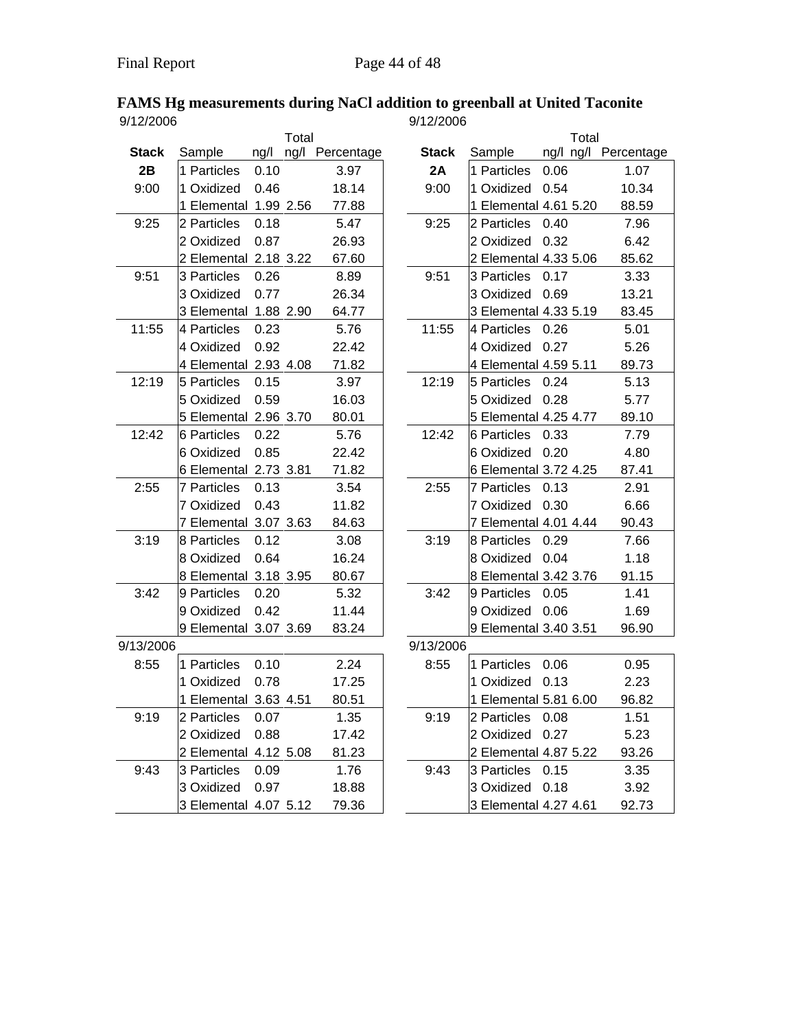## FAMS Hg measurements during NaCl addition to greenball at United Taconite

9/12/2006

| Stack | Sample | ng/l | Total ng/l | Percentage |
|---|---|---|---|---|
| **2B** | 1 Particles | 0.10 | | 3.97 |
| 9:00 | 1 Oxidized | 0.46 | | 18.14 |
| | 1 Elemental | 1.99 | 2.56 | 77.88 |
| 9:25 | 2 Particles | 0.18 | | 5.47 |
| | 2 Oxidized | 0.87 | | 26.93 |
| | 2 Elemental | 2.18 | 3.22 | 67.60 |
| 9:51 | 3 Particles | 0.26 | | 8.89 |
| | 3 Oxidized | 0.77 | | 26.34 |
| | 3 Elemental | 1.88 | 2.90 | 64.77 |
| 11:55 | 4 Particles | 0.23 | | 5.76 |
| | 4 Oxidized | 0.92 | | 22.42 |
| | 4 Elemental | 2.93 | 4.08 | 71.82 |
| 12:19 | 5 Particles | 0.15 | | 3.97 |
| | 5 Oxidized | 0.59 | | 16.03 |
| | 5 Elemental | 2.96 | 3.70 | 80.01 |
| 12:42 | 6 Particles | 0.22 | | 5.76 |
| | 6 Oxidized | 0.85 | | 22.42 |
| | 6 Elemental | 2.73 | 3.81 | 71.82 |
| 2:55 | 7 Particles | 0.13 | | 3.54 |
| | 7 Oxidized | 0.43 | | 11.82 |
| | 7 Elemental | 3.07 | 3.63 | 84.63 |
| 3:19 | 8 Particles | 0.12 | | 3.08 |
| | 8 Oxidized | 0.64 | | 16.24 |
| | 8 Elemental | 3.18 | 3.95 | 80.67 |
| 3:42 | 9 Particles | 0.20 | | 5.32 |
| | 9 Oxidized | 0.42 | | 11.44 |
| | 9 Elemental | 3.07 | 3.69 | 83.24 |
| 9/13/2006 | | | | |
| 8:55 | 1 Particles | 0.10 | | 2.24 |
| | 1 Oxidized | 0.78 | | 17.25 |
| | 1 Elemental | 3.63 | 4.51 | 80.51 |
| 9:19 | 2 Particles | 0.07 | | 1.35 |
| | 2 Oxidized | 0.88 | | 17.42 |
| | 2 Elemental | 4.12 | 5.08 | 81.23 |
| 9:43 | 3 Particles | 0.09 | | 1.76 |
| | 3 Oxidized | 0.97 | | 18.88 |
| | 3 Elemental | 4.07 | 5.12 | 79.36 |

9/12/2006

| Stack | Sample | ng/l | Total ng/l | Percentage |
|---|---|---|---|---|
| **2A** | 1 Particles | 0.06 | | 1.07 |
| 9:00 | 1 Oxidized | 0.54 | | 10.34 |
| | 1 Elemental | 4.61 | 5.20 | 88.59 |
| 9:25 | 2 Particles | 0.40 | | 7.96 |
| | 2 Oxidized | 0.32 | | 6.42 |
| | 2 Elemental | 4.33 | 5.06 | 85.62 |
| 9:51 | 3 Particles | 0.17 | | 3.33 |
| | 3 Oxidized | 0.69 | | 13.21 |
| | 3 Elemental | 4.33 | 5.19 | 83.45 |
| 11:55 | 4 Particles | 0.26 | | 5.01 |
| | 4 Oxidized | 0.27 | | 5.26 |
| | 4 Elemental | 4.59 | 5.11 | 89.73 |
| 12:19 | 5 Particles | 0.24 | | 5.13 |
| | 5 Oxidized | 0.28 | | 5.77 |
| | 5 Elemental | 4.25 | 4.77 | 89.10 |
| 12:42 | 6 Particles | 0.33 | | 7.79 |
| | 6 Oxidized | 0.20 | | 4.80 |
| | 6 Elemental | 3.72 | 4.25 | 87.41 |
| 2:55 | 7 Particles | 0.13 | | 2.91 |
| | 7 Oxidized | 0.30 | | 6.66 |
| | 7 Elemental | 4.01 | 4.44 | 90.43 |
| 3:19 | 8 Particles | 0.29 | | 7.66 |
| | 8 Oxidized | 0.04 | | 1.18 |
| | 8 Elemental | 3.42 | 3.76 | 91.15 |
| 3:42 | 9 Particles | 0.05 | | 1.41 |
| | 9 Oxidized | 0.06 | | 1.69 |
| | 9 Elemental | 3.40 | 3.51 | 96.90 |
| 9/13/2006 | | | | |
| 8:55 | 1 Particles | 0.06 | | 0.95 |
| | 1 Oxidized | 0.13 | | 2.23 |
| | 1 Elemental | 5.81 | 6.00 | 96.82 |
| 9:19 | 2 Particles | 0.08 | | 1.51 |
| | 2 Oxidized | 0.27 | | 5.23 |
| | 2 Elemental | 4.87 | 5.22 | 93.26 |
| 9:43 | 3 Particles | 0.15 | | 3.35 |
| | 3 Oxidized | 0.18 | | 3.92 |
| | 3 Elemental | 4.27 | 4.61 | 92.73 |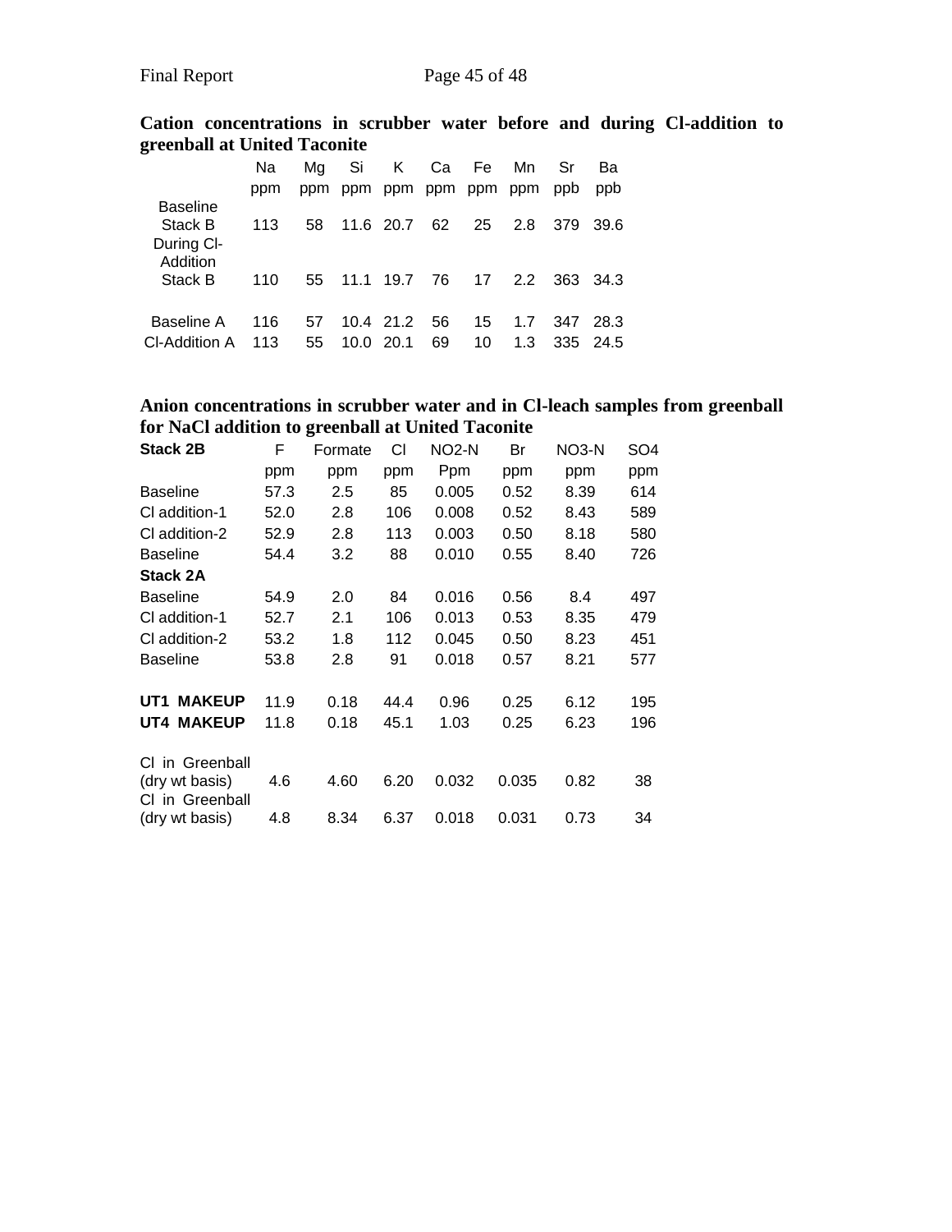**Cation concentrations in scrubber water before and during Cl-addition to greenball at United Taconite**

| | Na | Mg | Si | K | Ca | Fe | Mn | Sr | Ba |
|---|---|---|---|---|---|---|---|---|---|
| | ppm | ppm | ppm | ppm | ppm | ppm | ppm | ppb | ppb |
| Baseline Stack B | 113 | 58 | 11.6 | 20.7 | 62 | 25 | 2.8 | 379 | 39.6 |
| During Cl-Addition Stack B | 110 | 55 | 11.1 | 19.7 | 76 | 17 | 2.2 | 363 | 34.3 |
| Baseline A | 116 | 57 | 10.4 | 21.2 | 56 | 15 | 1.7 | 347 | 28.3 |
| Cl-Addition A | 113 | 55 | 10.0 | 20.1 | 69 | 10 | 1.3 | 335 | 24.5 |

**Anion concentrations in scrubber water and in Cl-leach samples from greenball for NaCl addition to greenball at United Taconite**

| **Stack 2B** | F | Formate | Cl | NO2-N | Br | NO3-N | SO4 |
|---|---|---|---|---|---|---|---|
| | ppm | ppm | ppm | Ppm | ppm | ppm | ppm |
| Baseline | 57.3 | 2.5 | 85 | 0.005 | 0.52 | 8.39 | 614 |
| Cl addition-1 | 52.0 | 2.8 | 106 | 0.008 | 0.52 | 8.43 | 589 |
| Cl addition-2 | 52.9 | 2.8 | 113 | 0.003 | 0.50 | 8.18 | 580 |
| Baseline | 54.4 | 3.2 | 88 | 0.010 | 0.55 | 8.40 | 726 |
| **Stack 2A** | | | | | | | |
| Baseline | 54.9 | 2.0 | 84 | 0.016 | 0.56 | 8.4 | 497 |
| Cl addition-1 | 52.7 | 2.1 | 106 | 0.013 | 0.53 | 8.35 | 479 |
| Cl addition-2 | 53.2 | 1.8 | 112 | 0.045 | 0.50 | 8.23 | 451 |
| Baseline | 53.8 | 2.8 | 91 | 0.018 | 0.57 | 8.21 | 577 |
| **UT1 MAKEUP** | 11.9 | 0.18 | 44.4 | 0.96 | 0.25 | 6.12 | 195 |
| **UT4 MAKEUP** | 11.8 | 0.18 | 45.1 | 1.03 | 0.25 | 6.23 | 196 |
| Cl in Greenball (dry wt basis) | 4.6 | 4.60 | 6.20 | 0.032 | 0.035 | 0.82 | 38 |
| Cl in Greenball (dry wt basis) | 4.8 | 8.34 | 6.37 | 0.018 | 0.031 | 0.73 | 34 |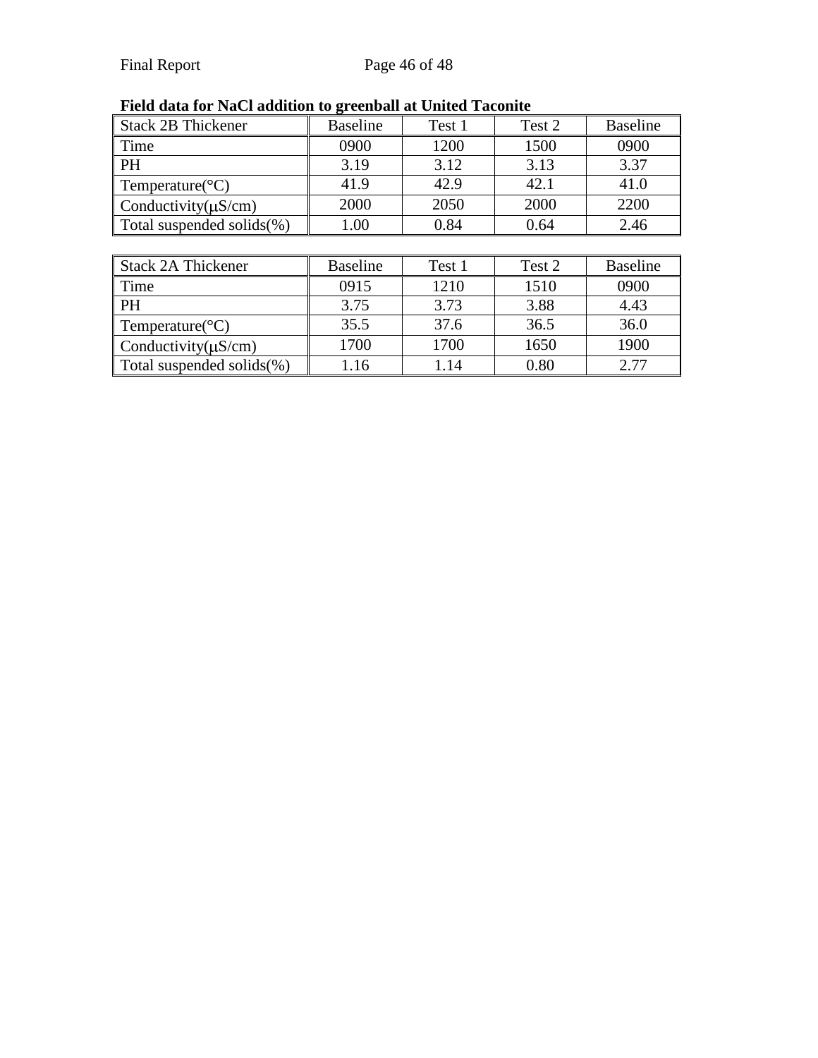**Field data for NaCl addition to greenball at United Taconite**

| Stack 2B Thickener | Baseline | Test 1 | Test 2 | Baseline |
|---|---|---|---|---|
| Time | 0900 | 1200 | 1500 | 0900 |
| PH | 3.19 | 3.12 | 3.13 | 3.37 |
| Temperature(°C) | 41.9 | 42.9 | 42.1 | 41.0 |
| Conductivity(μS/cm) | 2000 | 2050 | 2000 | 2200 |
| Total suspended solids(%) | 1.00 | 0.84 | 0.64 | 2.46 |

| Stack 2A Thickener | Baseline | Test 1 | Test 2 | Baseline |
|---|---|---|---|---|
| Time | 0915 | 1210 | 1510 | 0900 |
| PH | 3.75 | 3.73 | 3.88 | 4.43 |
| Temperature(°C) | 35.5 | 37.6 | 36.5 | 36.0 |
| Conductivity(μS/cm) | 1700 | 1700 | 1650 | 1900 |
| Total suspended solids(%) | 1.16 | 1.14 | 0.80 | 2.77 |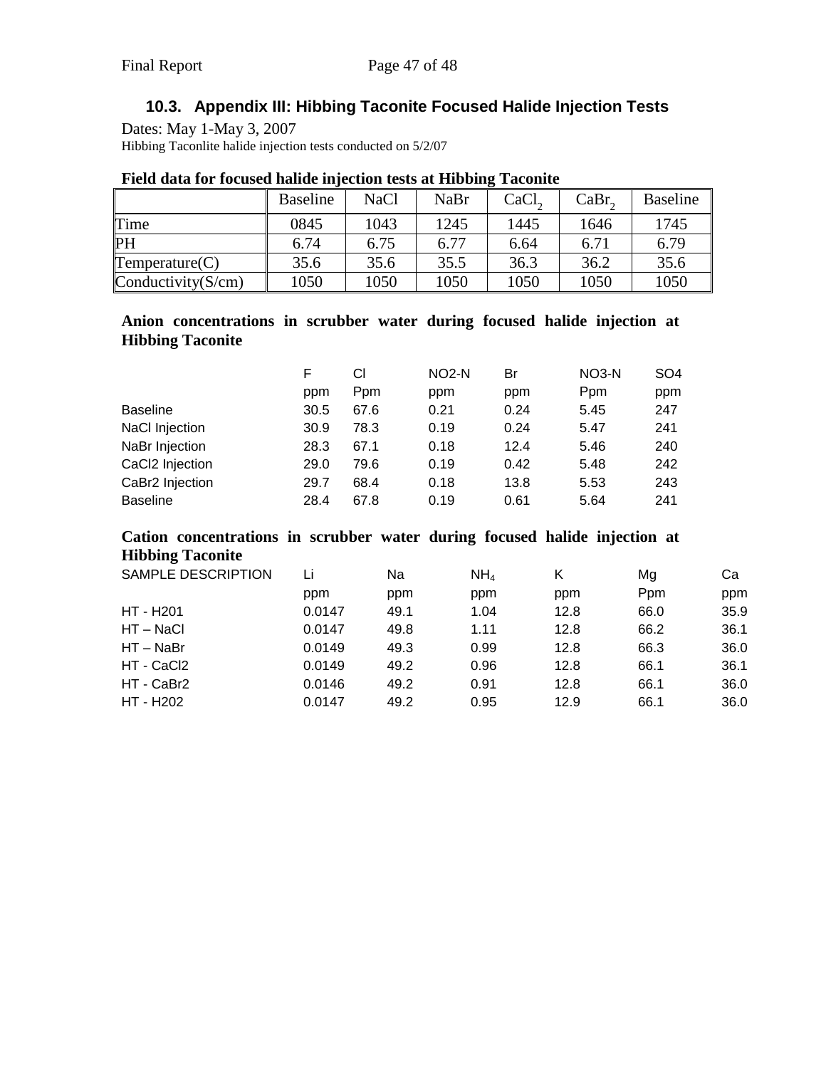## 10.3. Appendix III: Hibbing Taconite Focused Halide Injection Tests

Dates: May 1-May 3, 2007

Hibbing Taconlite halide injection tests conducted on 5/2/07

**Field data for focused halide injection tests at Hibbing Taconite**

| | Baseline | NaCl | NaBr | $CaCl_2$ | $CaBr_2$ | Baseline |
|---|---|---|---|---|---|---|
| Time | 0845 | 1043 | 1245 | 1445 | 1646 | 1745 |
| PH | 6.74 | 6.75 | 6.77 | 6.64 | 6.71 | 6.79 |
| Temperature(C) | 35.6 | 35.6 | 35.5 | 36.3 | 36.2 | 35.6 |
| Conductivity(S/cm) | 1050 | 1050 | 1050 | 1050 | 1050 | 1050 |

**Anion concentrations in scrubber water during focused halide injection at Hibbing Taconite**

| | F | Cl | NO2-N | Br | NO3-N | SO4 |
|---|---|---|---|---|---|---|
| | ppm | Ppm | ppm | ppm | Ppm | ppm |
| Baseline | 30.5 | 67.6 | 0.21 | 0.24 | 5.45 | 247 |
| NaCl Injection | 30.9 | 78.3 | 0.19 | 0.24 | 5.47 | 241 |
| NaBr Injection | 28.3 | 67.1 | 0.18 | 12.4 | 5.46 | 240 |
| CaCl2 Injection | 29.0 | 79.6 | 0.19 | 0.42 | 5.48 | 242 |
| CaBr2 Injection | 29.7 | 68.4 | 0.18 | 13.8 | 5.53 | 243 |
| Baseline | 28.4 | 67.8 | 0.19 | 0.61 | 5.64 | 241 |

**Cation concentrations in scrubber water during focused halide injection at Hibbing Taconite**

| SAMPLE DESCRIPTION | Li | Na | $NH_4$ | K | Mg | Ca |
|---|---|---|---|---|---|---|
| | ppm | ppm | ppm | ppm | Ppm | ppm |
| HT - H201 | 0.0147 | 49.1 | 1.04 | 12.8 | 66.0 | 35.9 |
| HT – NaCl | 0.0147 | 49.8 | 1.11 | 12.8 | 66.2 | 36.1 |
| HT – NaBr | 0.0149 | 49.3 | 0.99 | 12.8 | 66.3 | 36.0 |
| HT - CaCl2 | 0.0149 | 49.2 | 0.96 | 12.8 | 66.1 | 36.1 |
| HT - CaBr2 | 0.0146 | 49.2 | 0.91 | 12.8 | 66.1 | 36.0 |
| HT - H202 | 0.0147 | 49.2 | 0.95 | 12.9 | 66.1 | 36.0 |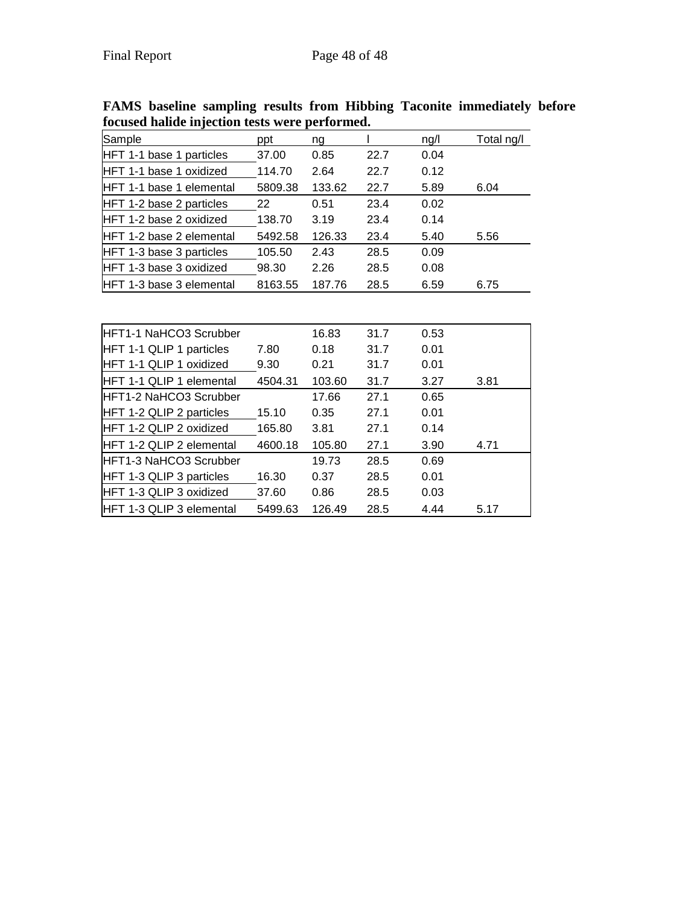**FAMS baseline sampling results from Hibbing Taconite immediately before focused halide injection tests were performed.**

| Sample | ppt | ng | l | ng/l | Total ng/l |
|---|---|---|---|---|---|
| HFT 1-1 base 1 particles | 37.00 | 0.85 | 22.7 | 0.04 | |
| HFT 1-1 base 1 oxidized | 114.70 | 2.64 | 22.7 | 0.12 | |
| HFT 1-1 base 1 elemental | 5809.38 | 133.62 | 22.7 | 5.89 | 6.04 |
| HFT 1-2 base 2 particles | 22 | 0.51 | 23.4 | 0.02 | |
| HFT 1-2 base 2 oxidized | 138.70 | 3.19 | 23.4 | 0.14 | |
| HFT 1-2 base 2 elemental | 5492.58 | 126.33 | 23.4 | 5.40 | 5.56 |
| HFT 1-3 base 3 particles | 105.50 | 2.43 | 28.5 | 0.09 | |
| HFT 1-3 base 3 oxidized | 98.30 | 2.26 | 28.5 | 0.08 | |
| HFT 1-3 base 3 elemental | 8163.55 | 187.76 | 28.5 | 6.59 | 6.75 |

| | | | | | |
|---|---|---|---|---|---|
| HFT1-1 NaHCO3 Scrubber | | 16.83 | 31.7 | 0.53 | |
| HFT 1-1 QLIP 1 particles | 7.80 | 0.18 | 31.7 | 0.01 | |
| HFT 1-1 QLIP 1 oxidized | 9.30 | 0.21 | 31.7 | 0.01 | |
| HFT 1-1 QLIP 1 elemental | 4504.31 | 103.60 | 31.7 | 3.27 | 3.81 |
| HFT1-2 NaHCO3 Scrubber | | 17.66 | 27.1 | 0.65 | |
| HFT 1-2 QLIP 2 particles | 15.10 | 0.35 | 27.1 | 0.01 | |
| HFT 1-2 QLIP 2 oxidized | 165.80 | 3.81 | 27.1 | 0.14 | |
| HFT 1-2 QLIP 2 elemental | 4600.18 | 105.80 | 27.1 | 3.90 | 4.71 |
| HFT1-3 NaHCO3 Scrubber | | 19.73 | 28.5 | 0.69 | |
| HFT 1-3 QLIP 3 particles | 16.30 | 0.37 | 28.5 | 0.01 | |
| HFT 1-3 QLIP 3 oxidized | 37.60 | 0.86 | 28.5 | 0.03 | |
| HFT 1-3 QLIP 3 elemental | 5499.63 | 126.49 | 28.5 | 4.44 | 5.17 |